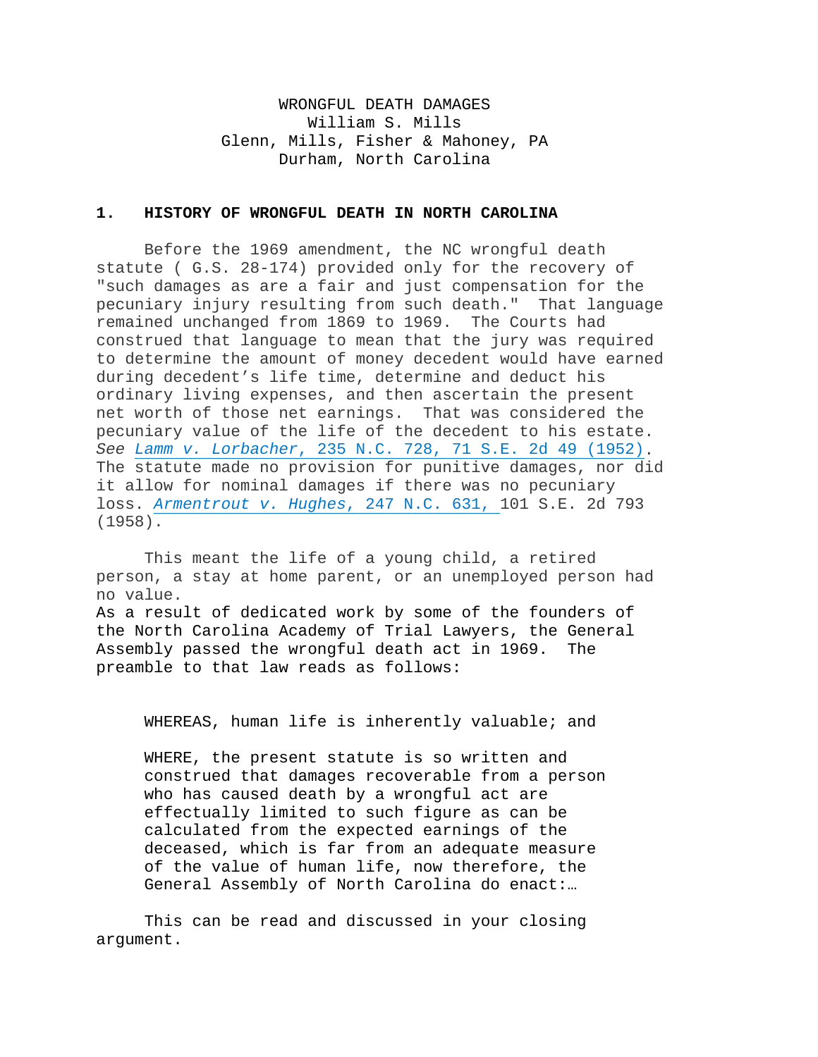# WRONGFUL DEATH DAMAGES

William S. Mills
Glenn, Mills, Fisher & Mahoney, PA
Durham, North Carolina

## 1. HISTORY OF WRONGFUL DEATH IN NORTH CAROLINA

Before the 1969 amendment, the NC wrongful death statute ( G.S. 28-174) provided only for the recovery of "such damages as are a fair and just compensation for the pecuniary injury resulting from such death." That language remained unchanged from 1869 to 1969. The Courts had construed that language to mean that the jury was required to determine the amount of money decedent would have earned during decedent's life time, determine and deduct his ordinary living expenses, and then ascertain the present net worth of those net earnings. That was considered the pecuniary value of the life of the decedent to his estate. *See Lamm v. Lorbacher*, 235 N.C. 728, 71 S.E. 2d 49 (1952). The statute made no provision for punitive damages, nor did it allow for nominal damages if there was no pecuniary loss. *Armentrout v. Hughes*, 247 N.C. 631, 101 S.E. 2d 793 (1958).

This meant the life of a young child, a retired person, a stay at home parent, or an unemployed person had no value.

As a result of dedicated work by some of the founders of the North Carolina Academy of Trial Lawyers, the General Assembly passed the wrongful death act in 1969. The preamble to that law reads as follows:

> WHEREAS, human life is inherently valuable; and
>
> WHERE, the present statute is so written and construed that damages recoverable from a person who has caused death by a wrongful act are effectually limited to such figure as can be calculated from the expected earnings of the deceased, which is far from an adequate measure of the value of human life, now therefore, the General Assembly of North Carolina do enact:…

This can be read and discussed in your closing argument.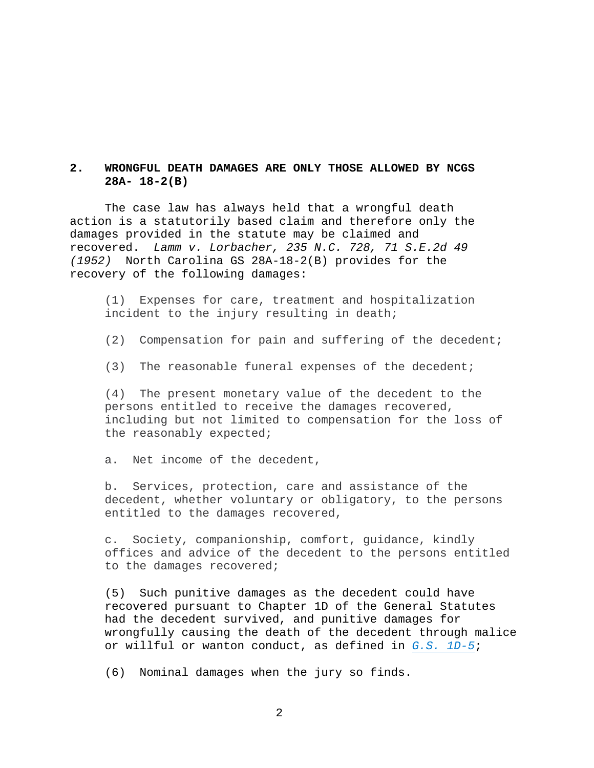## 2. WRONGFUL DEATH DAMAGES ARE ONLY THOSE ALLOWED BY NCGS 28A- 18-2(B)

The case law has always held that a wrongful death action is a statutorily based claim and therefore only the damages provided in the statute may be claimed and recovered. *Lamm v. Lorbacher, 235 N.C. 728, 71 S.E.2d 49 (1952)* North Carolina GS 28A-18-2(B) provides for the recovery of the following damages:

(1) Expenses for care, treatment and hospitalization incident to the injury resulting in death;

(2) Compensation for pain and suffering of the decedent;

(3) The reasonable funeral expenses of the decedent;

(4) The present monetary value of the decedent to the persons entitled to receive the damages recovered, including but not limited to compensation for the loss of the reasonably expected;

a. Net income of the decedent,

b. Services, protection, care and assistance of the decedent, whether voluntary or obligatory, to the persons entitled to the damages recovered,

c. Society, companionship, comfort, guidance, kindly offices and advice of the decedent to the persons entitled to the damages recovered;

(5) Such punitive damages as the decedent could have recovered pursuant to Chapter 1D of the General Statutes had the decedent survived, and punitive damages for wrongfully causing the death of the decedent through malice or willful or wanton conduct, as defined in *G.S. 1D-5*;

(6) Nominal damages when the jury so finds.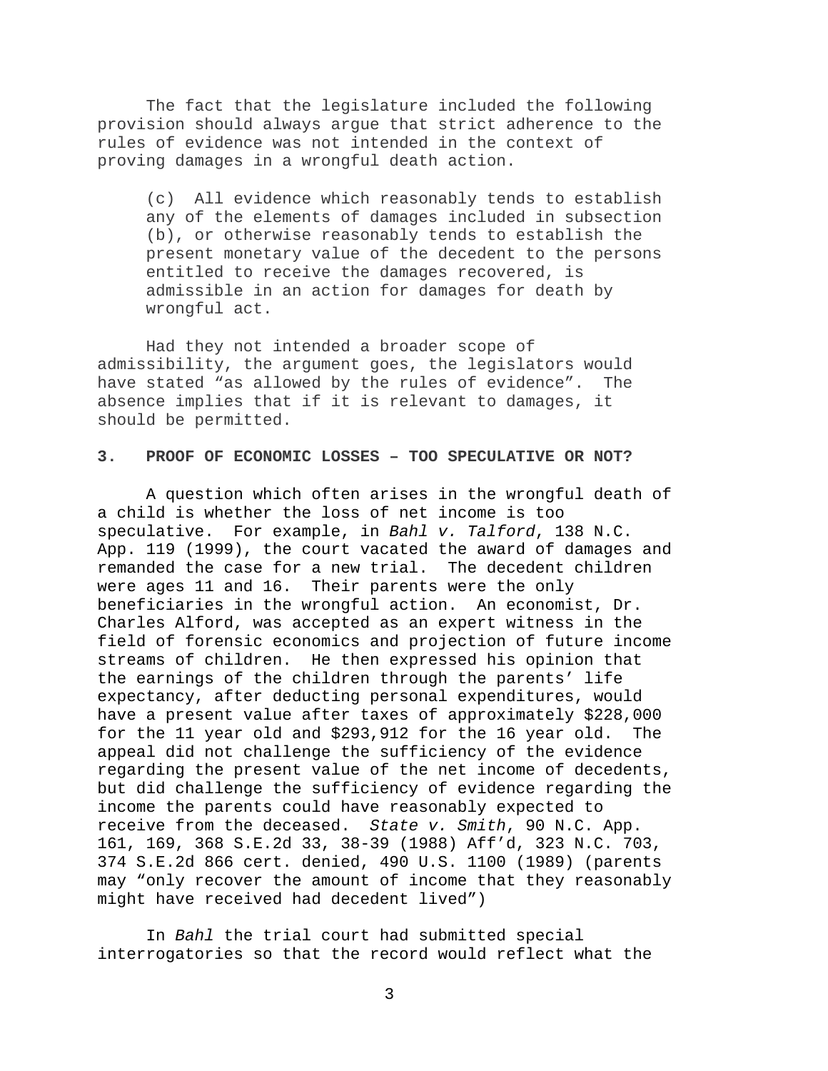The fact that the legislature included the following provision should always argue that strict adherence to the rules of evidence was not intended in the context of proving damages in a wrongful death action.

> (c) All evidence which reasonably tends to establish any of the elements of damages included in subsection (b), or otherwise reasonably tends to establish the present monetary value of the decedent to the persons entitled to receive the damages recovered, is admissible in an action for damages for death by wrongful act.

Had they not intended a broader scope of admissibility, the argument goes, the legislators would have stated "as allowed by the rules of evidence". The absence implies that if it is relevant to damages, it should be permitted.

### 3. PROOF OF ECONOMIC LOSSES – TOO SPECULATIVE OR NOT?

A question which often arises in the wrongful death of a child is whether the loss of net income is too speculative. For example, in *Bahl v. Talford*, 138 N.C. App. 119 (1999), the court vacated the award of damages and remanded the case for a new trial. The decedent children were ages 11 and 16. Their parents were the only beneficiaries in the wrongful action. An economist, Dr. Charles Alford, was accepted as an expert witness in the field of forensic economics and projection of future income streams of children. He then expressed his opinion that the earnings of the children through the parents' life expectancy, after deducting personal expenditures, would have a present value after taxes of approximately $228,000 for the 11 year old and $293,912 for the 16 year old. The appeal did not challenge the sufficiency of the evidence regarding the present value of the net income of decedents, but did challenge the sufficiency of evidence regarding the income the parents could have reasonably expected to receive from the deceased. *State v. Smith*, 90 N.C. App. 161, 169, 368 S.E.2d 33, 38-39 (1988) Aff'd, 323 N.C. 703, 374 S.E.2d 866 cert. denied, 490 U.S. 1100 (1989) (parents may "only recover the amount of income that they reasonably might have received had decedent lived")

In *Bahl* the trial court had submitted special interrogatories so that the record would reflect what the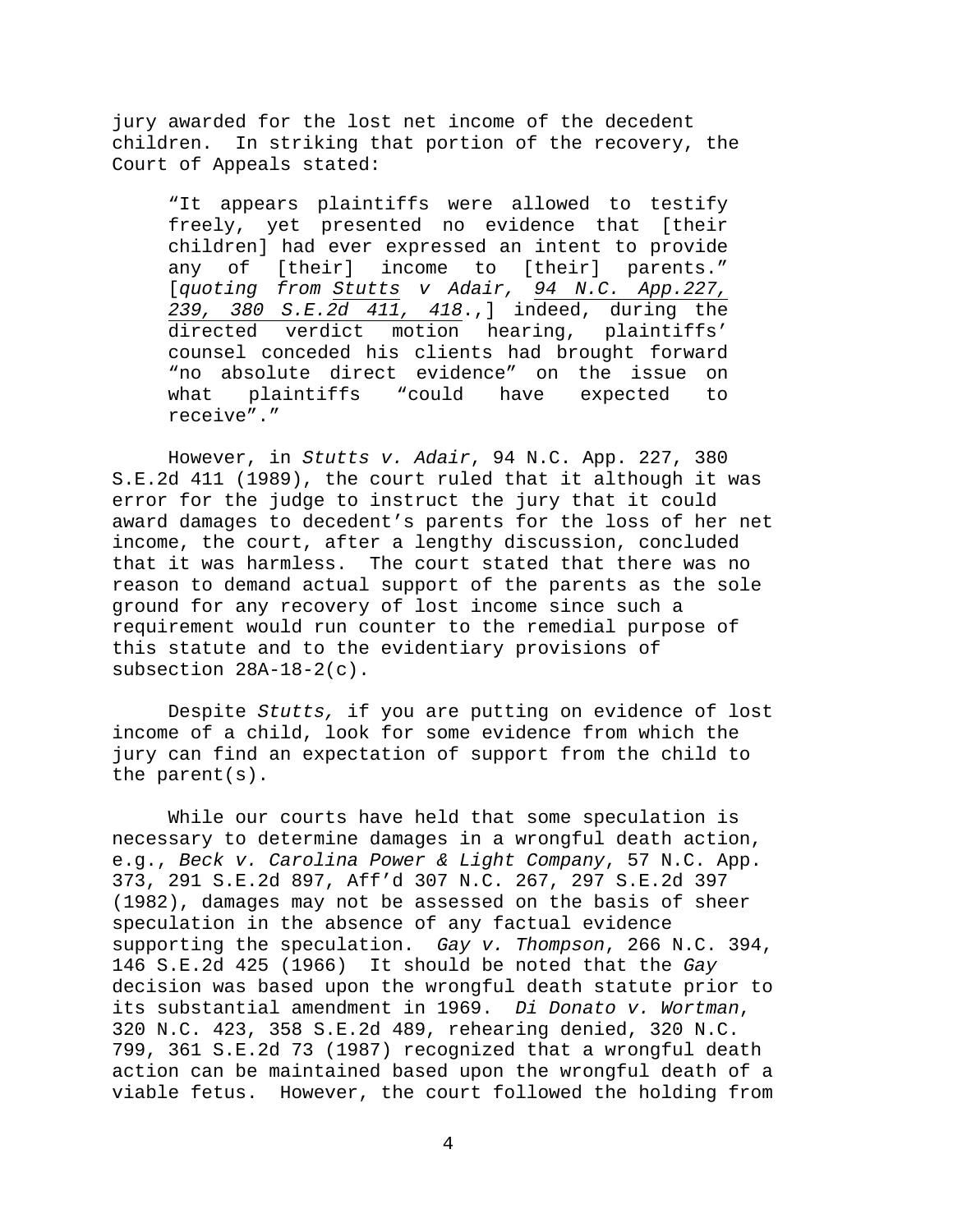jury awarded for the lost net income of the decedent children. In striking that portion of the recovery, the Court of Appeals stated:

> "It appears plaintiffs were allowed to testify freely, yet presented no evidence that [their children] had ever expressed an intent to provide any of [their] income to [their] parents." [*quoting from* <u>*Stutts v Adair, 94 N.C. App.227, 239, 380 S.E.2d 411, 418*</u>.,] indeed, during the directed verdict motion hearing, plaintiffs' counsel conceded his clients had brought forward "no absolute direct evidence" on the issue on what plaintiffs "could have expected to receive"."

However, in *Stutts v. Adair*, 94 N.C. App. 227, 380 S.E.2d 411 (1989), the court ruled that it although it was error for the judge to instruct the jury that it could award damages to decedent's parents for the loss of her net income, the court, after a lengthy discussion, concluded that it was harmless. The court stated that there was no reason to demand actual support of the parents as the sole ground for any recovery of lost income since such a requirement would run counter to the remedial purpose of this statute and to the evidentiary provisions of subsection 28A-18-2(c).

Despite *Stutts,* if you are putting on evidence of lost income of a child, look for some evidence from which the jury can find an expectation of support from the child to the parent(s).

While our courts have held that some speculation is necessary to determine damages in a wrongful death action, e.g., *Beck v. Carolina Power & Light Company*, 57 N.C. App. 373, 291 S.E.2d 897, Aff'd 307 N.C. 267, 297 S.E.2d 397 (1982), damages may not be assessed on the basis of sheer speculation in the absence of any factual evidence supporting the speculation. *Gay v. Thompson*, 266 N.C. 394, 146 S.E.2d 425 (1966) It should be noted that the *Gay* decision was based upon the wrongful death statute prior to its substantial amendment in 1969. *Di Donato v. Wortman*, 320 N.C. 423, 358 S.E.2d 489, rehearing denied, 320 N.C. 799, 361 S.E.2d 73 (1987) recognized that a wrongful death action can be maintained based upon the wrongful death of a viable fetus. However, the court followed the holding from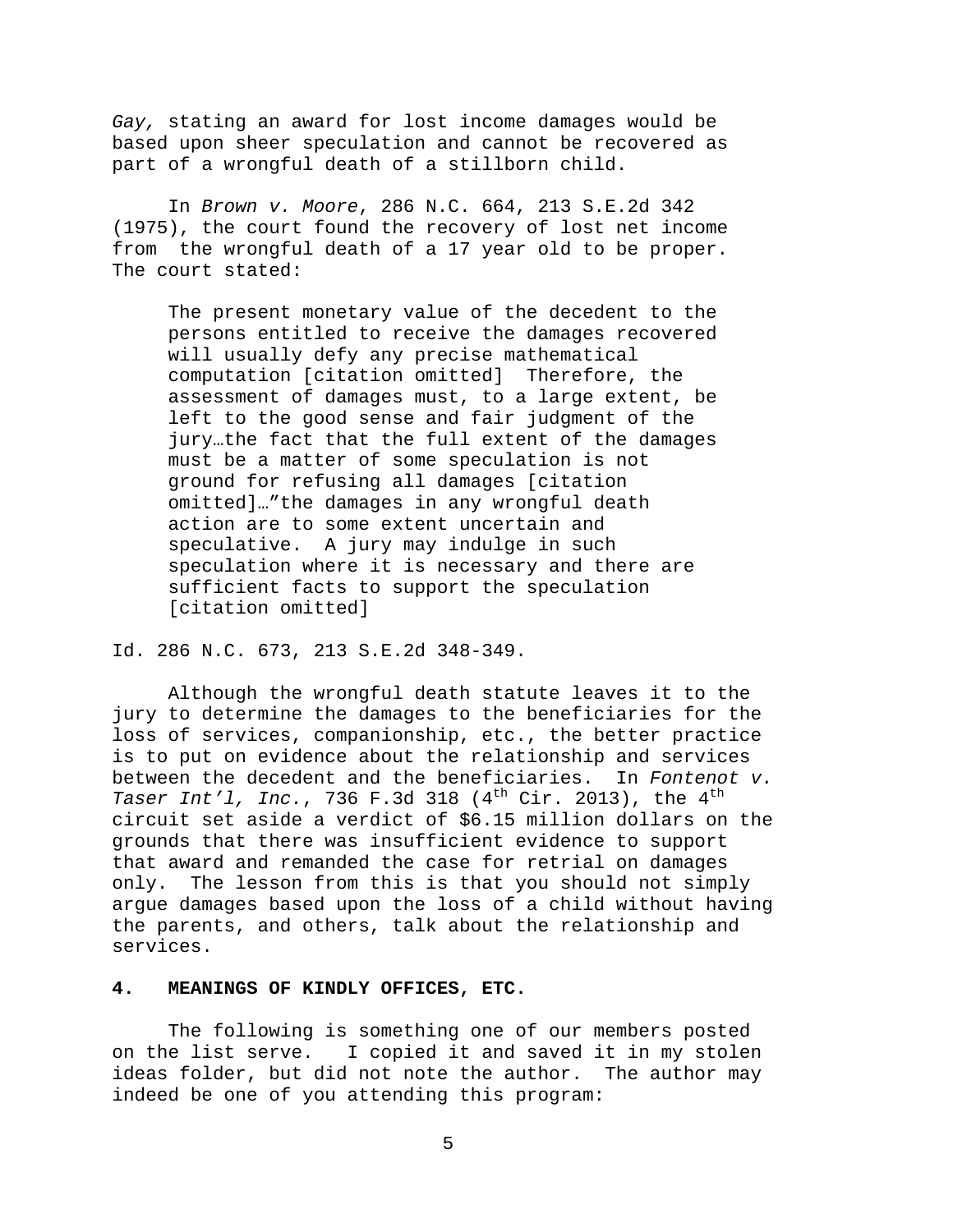*Gay,* stating an award for lost income damages would be based upon sheer speculation and cannot be recovered as part of a wrongful death of a stillborn child.

In *Brown v. Moore*, 286 N.C. 664, 213 S.E.2d 342 (1975), the court found the recovery of lost net income from the wrongful death of a 17 year old to be proper. The court stated:

> The present monetary value of the decedent to the persons entitled to receive the damages recovered will usually defy any precise mathematical computation [citation omitted] Therefore, the assessment of damages must, to a large extent, be left to the good sense and fair judgment of the jury…the fact that the full extent of the damages must be a matter of some speculation is not ground for refusing all damages [citation omitted]…"the damages in any wrongful death action are to some extent uncertain and speculative. A jury may indulge in such speculation where it is necessary and there are sufficient facts to support the speculation [citation omitted]

Id. 286 N.C. 673, 213 S.E.2d 348-349.

Although the wrongful death statute leaves it to the jury to determine the damages to the beneficiaries for the loss of services, companionship, etc., the better practice is to put on evidence about the relationship and services between the decedent and the beneficiaries. In *Fontenot v. Taser Int'l, Inc.*, 736 F.3d 318 (4th Cir. 2013), the 4th circuit set aside a verdict of $6.15 million dollars on the grounds that there was insufficient evidence to support that award and remanded the case for retrial on damages only. The lesson from this is that you should not simply argue damages based upon the loss of a child without having the parents, and others, talk about the relationship and services.

**4. MEANINGS OF KINDLY OFFICES, ETC.**

The following is something one of our members posted on the list serve. I copied it and saved it in my stolen ideas folder, but did not note the author. The author may indeed be one of you attending this program: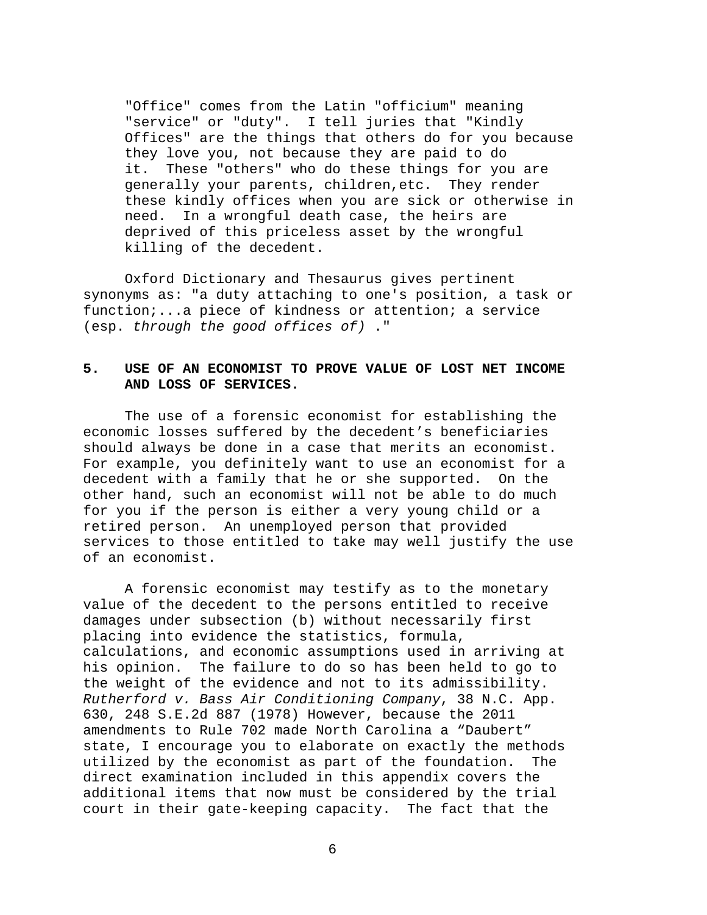> "Office" comes from the Latin "officium" meaning "service" or "duty". I tell juries that "Kindly Offices" are the things that others do for you because they love you, not because they are paid to do it. These "others" who do these things for you are generally your parents, children,etc. They render these kindly offices when you are sick or otherwise in need. In a wrongful death case, the heirs are deprived of this priceless asset by the wrongful killing of the decedent.

Oxford Dictionary and Thesaurus gives pertinent synonyms as: "a duty attaching to one's position, a task or function;...a piece of kindness or attention; a service (esp. *through the good offices of)* ."

## 5. USE OF AN ECONOMIST TO PROVE VALUE OF LOST NET INCOME AND LOSS OF SERVICES.

The use of a forensic economist for establishing the economic losses suffered by the decedent's beneficiaries should always be done in a case that merits an economist. For example, you definitely want to use an economist for a decedent with a family that he or she supported. On the other hand, such an economist will not be able to do much for you if the person is either a very young child or a retired person. An unemployed person that provided services to those entitled to take may well justify the use of an economist.

A forensic economist may testify as to the monetary value of the decedent to the persons entitled to receive damages under subsection (b) without necessarily first placing into evidence the statistics, formula, calculations, and economic assumptions used in arriving at his opinion. The failure to do so has been held to go to the weight of the evidence and not to its admissibility. *Rutherford v. Bass Air Conditioning Company*, 38 N.C. App. 630, 248 S.E.2d 887 (1978) However, because the 2011 amendments to Rule 702 made North Carolina a "Daubert" state, I encourage you to elaborate on exactly the methods utilized by the economist as part of the foundation. The direct examination included in this appendix covers the additional items that now must be considered by the trial court in their gate-keeping capacity. The fact that the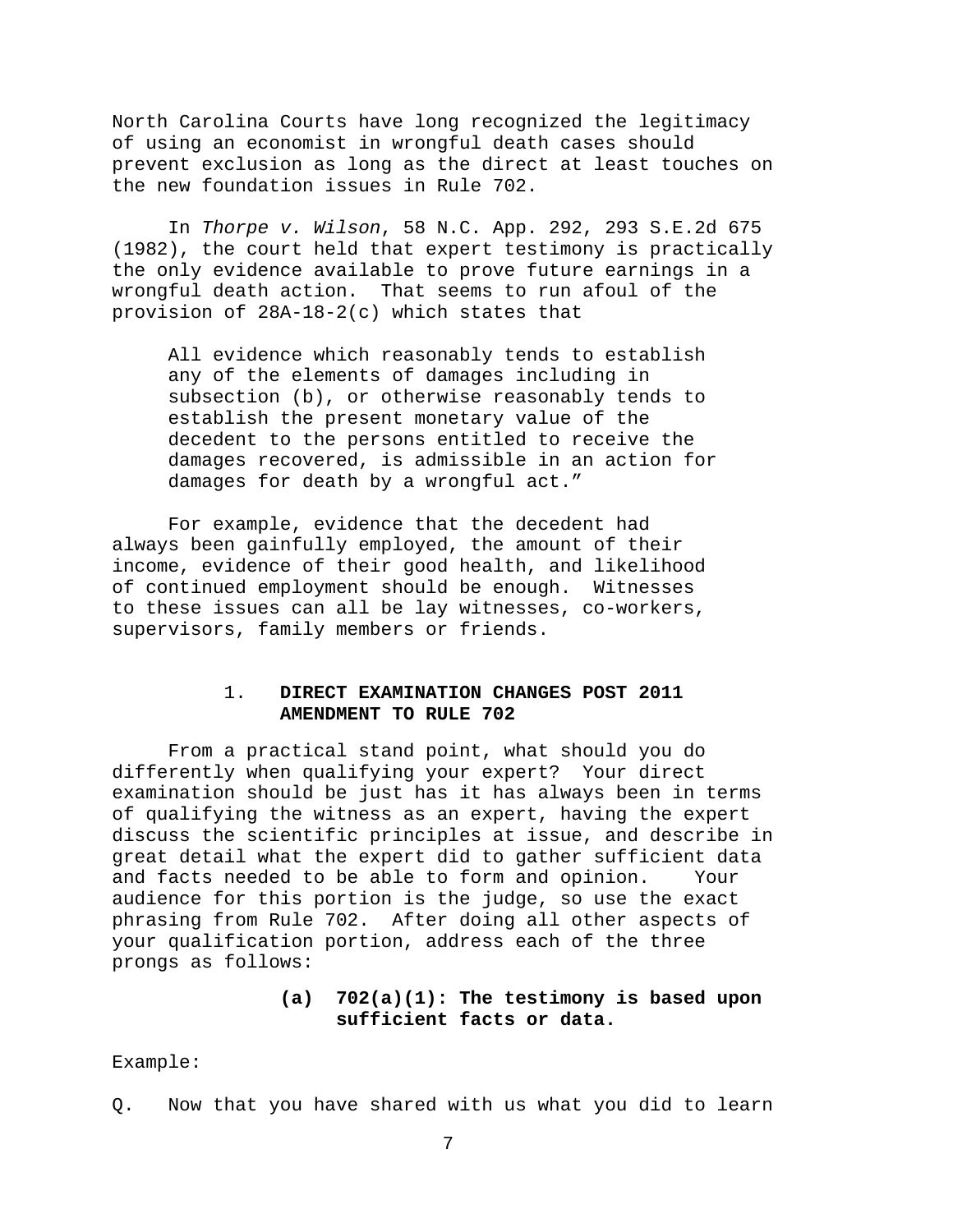North Carolina Courts have long recognized the legitimacy of using an economist in wrongful death cases should prevent exclusion as long as the direct at least touches on the new foundation issues in Rule 702.

In *Thorpe v. Wilson*, 58 N.C. App. 292, 293 S.E.2d 675 (1982), the court held that expert testimony is practically the only evidence available to prove future earnings in a wrongful death action. That seems to run afoul of the provision of 28A-18-2(c) which states that

> All evidence which reasonably tends to establish any of the elements of damages including in subsection (b), or otherwise reasonably tends to establish the present monetary value of the decedent to the persons entitled to receive the damages recovered, is admissible in an action for damages for death by a wrongful act."

For example, evidence that the decedent had always been gainfully employed, the amount of their income, evidence of their good health, and likelihood of continued employment should be enough. Witnesses to these issues can all be lay witnesses, co-workers, supervisors, family members or friends.

## 1. DIRECT EXAMINATION CHANGES POST 2011 AMENDMENT TO RULE 702

From a practical stand point, what should you do differently when qualifying your expert? Your direct examination should be just has it has always been in terms of qualifying the witness as an expert, having the expert discuss the scientific principles at issue, and describe in great detail what the expert did to gather sufficient data and facts needed to be able to form and opinion. Your audience for this portion is the judge, so use the exact phrasing from Rule 702. After doing all other aspects of your qualification portion, address each of the three prongs as follows:

### (a) 702(a)(1): The testimony is based upon sufficient facts or data.

Example:

Q. Now that you have shared with us what you did to learn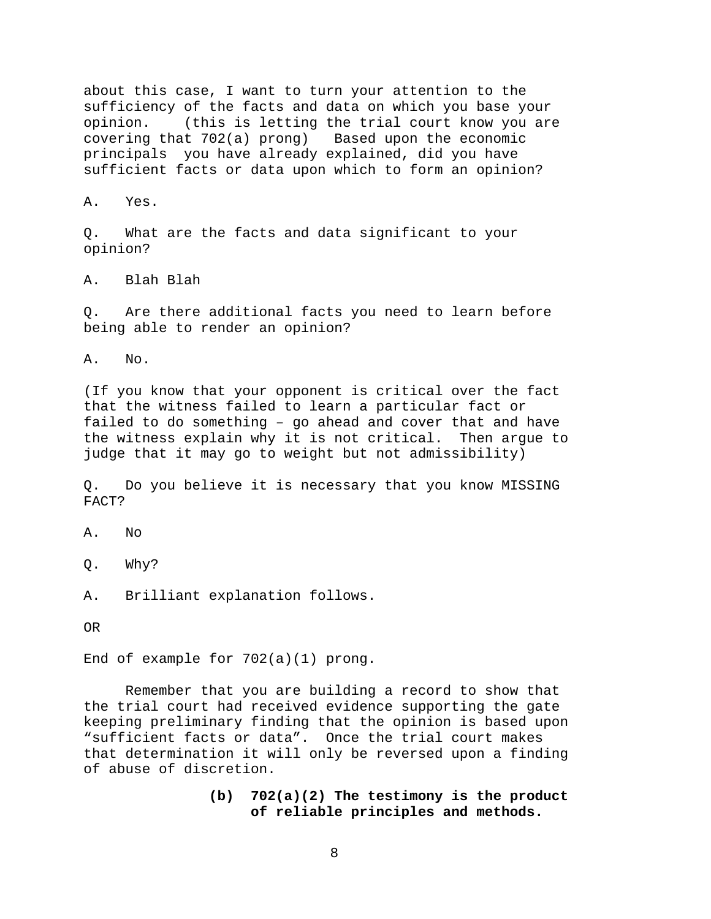about this case, I want to turn your attention to the sufficiency of the facts and data on which you base your opinion. (this is letting the trial court know you are covering that 702(a) prong) Based upon the economic principals you have already explained, did you have sufficient facts or data upon which to form an opinion?

A. Yes.

Q. What are the facts and data significant to your opinion?

A. Blah Blah

Q. Are there additional facts you need to learn before being able to render an opinion?

A. No.

(If you know that your opponent is critical over the fact that the witness failed to learn a particular fact or failed to do something – go ahead and cover that and have the witness explain why it is not critical. Then argue to judge that it may go to weight but not admissibility)

Q. Do you believe it is necessary that you know MISSING FACT?

A. No

Q. Why?

A. Brilliant explanation follows.

OR

End of example for 702(a)(1) prong.

Remember that you are building a record to show that the trial court had received evidence supporting the gate keeping preliminary finding that the opinion is based upon "sufficient facts or data". Once the trial court makes that determination it will only be reversed upon a finding of abuse of discretion.

**(b) 702(a)(2) The testimony is the product of reliable principles and methods.**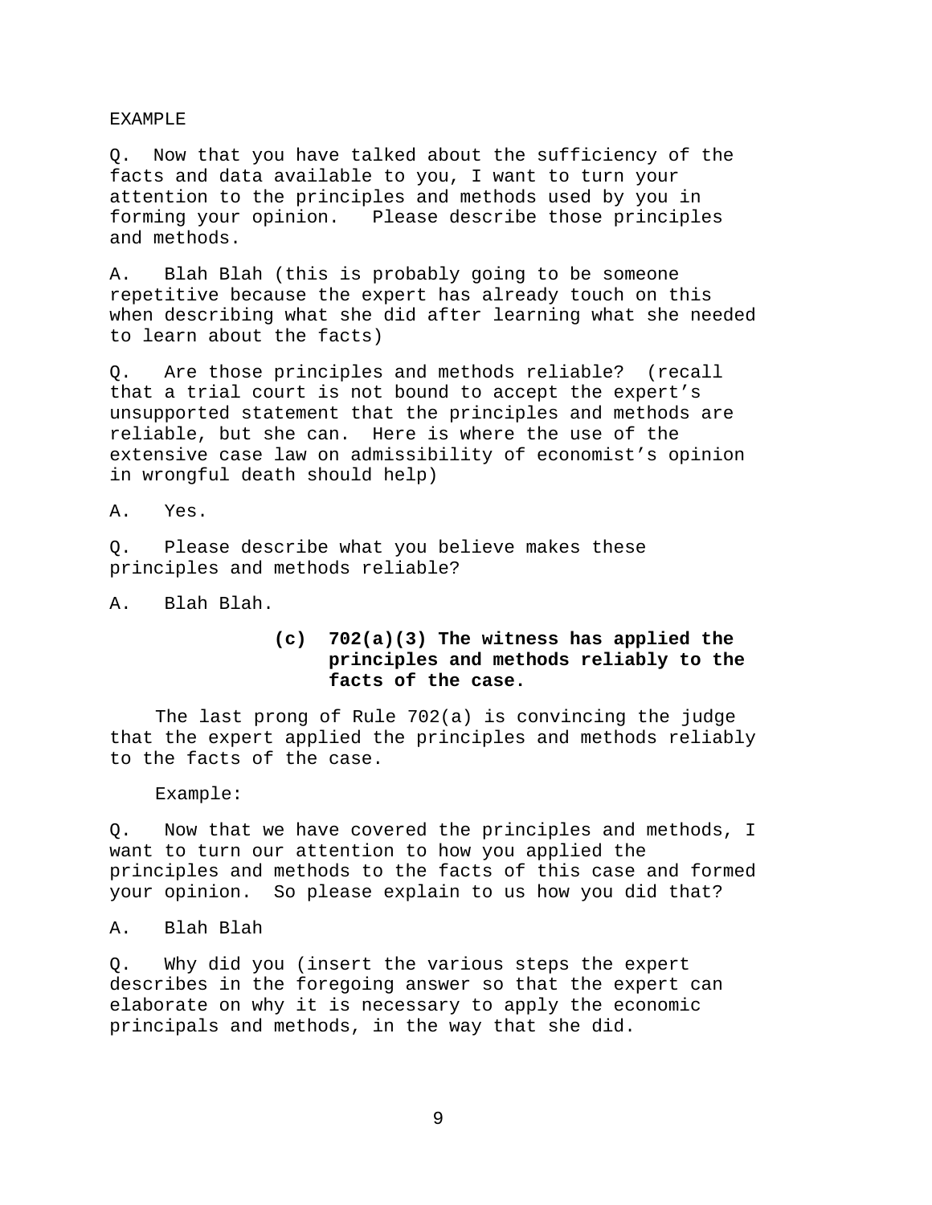EXAMPLE

Q. Now that you have talked about the sufficiency of the facts and data available to you, I want to turn your attention to the principles and methods used by you in forming your opinion. Please describe those principles and methods.

A. Blah Blah (this is probably going to be someone repetitive because the expert has already touch on this when describing what she did after learning what she needed to learn about the facts)

Q. Are those principles and methods reliable? (recall that a trial court is not bound to accept the expert's unsupported statement that the principles and methods are reliable, but she can. Here is where the use of the extensive case law on admissibility of economist's opinion in wrongful death should help)

A. Yes.

Q. Please describe what you believe makes these principles and methods reliable?

A. Blah Blah.

**(c) 702(a)(3) The witness has applied the principles and methods reliably to the facts of the case.**

The last prong of Rule 702(a) is convincing the judge that the expert applied the principles and methods reliably to the facts of the case.

Example:

Q. Now that we have covered the principles and methods, I want to turn our attention to how you applied the principles and methods to the facts of this case and formed your opinion. So please explain to us how you did that?

A. Blah Blah

Q. Why did you (insert the various steps the expert describes in the foregoing answer so that the expert can elaborate on why it is necessary to apply the economic principals and methods, in the way that she did.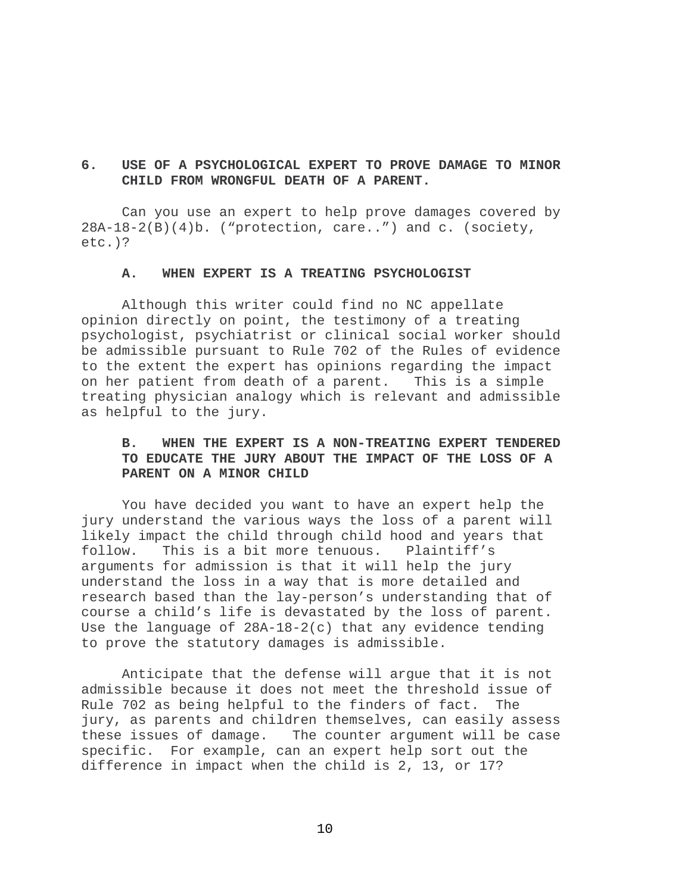## 6. USE OF A PSYCHOLOGICAL EXPERT TO PROVE DAMAGE TO MINOR CHILD FROM WRONGFUL DEATH OF A PARENT.

Can you use an expert to help prove damages covered by 28A-18-2(B)(4)b. ("protection, care..") and c. (society, etc.)?

### A. WHEN EXPERT IS A TREATING PSYCHOLOGIST

Although this writer could find no NC appellate opinion directly on point, the testimony of a treating psychologist, psychiatrist or clinical social worker should be admissible pursuant to Rule 702 of the Rules of evidence to the extent the expert has opinions regarding the impact on her patient from death of a parent. This is a simple treating physician analogy which is relevant and admissible as helpful to the jury.

### B. WHEN THE EXPERT IS A NON-TREATING EXPERT TENDERED TO EDUCATE THE JURY ABOUT THE IMPACT OF THE LOSS OF A PARENT ON A MINOR CHILD

You have decided you want to have an expert help the jury understand the various ways the loss of a parent will likely impact the child through child hood and years that follow. This is a bit more tenuous. Plaintiff's arguments for admission is that it will help the jury understand the loss in a way that is more detailed and research based than the lay-person's understanding that of course a child's life is devastated by the loss of parent. Use the language of 28A-18-2(c) that any evidence tending to prove the statutory damages is admissible.

Anticipate that the defense will argue that it is not admissible because it does not meet the threshold issue of Rule 702 as being helpful to the finders of fact. The jury, as parents and children themselves, can easily assess these issues of damage. The counter argument will be case specific. For example, can an expert help sort out the difference in impact when the child is 2, 13, or 17?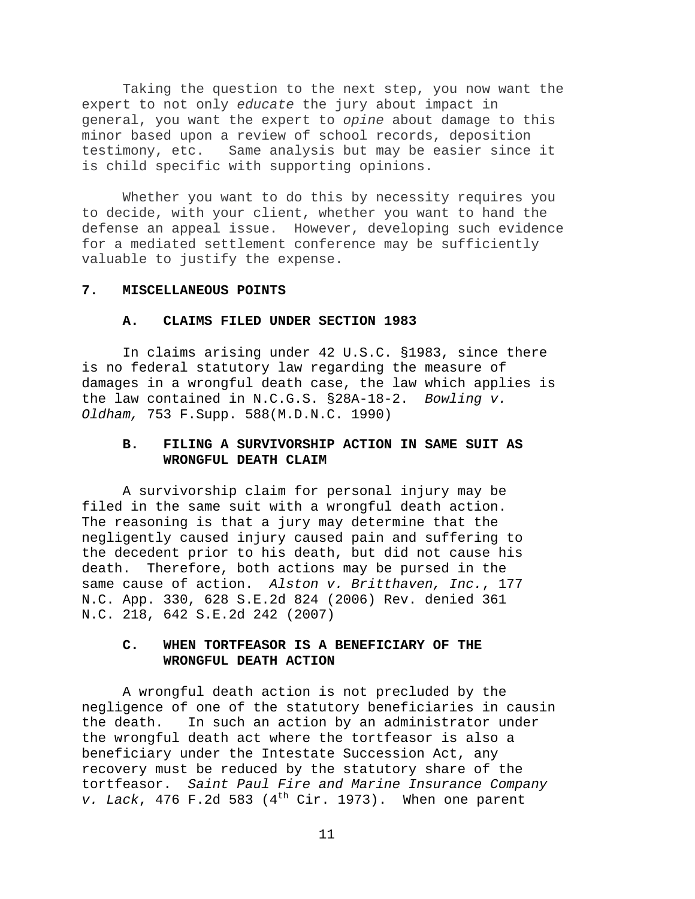Taking the question to the next step, you now want the expert to not only *educate* the jury about impact in general, you want the expert to *opine* about damage to this minor based upon a review of school records, deposition testimony, etc. Same analysis but may be easier since it is child specific with supporting opinions.

Whether you want to do this by necessity requires you to decide, with your client, whether you want to hand the defense an appeal issue. However, developing such evidence for a mediated settlement conference may be sufficiently valuable to justify the expense.

## 7. MISCELLANEOUS POINTS

### A. CLAIMS FILED UNDER SECTION 1983

In claims arising under 42 U.S.C. §1983, since there is no federal statutory law regarding the measure of damages in a wrongful death case, the law which applies is the law contained in N.C.G.S. §28A-18-2. *Bowling v. Oldham,* 753 F.Supp. 588(M.D.N.C. 1990)

### B. FILING A SURVIVORSHIP ACTION IN SAME SUIT AS WRONGFUL DEATH CLAIM

A survivorship claim for personal injury may be filed in the same suit with a wrongful death action. The reasoning is that a jury may determine that the negligently caused injury caused pain and suffering to the decedent prior to his death, but did not cause his death. Therefore, both actions may be pursed in the same cause of action. *Alston v. Britthaven, Inc.*, 177 N.C. App. 330, 628 S.E.2d 824 (2006) Rev. denied 361 N.C. 218, 642 S.E.2d 242 (2007)

### C. WHEN TORTFEASOR IS A BENEFICIARY OF THE WRONGFUL DEATH ACTION

A wrongful death action is not precluded by the negligence of one of the statutory beneficiaries in causin the death. In such an action by an administrator under the wrongful death act where the tortfeasor is also a beneficiary under the Intestate Succession Act, any recovery must be reduced by the statutory share of the tortfeasor. *Saint Paul Fire and Marine Insurance Company v. Lack*, 476 F.2d 583 (4th Cir. 1973). When one parent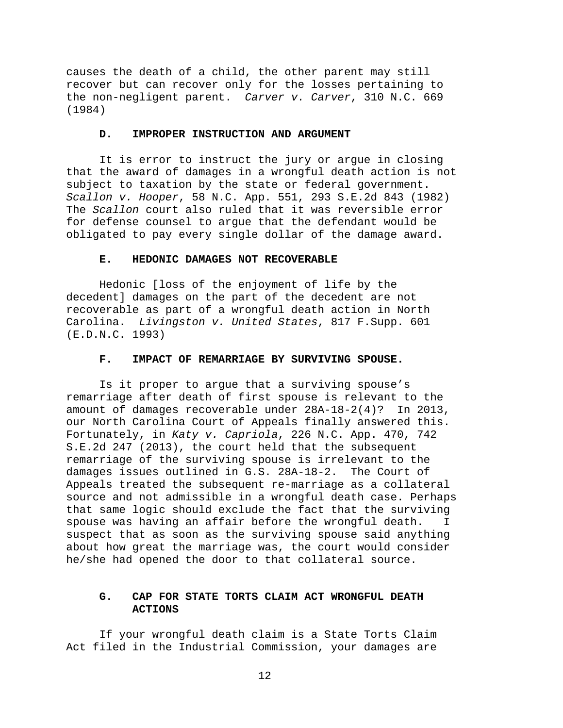causes the death of a child, the other parent may still recover but can recover only for the losses pertaining to the non-negligent parent. *Carver v. Carver*, 310 N.C. 669 (1984)

### D. IMPROPER INSTRUCTION AND ARGUMENT

It is error to instruct the jury or argue in closing that the award of damages in a wrongful death action is not subject to taxation by the state or federal government. *Scallon v. Hooper*, 58 N.C. App. 551, 293 S.E.2d 843 (1982) The *Scallon* court also ruled that it was reversible error for defense counsel to argue that the defendant would be obligated to pay every single dollar of the damage award.

### E. HEDONIC DAMAGES NOT RECOVERABLE

Hedonic [loss of the enjoyment of life by the decedent] damages on the part of the decedent are not recoverable as part of a wrongful death action in North Carolina. *Livingston v. United States*, 817 F.Supp. 601 (E.D.N.C. 1993)

### F. IMPACT OF REMARRIAGE BY SURVIVING SPOUSE.

Is it proper to argue that a surviving spouse's remarriage after death of first spouse is relevant to the amount of damages recoverable under 28A-18-2(4)? In 2013, our North Carolina Court of Appeals finally answered this. Fortunately, in *Katy v. Capriola*, 226 N.C. App. 470, 742 S.E.2d 247 (2013), the court held that the subsequent remarriage of the surviving spouse is irrelevant to the damages issues outlined in G.S. 28A-18-2. The Court of Appeals treated the subsequent re-marriage as a collateral source and not admissible in a wrongful death case. Perhaps that same logic should exclude the fact that the surviving spouse was having an affair before the wrongful death. I suspect that as soon as the surviving spouse said anything about how great the marriage was, the court would consider he/she had opened the door to that collateral source.

### G. CAP FOR STATE TORTS CLAIM ACT WRONGFUL DEATH ACTIONS

If your wrongful death claim is a State Torts Claim Act filed in the Industrial Commission, your damages are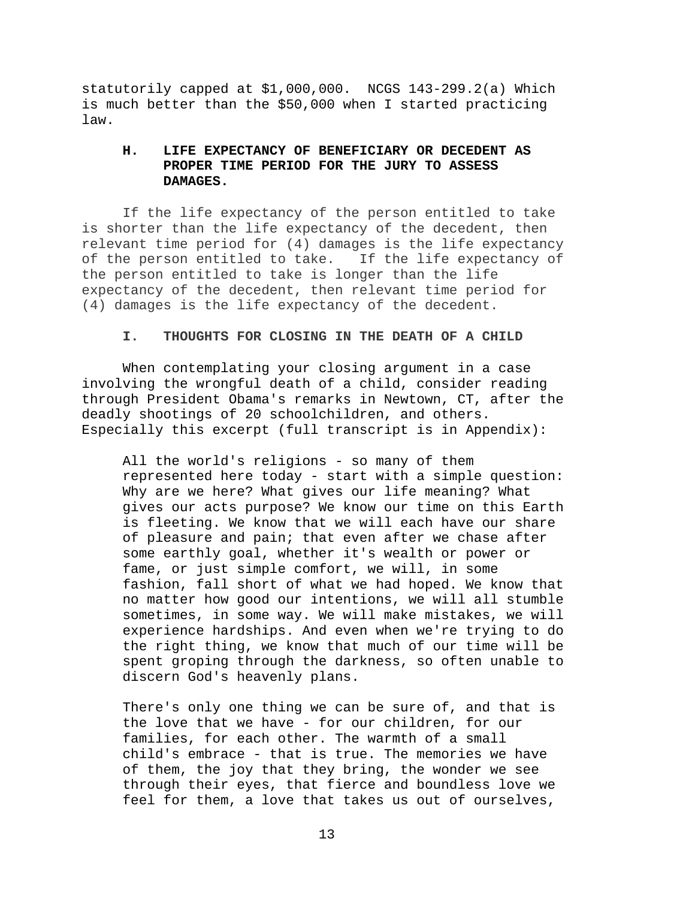statutorily capped at $1,000,000. NCGS 143-299.2(a) Which is much better than the $50,000 when I started practicing law.

### H. LIFE EXPECTANCY OF BENEFICIARY OR DECEDENT AS PROPER TIME PERIOD FOR THE JURY TO ASSESS DAMAGES.

If the life expectancy of the person entitled to take is shorter than the life expectancy of the decedent, then relevant time period for (4) damages is the life expectancy of the person entitled to take. If the life expectancy of the person entitled to take is longer than the life expectancy of the decedent, then relevant time period for (4) damages is the life expectancy of the decedent.

### I. THOUGHTS FOR CLOSING IN THE DEATH OF A CHILD

When contemplating your closing argument in a case involving the wrongful death of a child, consider reading through President Obama's remarks in Newtown, CT, after the deadly shootings of 20 schoolchildren, and others. Especially this excerpt (full transcript is in Appendix):

> All the world's religions - so many of them represented here today - start with a simple question: Why are we here? What gives our life meaning? What gives our acts purpose? We know our time on this Earth is fleeting. We know that we will each have our share of pleasure and pain; that even after we chase after some earthly goal, whether it's wealth or power or fame, or just simple comfort, we will, in some fashion, fall short of what we had hoped. We know that no matter how good our intentions, we will all stumble sometimes, in some way. We will make mistakes, we will experience hardships. And even when we're trying to do the right thing, we know that much of our time will be spent groping through the darkness, so often unable to discern God's heavenly plans.
>
> There's only one thing we can be sure of, and that is the love that we have - for our children, for our families, for each other. The warmth of a small child's embrace - that is true. The memories we have of them, the joy that they bring, the wonder we see through their eyes, that fierce and boundless love we feel for them, a love that takes us out of ourselves,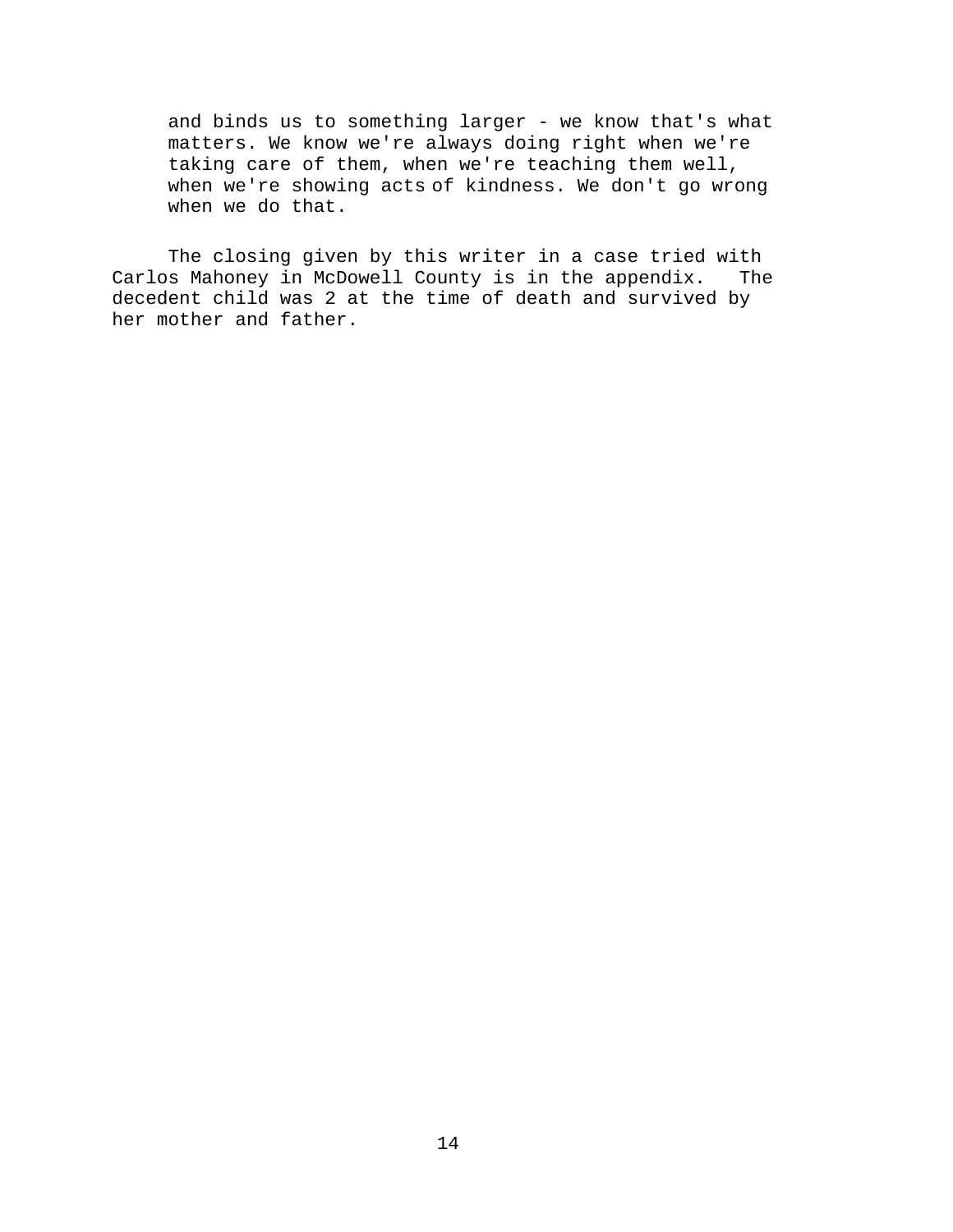> and binds us to something larger - we know that's what matters. We know we're always doing right when we're taking care of them, when we're teaching them well, when we're showing acts of kindness. We don't go wrong when we do that.

The closing given by this writer in a case tried with Carlos Mahoney in McDowell County is in the appendix. The decedent child was 2 at the time of death and survived by her mother and father.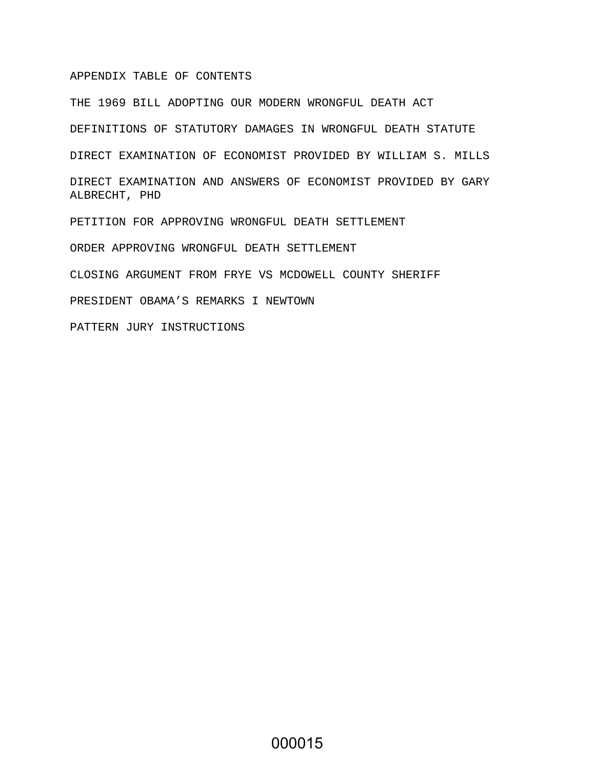APPENDIX TABLE OF CONTENTS

THE 1969 BILL ADOPTING OUR MODERN WRONGFUL DEATH ACT

DEFINITIONS OF STATUTORY DAMAGES IN WRONGFUL DEATH STATUTE

DIRECT EXAMINATION OF ECONOMIST PROVIDED BY WILLIAM S. MILLS

DIRECT EXAMINATION AND ANSWERS OF ECONOMIST PROVIDED BY GARY ALBRECHT, PHD

PETITION FOR APPROVING WRONGFUL DEATH SETTLEMENT

ORDER APPROVING WRONGFUL DEATH SETTLEMENT

CLOSING ARGUMENT FROM FRYE VS MCDOWELL COUNTY SHERIFF

PRESIDENT OBAMA'S REMARKS I NEWTOWN

PATTERN JURY INSTRUCTIONS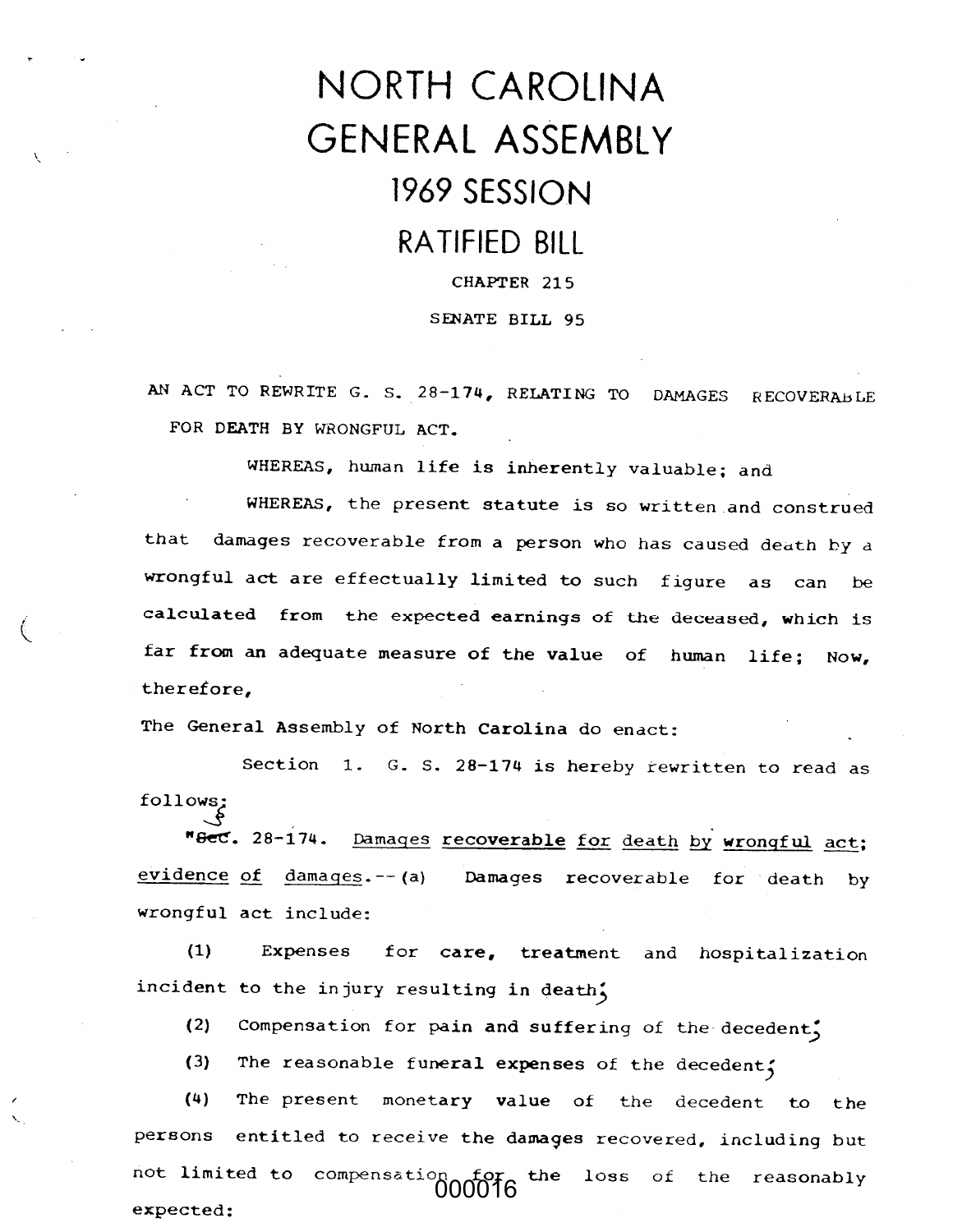# NORTH CAROLINA GENERAL ASSEMBLY

## 1969 SESSION

## RATIFIED BILL

CHAPTER 215

SENATE BILL 95

AN ACT TO REWRITE G. S. 28-174, RELATING TO DAMAGES RECOVERABLE FOR DEATH BY WRONGFUL ACT.

WHEREAS, human life is inherently valuable; and

WHEREAS, the present statute is so written and construed that damages recoverable from a person who has caused death by a wrongful act are effectually limited to such figure as can be calculated from the expected earnings of the deceased, which is far from an adequate measure of the value of human life; Now, therefore,

The General Assembly of North Carolina do enact:

Section 1. G. S. 28-174 is hereby rewritten to read as follows:

"§ 28-174. Damages recoverable for death by wrongful act; evidence of damages.--(a) Damages recoverable for death by wrongful act include:

(1) Expenses for care, treatment and hospitalization incident to the injury resulting in death;

(2) Compensation for pain and suffering of the decedent;

(3) The reasonable funeral expenses of the decedent;

(4) The present monetary value of the decedent to the persons entitled to receive the damages recovered, including but not limited to compensation for the loss of the reasonably expected: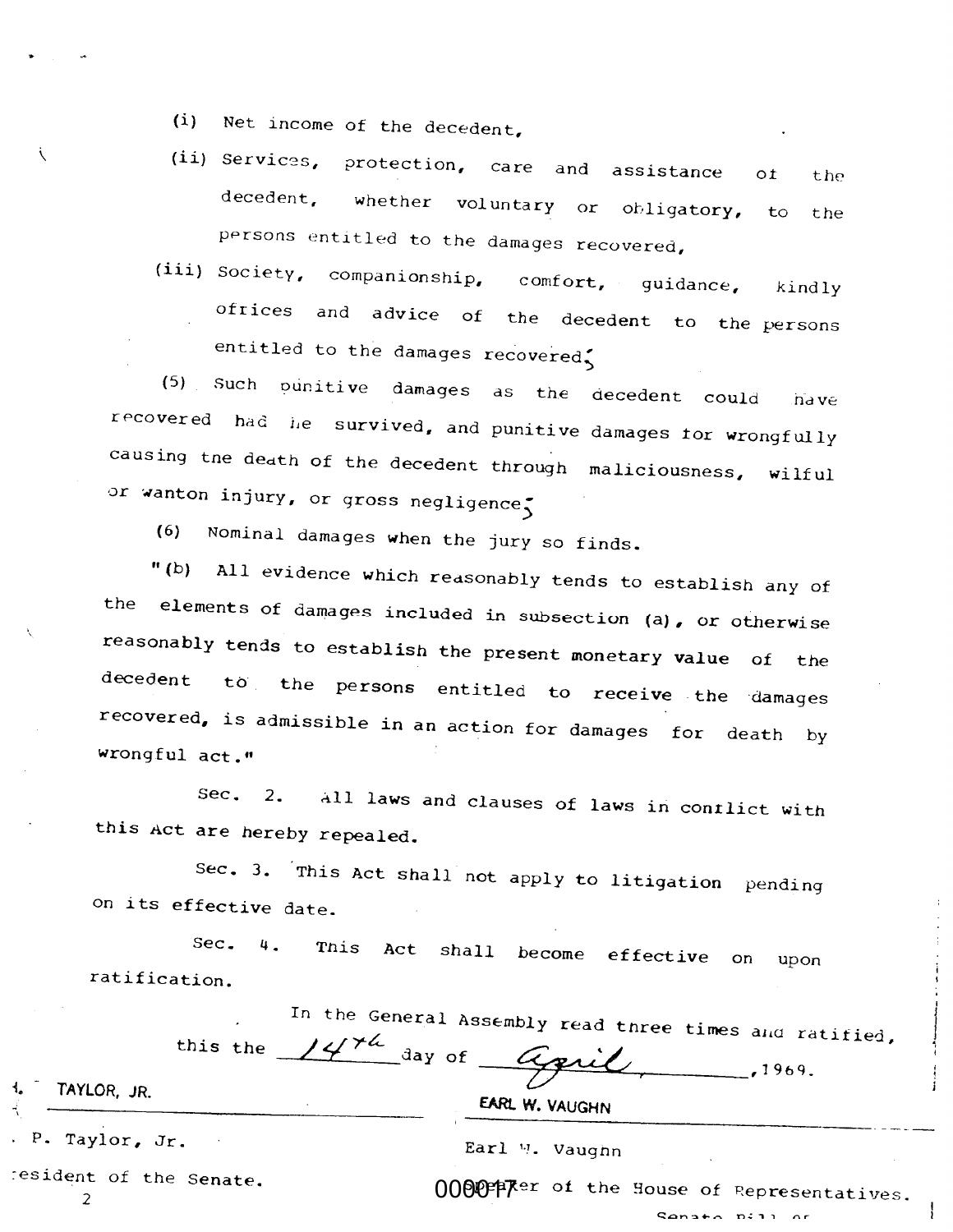(i) Net income of the decedent,

(ii) Services, protection, care and assistance of the decedent, whether voluntary or obligatory, to the persons entitled to the damages recovered,

(iii) Society, companionship, comfort, guidance, kindly offices and advice of the decedent to the persons entitled to the damages recovered;

(5) Such punitive damages as the decedent could have recovered had he survived, and punitive damages for wrongfully causing the death of the decedent through maliciousness, wilful or wanton injury, or gross negligence;

(6) Nominal damages when the jury so finds.

"(b) All evidence which reasonably tends to establish any of the elements of damages included in subsection (a), or otherwise reasonably tends to establish the present monetary value of the decedent to the persons entitled to receive the damages recovered, is admissible in an action for damages for death by wrongful act."

Sec. 2. All laws and clauses of laws in conflict with this Act are hereby repealed.

Sec. 3. This Act shall not apply to litigation pending on its effective date.

Sec. 4. This Act shall become effective on upon ratification.

In the General Assembly read three times and ratified, this the 14th day of April, 1969.

H. P. TAYLOR, JR.

H. P. Taylor, Jr.

President of the Senate.

EARL W. VAUGHN

Earl W. Vaughn

Speaker of the House of Representatives.

Senate Bill of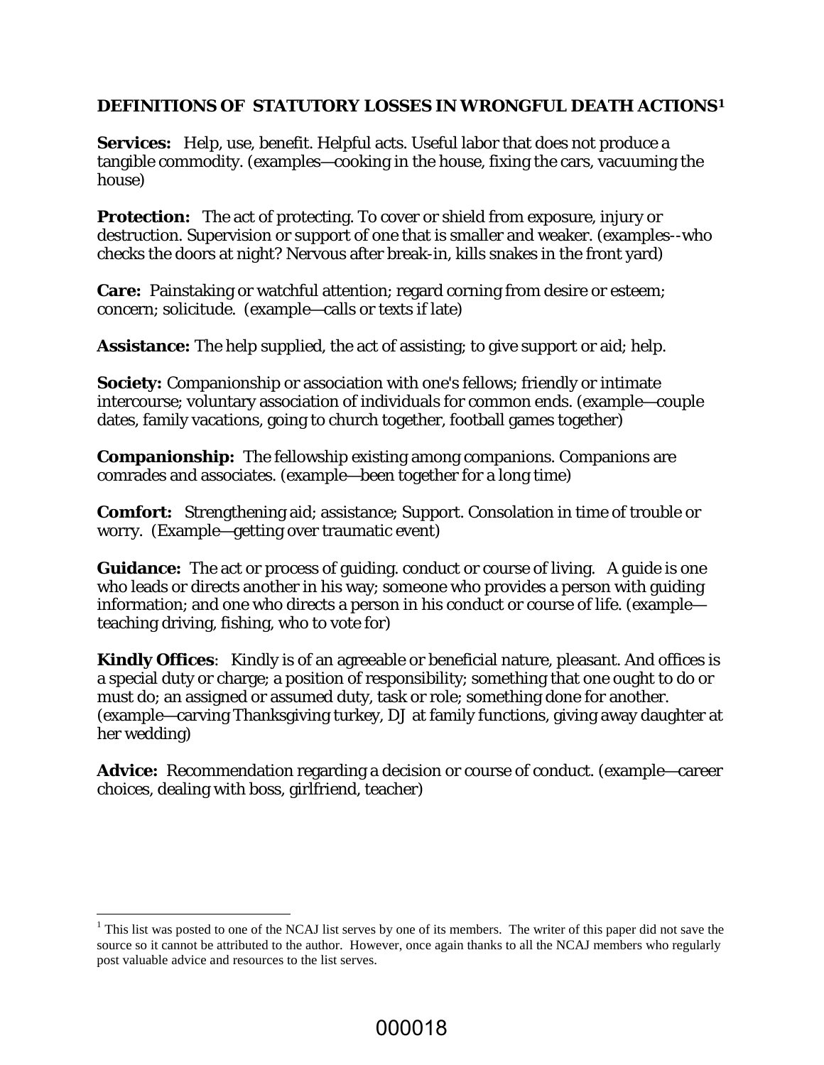**DEFINITIONS OF STATUTORY LOSSES IN WRONGFUL DEATH ACTIONS**[1]

**Services:** Help, use, benefit. Helpful acts. Useful labor that does not produce a tangible commodity. (examples—cooking in the house, fixing the cars, vacuuming the house)

**Protection:** The act of protecting. To cover or shield from exposure, injury or destruction. Supervision or support of one that is smaller and weaker. (examples--who checks the doors at night? Nervous after break-in, kills snakes in the front yard)

**Care:** Painstaking or watchful attention; regard corning from desire or esteem; concern; solicitude. (example—calls or texts if late)

**Assistance:** The help supplied, the act of assisting; to give support or aid; help.

**Society:** Companionship or association with one's fellows; friendly or intimate intercourse; voluntary association of individuals for common ends. (example—couple dates, family vacations, going to church together, football games together)

**Companionship:** The fellowship existing among companions. Companions are comrades and associates. (example—been together for a long time)

**Comfort:** Strengthening aid; assistance; Support. Consolation in time of trouble or worry. (Example—getting over traumatic event)

**Guidance:** The act or process of guiding. conduct or course of living. A guide is one who leads or directs another in his way; someone who provides a person with guiding information; and one who directs a person in his conduct or course of life. (example—teaching driving, fishing, who to vote for)

**Kindly Offices**: Kindly is of an agreeable or beneficial nature, pleasant. And offices is a special duty or charge; a position of responsibility; something that one ought to do or must do; an assigned or assumed duty, task or role; something done for another. (example—carving Thanksgiving turkey, DJ at family functions, giving away daughter at her wedding)

**Advice:** Recommendation regarding a decision or course of conduct. (example—career choices, dealing with boss, girlfriend, teacher)

---

[1] This list was posted to one of the NCAJ list serves by one of its members. The writer of this paper did not save the source so it cannot be attributed to the author. However, once again thanks to all the NCAJ members who regularly post valuable advice and resources to the list serves.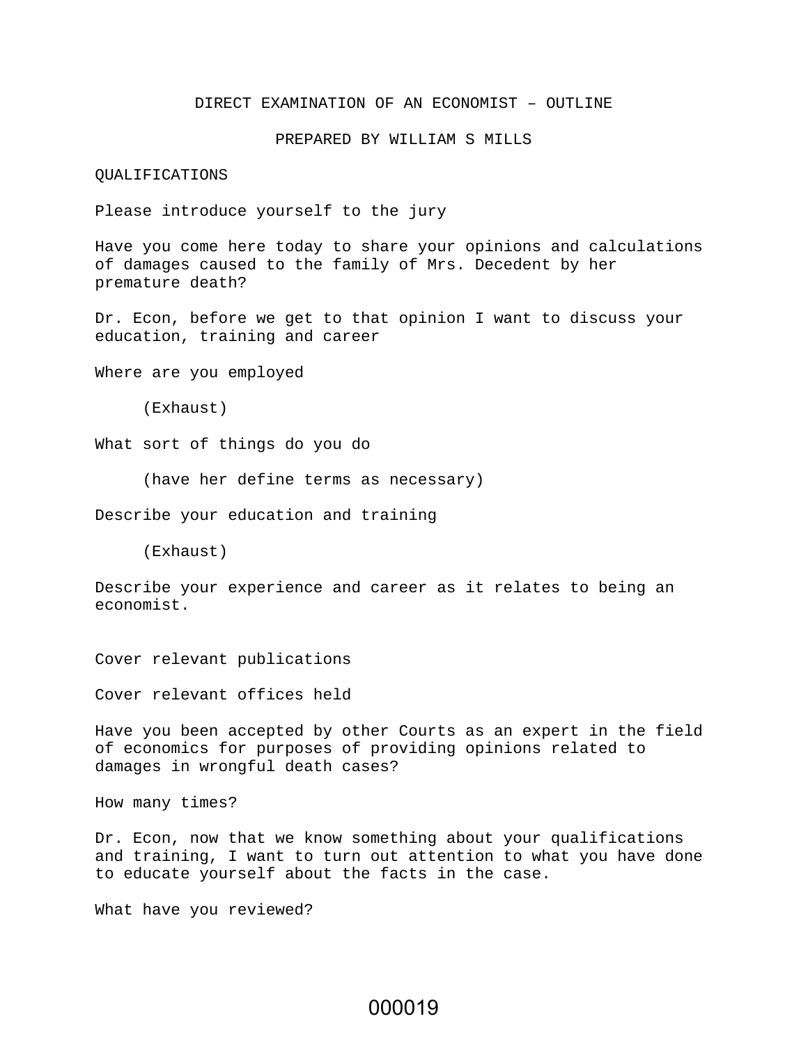# DIRECT EXAMINATION OF AN ECONOMIST – OUTLINE

PREPARED BY WILLIAM S MILLS

## QUALIFICATIONS

Please introduce yourself to the jury

Have you come here today to share your opinions and calculations of damages caused to the family of Mrs. Decedent by her premature death?

Dr. Econ, before we get to that opinion I want to discuss your education, training and career

Where are you employed

(Exhaust)

What sort of things do you do

(have her define terms as necessary)

Describe your education and training

(Exhaust)

Describe your experience and career as it relates to being an economist.

Cover relevant publications

Cover relevant offices held

Have you been accepted by other Courts as an expert in the field of economics for purposes of providing opinions related to damages in wrongful death cases?

How many times?

Dr. Econ, now that we know something about your qualifications and training, I want to turn out attention to what you have done to educate yourself about the facts in the case.

What have you reviewed?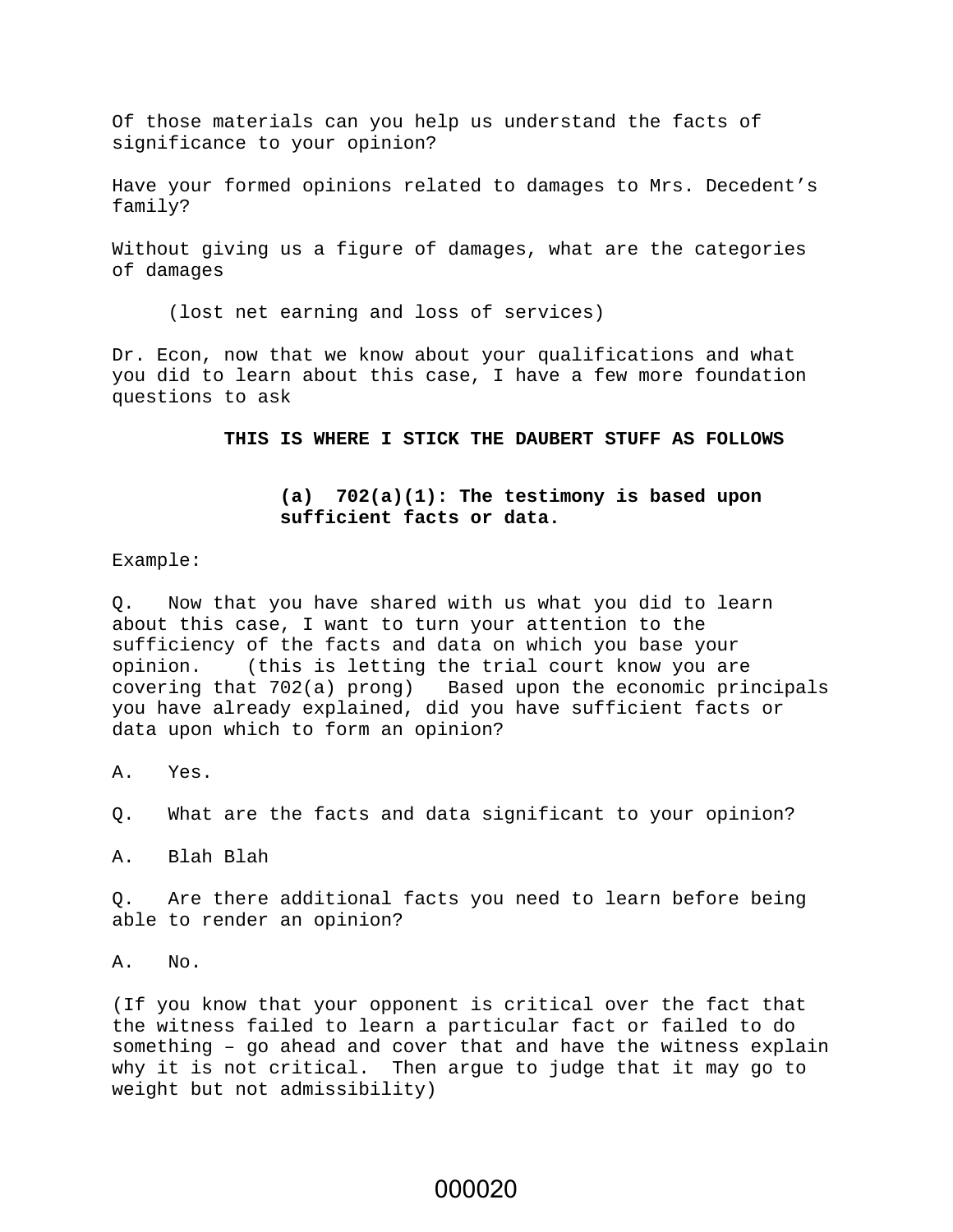Of those materials can you help us understand the facts of significance to your opinion?

Have your formed opinions related to damages to Mrs. Decedent's family?

Without giving us a figure of damages, what are the categories of damages

(lost net earning and loss of services)

Dr. Econ, now that we know about your qualifications and what you did to learn about this case, I have a few more foundation questions to ask

**THIS IS WHERE I STICK THE DAUBERT STUFF AS FOLLOWS**

**(a) 702(a)(1): The testimony is based upon sufficient facts or data.**

Example:

Q. Now that you have shared with us what you did to learn about this case, I want to turn your attention to the sufficiency of the facts and data on which you base your opinion. (this is letting the trial court know you are covering that 702(a) prong) Based upon the economic principals you have already explained, did you have sufficient facts or data upon which to form an opinion?

A. Yes.

Q. What are the facts and data significant to your opinion?

A. Blah Blah

Q. Are there additional facts you need to learn before being able to render an opinion?

A. No.

(If you know that your opponent is critical over the fact that the witness failed to learn a particular fact or failed to do something – go ahead and cover that and have the witness explain why it is not critical. Then argue to judge that it may go to weight but not admissibility)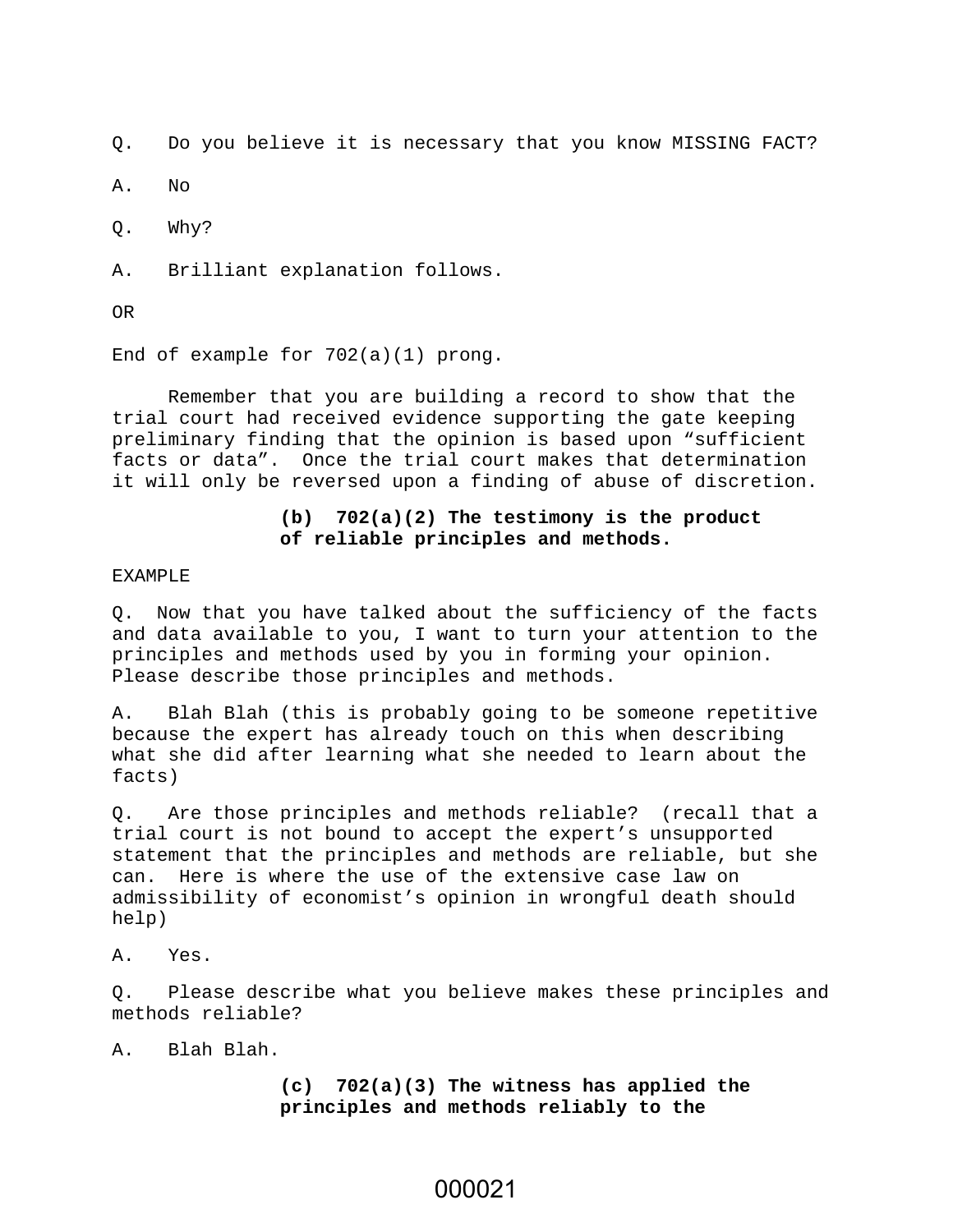Q. Do you believe it is necessary that you know MISSING FACT?

A. No

Q. Why?

A. Brilliant explanation follows.

OR

End of example for 702(a)(1) prong.

Remember that you are building a record to show that the trial court had received evidence supporting the gate keeping preliminary finding that the opinion is based upon “sufficient facts or data”. Once the trial court makes that determination it will only be reversed upon a finding of abuse of discretion.

**(b) 702(a)(2) The testimony is the product of reliable principles and methods.**

EXAMPLE

Q. Now that you have talked about the sufficiency of the facts and data available to you, I want to turn your attention to the principles and methods used by you in forming your opinion. Please describe those principles and methods.

A. Blah Blah (this is probably going to be someone repetitive because the expert has already touch on this when describing what she did after learning what she needed to learn about the facts)

Q. Are those principles and methods reliable? (recall that a trial court is not bound to accept the expert’s unsupported statement that the principles and methods are reliable, but she can. Here is where the use of the extensive case law on admissibility of economist’s opinion in wrongful death should help)

A. Yes.

Q. Please describe what you believe makes these principles and methods reliable?

A. Blah Blah.

**(c) 702(a)(3) The witness has applied the principles and methods reliably to the**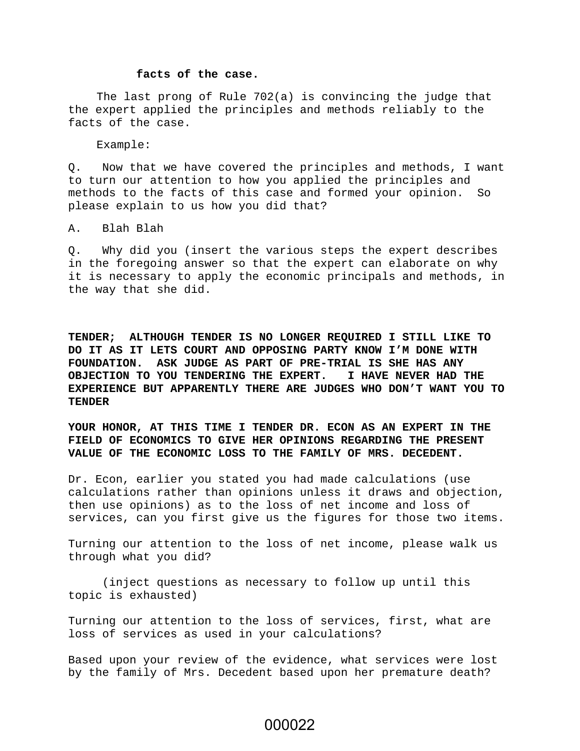**facts of the case.**

The last prong of Rule 702(a) is convincing the judge that the expert applied the principles and methods reliably to the facts of the case.

Example:

Q. Now that we have covered the principles and methods, I want to turn our attention to how you applied the principles and methods to the facts of this case and formed your opinion. So please explain to us how you did that?

A. Blah Blah

Q. Why did you (insert the various steps the expert describes in the foregoing answer so that the expert can elaborate on why it is necessary to apply the economic principals and methods, in the way that she did.

**TENDER; ALTHOUGH TENDER IS NO LONGER REQUIRED I STILL LIKE TO DO IT AS IT LETS COURT AND OPPOSING PARTY KNOW I'M DONE WITH FOUNDATION. ASK JUDGE AS PART OF PRE-TRIAL IS SHE HAS ANY OBJECTION TO YOU TENDERING THE EXPERT. I HAVE NEVER HAD THE EXPERIENCE BUT APPARENTLY THERE ARE JUDGES WHO DON'T WANT YOU TO TENDER**

**YOUR HONOR, AT THIS TIME I TENDER DR. ECON AS AN EXPERT IN THE FIELD OF ECONOMICS TO GIVE HER OPINIONS REGARDING THE PRESENT VALUE OF THE ECONOMIC LOSS TO THE FAMILY OF MRS. DECEDENT.**

Dr. Econ, earlier you stated you had made calculations (use calculations rather than opinions unless it draws and objection, then use opinions) as to the loss of net income and loss of services, can you first give us the figures for those two items.

Turning our attention to the loss of net income, please walk us through what you did?

(inject questions as necessary to follow up until this topic is exhausted)

Turning our attention to the loss of services, first, what are loss of services as used in your calculations?

Based upon your review of the evidence, what services were lost by the family of Mrs. Decedent based upon her premature death?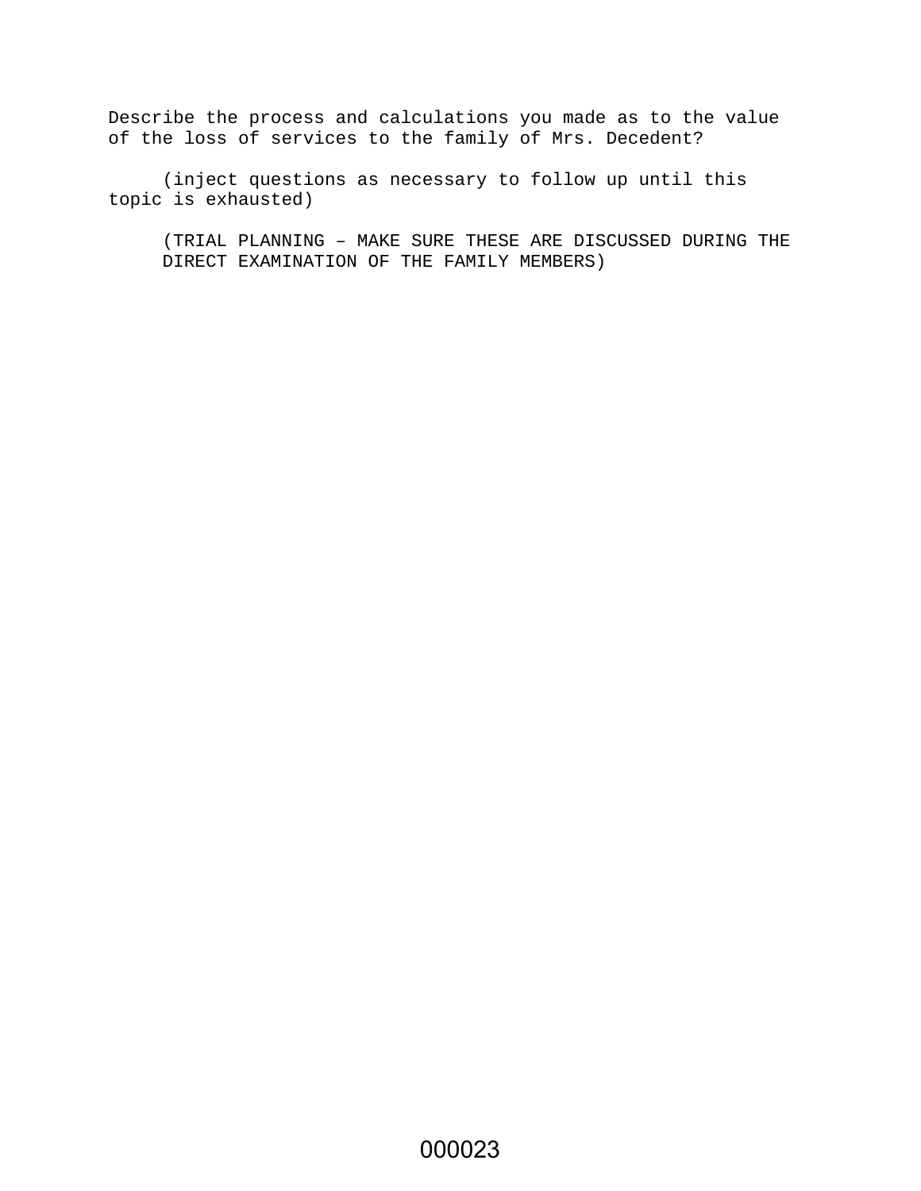Describe the process and calculations you made as to the value of the loss of services to the family of Mrs. Decedent?

(inject questions as necessary to follow up until this topic is exhausted)

(TRIAL PLANNING – MAKE SURE THESE ARE DISCUSSED DURING THE DIRECT EXAMINATION OF THE FAMILY MEMBERS)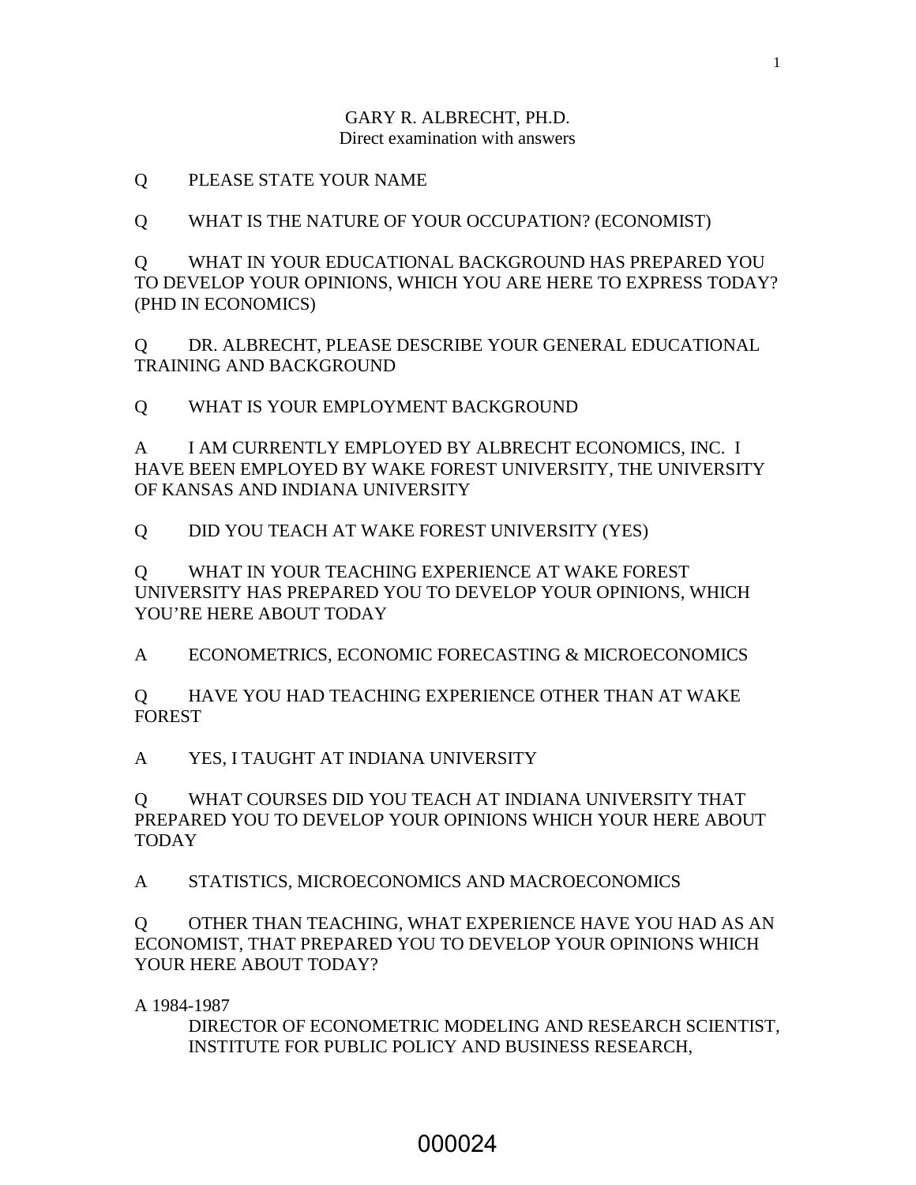GARY R. ALBRECHT, PH.D.
Direct examination with answers

Q PLEASE STATE YOUR NAME

Q WHAT IS THE NATURE OF YOUR OCCUPATION? (ECONOMIST)

Q WHAT IN YOUR EDUCATIONAL BACKGROUND HAS PREPARED YOU TO DEVELOP YOUR OPINIONS, WHICH YOU ARE HERE TO EXPRESS TODAY? (PHD IN ECONOMICS)

Q DR. ALBRECHT, PLEASE DESCRIBE YOUR GENERAL EDUCATIONAL TRAINING AND BACKGROUND

Q WHAT IS YOUR EMPLOYMENT BACKGROUND

A I AM CURRENTLY EMPLOYED BY ALBRECHT ECONOMICS, INC. I HAVE BEEN EMPLOYED BY WAKE FOREST UNIVERSITY, THE UNIVERSITY OF KANSAS AND INDIANA UNIVERSITY

Q DID YOU TEACH AT WAKE FOREST UNIVERSITY (YES)

Q WHAT IN YOUR TEACHING EXPERIENCE AT WAKE FOREST UNIVERSITY HAS PREPARED YOU TO DEVELOP YOUR OPINIONS, WHICH YOU'RE HERE ABOUT TODAY

A ECONOMETRICS, ECONOMIC FORECASTING & MICROECONOMICS

Q HAVE YOU HAD TEACHING EXPERIENCE OTHER THAN AT WAKE FOREST

A YES, I TAUGHT AT INDIANA UNIVERSITY

Q WHAT COURSES DID YOU TEACH AT INDIANA UNIVERSITY THAT PREPARED YOU TO DEVELOP YOUR OPINIONS WHICH YOUR HERE ABOUT TODAY

A STATISTICS, MICROECONOMICS AND MACROECONOMICS

Q OTHER THAN TEACHING, WHAT EXPERIENCE HAVE YOU HAD AS AN ECONOMIST, THAT PREPARED YOU TO DEVELOP YOUR OPINIONS WHICH YOUR HERE ABOUT TODAY?

A 1984-1987

DIRECTOR OF ECONOMETRIC MODELING AND RESEARCH SCIENTIST, INSTITUTE FOR PUBLIC POLICY AND BUSINESS RESEARCH,

000024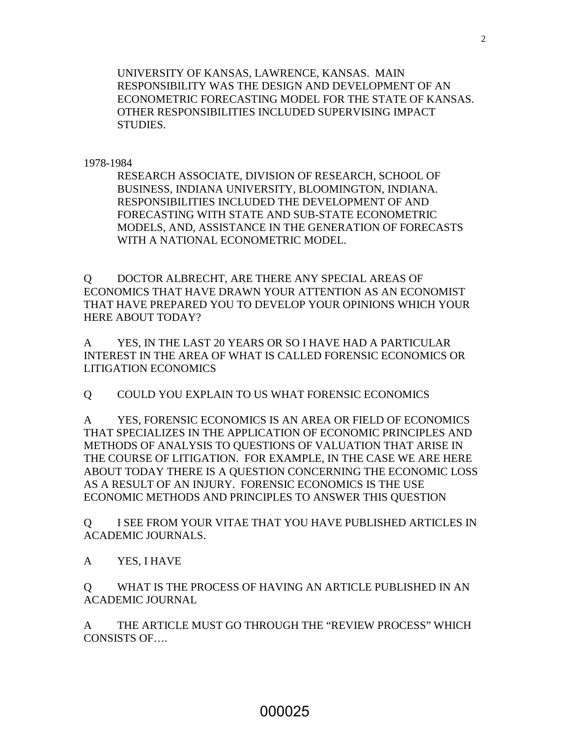UNIVERSITY OF KANSAS, LAWRENCE, KANSAS. MAIN RESPONSIBILITY WAS THE DESIGN AND DEVELOPMENT OF AN ECONOMETRIC FORECASTING MODEL FOR THE STATE OF KANSAS. OTHER RESPONSIBILITIES INCLUDED SUPERVISING IMPACT STUDIES.

1978-1984

RESEARCH ASSOCIATE, DIVISION OF RESEARCH, SCHOOL OF BUSINESS, INDIANA UNIVERSITY, BLOOMINGTON, INDIANA. RESPONSIBILITIES INCLUDED THE DEVELOPMENT OF AND FORECASTING WITH STATE AND SUB-STATE ECONOMETRIC MODELS, AND, ASSISTANCE IN THE GENERATION OF FORECASTS WITH A NATIONAL ECONOMETRIC MODEL.

Q DOCTOR ALBRECHT, ARE THERE ANY SPECIAL AREAS OF ECONOMICS THAT HAVE DRAWN YOUR ATTENTION AS AN ECONOMIST THAT HAVE PREPARED YOU TO DEVELOP YOUR OPINIONS WHICH YOUR HERE ABOUT TODAY?

A YES, IN THE LAST 20 YEARS OR SO I HAVE HAD A PARTICULAR INTEREST IN THE AREA OF WHAT IS CALLED FORENSIC ECONOMICS OR LITIGATION ECONOMICS

Q COULD YOU EXPLAIN TO US WHAT FORENSIC ECONOMICS

A YES, FORENSIC ECONOMICS IS AN AREA OR FIELD OF ECONOMICS THAT SPECIALIZES IN THE APPLICATION OF ECONOMIC PRINCIPLES AND METHODS OF ANALYSIS TO QUESTIONS OF VALUATION THAT ARISE IN THE COURSE OF LITIGATION. FOR EXAMPLE, IN THE CASE WE ARE HERE ABOUT TODAY THERE IS A QUESTION CONCERNING THE ECONOMIC LOSS AS A RESULT OF AN INJURY. FORENSIC ECONOMICS IS THE USE ECONOMIC METHODS AND PRINCIPLES TO ANSWER THIS QUESTION

Q I SEE FROM YOUR VITAE THAT YOU HAVE PUBLISHED ARTICLES IN ACADEMIC JOURNALS.

A YES, I HAVE

Q WHAT IS THE PROCESS OF HAVING AN ARTICLE PUBLISHED IN AN ACADEMIC JOURNAL

A THE ARTICLE MUST GO THROUGH THE "REVIEW PROCESS" WHICH CONSISTS OF….

000025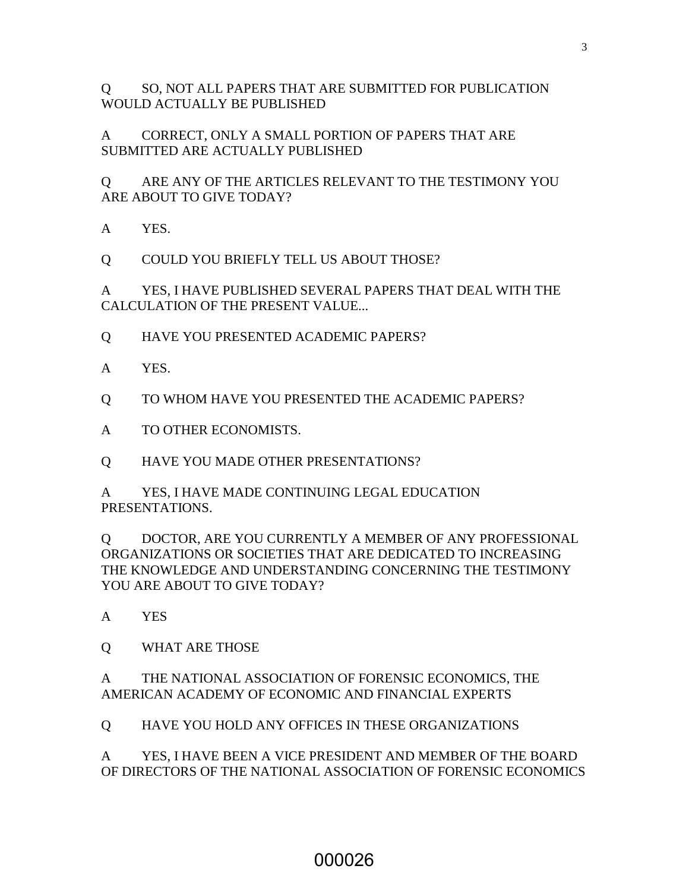Q SO, NOT ALL PAPERS THAT ARE SUBMITTED FOR PUBLICATION WOULD ACTUALLY BE PUBLISHED

A CORRECT, ONLY A SMALL PORTION OF PAPERS THAT ARE SUBMITTED ARE ACTUALLY PUBLISHED

Q ARE ANY OF THE ARTICLES RELEVANT TO THE TESTIMONY YOU ARE ABOUT TO GIVE TODAY?

A YES.

Q COULD YOU BRIEFLY TELL US ABOUT THOSE?

A YES, I HAVE PUBLISHED SEVERAL PAPERS THAT DEAL WITH THE CALCULATION OF THE PRESENT VALUE...

Q HAVE YOU PRESENTED ACADEMIC PAPERS?

A YES.

Q TO WHOM HAVE YOU PRESENTED THE ACADEMIC PAPERS?

A TO OTHER ECONOMISTS.

Q HAVE YOU MADE OTHER PRESENTATIONS?

A YES, I HAVE MADE CONTINUING LEGAL EDUCATION PRESENTATIONS.

Q DOCTOR, ARE YOU CURRENTLY A MEMBER OF ANY PROFESSIONAL ORGANIZATIONS OR SOCIETIES THAT ARE DEDICATED TO INCREASING THE KNOWLEDGE AND UNDERSTANDING CONCERNING THE TESTIMONY YOU ARE ABOUT TO GIVE TODAY?

A YES

Q WHAT ARE THOSE

A THE NATIONAL ASSOCIATION OF FORENSIC ECONOMICS, THE AMERICAN ACADEMY OF ECONOMIC AND FINANCIAL EXPERTS

Q HAVE YOU HOLD ANY OFFICES IN THESE ORGANIZATIONS

A YES, I HAVE BEEN A VICE PRESIDENT AND MEMBER OF THE BOARD OF DIRECTORS OF THE NATIONAL ASSOCIATION OF FORENSIC ECONOMICS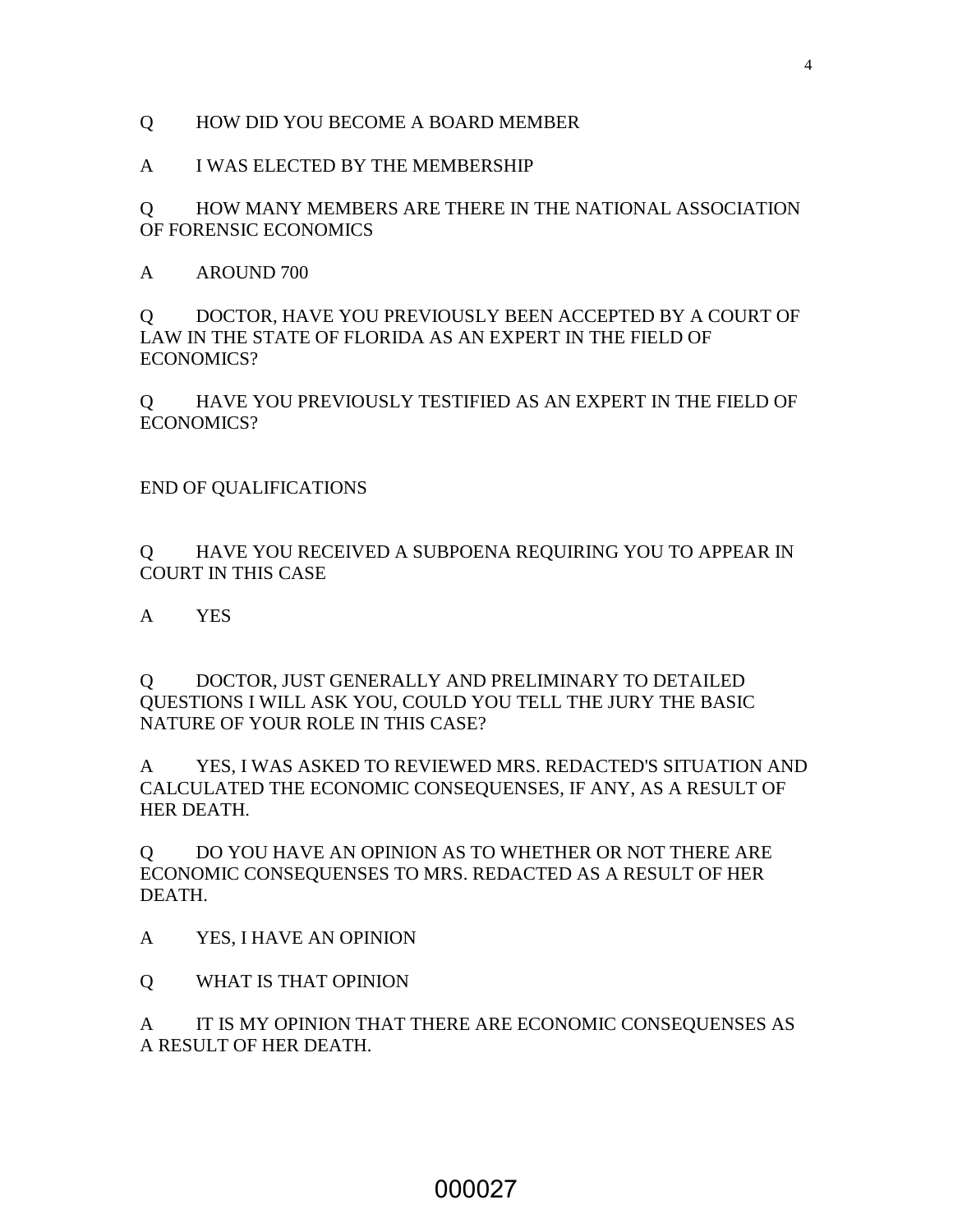Q HOW DID YOU BECOME A BOARD MEMBER

A I WAS ELECTED BY THE MEMBERSHIP

Q HOW MANY MEMBERS ARE THERE IN THE NATIONAL ASSOCIATION OF FORENSIC ECONOMICS

A AROUND 700

Q DOCTOR, HAVE YOU PREVIOUSLY BEEN ACCEPTED BY A COURT OF LAW IN THE STATE OF FLORIDA AS AN EXPERT IN THE FIELD OF ECONOMICS?

Q HAVE YOU PREVIOUSLY TESTIFIED AS AN EXPERT IN THE FIELD OF ECONOMICS?

END OF QUALIFICATIONS

Q HAVE YOU RECEIVED A SUBPOENA REQUIRING YOU TO APPEAR IN COURT IN THIS CASE

A YES

Q DOCTOR, JUST GENERALLY AND PRELIMINARY TO DETAILED QUESTIONS I WILL ASK YOU, COULD YOU TELL THE JURY THE BASIC NATURE OF YOUR ROLE IN THIS CASE?

A YES, I WAS ASKED TO REVIEWED MRS. REDACTED'S SITUATION AND CALCULATED THE ECONOMIC CONSEQUENSES, IF ANY, AS A RESULT OF HER DEATH.

Q DO YOU HAVE AN OPINION AS TO WHETHER OR NOT THERE ARE ECONOMIC CONSEQUENSES TO MRS. REDACTED AS A RESULT OF HER DEATH.

A YES, I HAVE AN OPINION

Q WHAT IS THAT OPINION

A IT IS MY OPINION THAT THERE ARE ECONOMIC CONSEQUENSES AS A RESULT OF HER DEATH.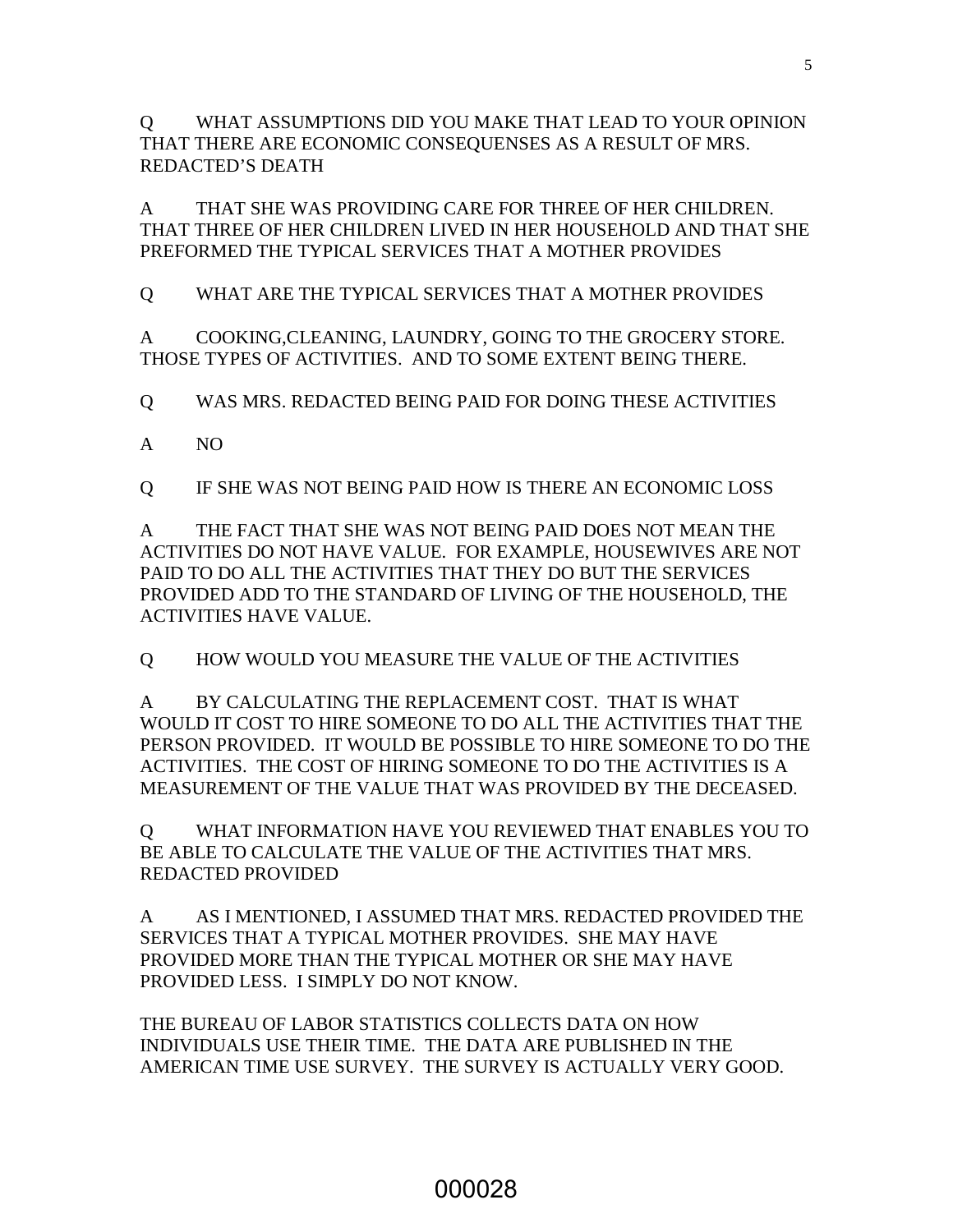Q WHAT ASSUMPTIONS DID YOU MAKE THAT LEAD TO YOUR OPINION THAT THERE ARE ECONOMIC CONSEQUENSES AS A RESULT OF MRS. REDACTED'S DEATH

A THAT SHE WAS PROVIDING CARE FOR THREE OF HER CHILDREN. THAT THREE OF HER CHILDREN LIVED IN HER HOUSEHOLD AND THAT SHE PREFORMED THE TYPICAL SERVICES THAT A MOTHER PROVIDES

Q WHAT ARE THE TYPICAL SERVICES THAT A MOTHER PROVIDES

A COOKING,CLEANING, LAUNDRY, GOING TO THE GROCERY STORE. THOSE TYPES OF ACTIVITIES. AND TO SOME EXTENT BEING THERE.

Q WAS MRS. REDACTED BEING PAID FOR DOING THESE ACTIVITIES

A NO

Q IF SHE WAS NOT BEING PAID HOW IS THERE AN ECONOMIC LOSS

A THE FACT THAT SHE WAS NOT BEING PAID DOES NOT MEAN THE ACTIVITIES DO NOT HAVE VALUE. FOR EXAMPLE, HOUSEWIVES ARE NOT PAID TO DO ALL THE ACTIVITIES THAT THEY DO BUT THE SERVICES PROVIDED ADD TO THE STANDARD OF LIVING OF THE HOUSEHOLD, THE ACTIVITIES HAVE VALUE.

Q HOW WOULD YOU MEASURE THE VALUE OF THE ACTIVITIES

A BY CALCULATING THE REPLACEMENT COST. THAT IS WHAT WOULD IT COST TO HIRE SOMEONE TO DO ALL THE ACTIVITIES THAT THE PERSON PROVIDED. IT WOULD BE POSSIBLE TO HIRE SOMEONE TO DO THE ACTIVITIES. THE COST OF HIRING SOMEONE TO DO THE ACTIVITIES IS A MEASUREMENT OF THE VALUE THAT WAS PROVIDED BY THE DECEASED.

Q WHAT INFORMATION HAVE YOU REVIEWED THAT ENABLES YOU TO BE ABLE TO CALCULATE THE VALUE OF THE ACTIVITIES THAT MRS. REDACTED PROVIDED

A AS I MENTIONED, I ASSUMED THAT MRS. REDACTED PROVIDED THE SERVICES THAT A TYPICAL MOTHER PROVIDES. SHE MAY HAVE PROVIDED MORE THAN THE TYPICAL MOTHER OR SHE MAY HAVE PROVIDED LESS. I SIMPLY DO NOT KNOW.

THE BUREAU OF LABOR STATISTICS COLLECTS DATA ON HOW INDIVIDUALS USE THEIR TIME. THE DATA ARE PUBLISHED IN THE AMERICAN TIME USE SURVEY. THE SURVEY IS ACTUALLY VERY GOOD.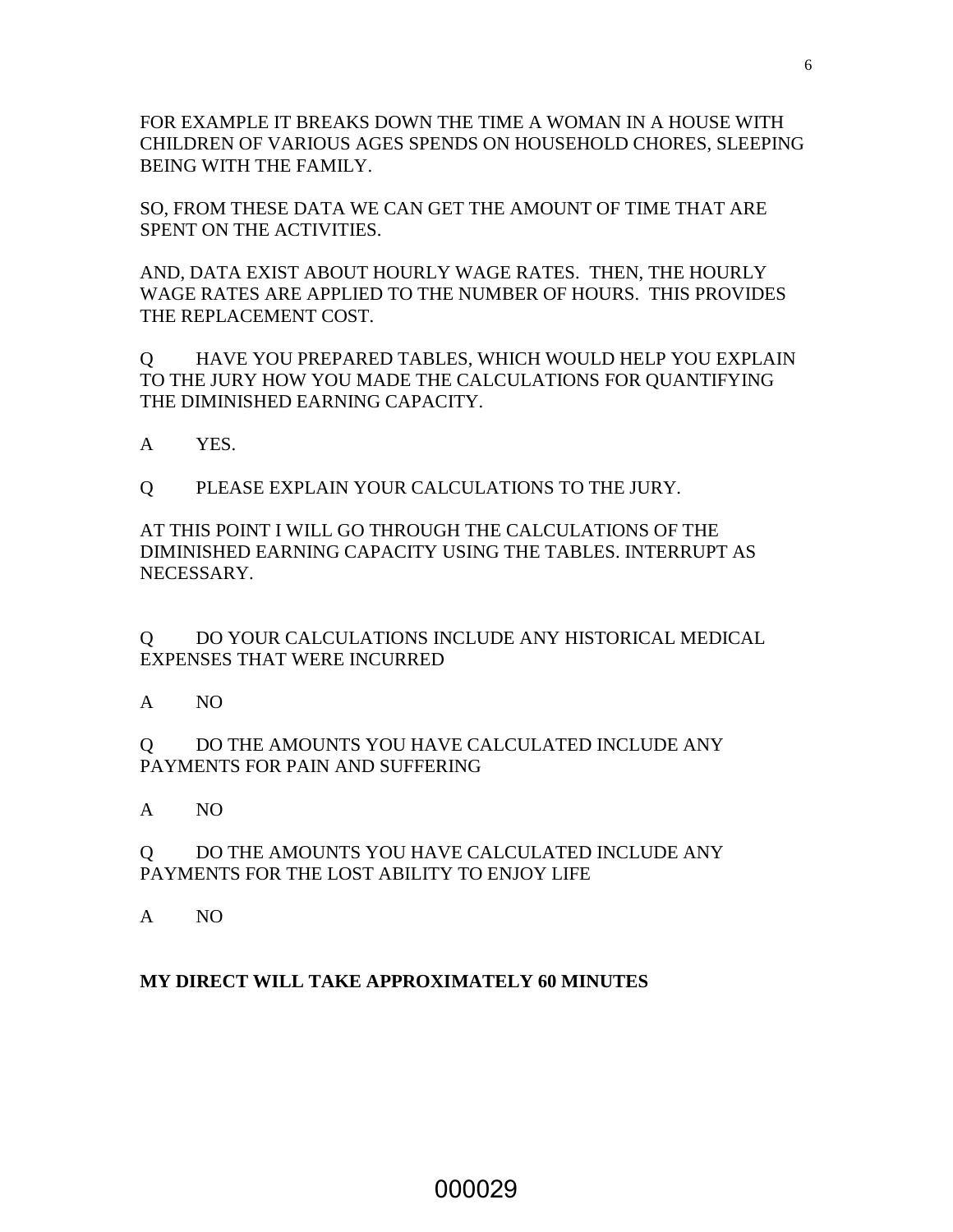FOR EXAMPLE IT BREAKS DOWN THE TIME A WOMAN IN A HOUSE WITH CHILDREN OF VARIOUS AGES SPENDS ON HOUSEHOLD CHORES, SLEEPING BEING WITH THE FAMILY.

SO, FROM THESE DATA WE CAN GET THE AMOUNT OF TIME THAT ARE SPENT ON THE ACTIVITIES.

AND, DATA EXIST ABOUT HOURLY WAGE RATES. THEN, THE HOURLY WAGE RATES ARE APPLIED TO THE NUMBER OF HOURS. THIS PROVIDES THE REPLACEMENT COST.

Q HAVE YOU PREPARED TABLES, WHICH WOULD HELP YOU EXPLAIN TO THE JURY HOW YOU MADE THE CALCULATIONS FOR QUANTIFYING THE DIMINISHED EARNING CAPACITY.

A YES.

Q PLEASE EXPLAIN YOUR CALCULATIONS TO THE JURY.

AT THIS POINT I WILL GO THROUGH THE CALCULATIONS OF THE DIMINISHED EARNING CAPACITY USING THE TABLES. INTERRUPT AS NECESSARY.

Q DO YOUR CALCULATIONS INCLUDE ANY HISTORICAL MEDICAL EXPENSES THAT WERE INCURRED

A NO

Q DO THE AMOUNTS YOU HAVE CALCULATED INCLUDE ANY PAYMENTS FOR PAIN AND SUFFERING

A NO

Q DO THE AMOUNTS YOU HAVE CALCULATED INCLUDE ANY PAYMENTS FOR THE LOST ABILITY TO ENJOY LIFE

A NO

**MY DIRECT WILL TAKE APPROXIMATELY 60 MINUTES**

000029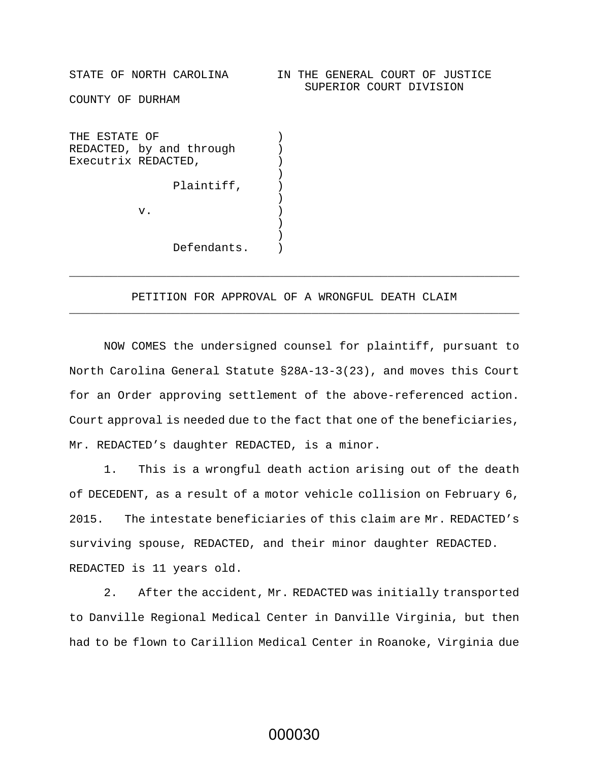STATE OF NORTH CAROLINA　　　IN THE GENERAL COURT OF JUSTICE
　　　　　　　　　　　　　　　　SUPERIOR COURT DIVISION

COUNTY OF DURHAM

THE ESTATE OF REDACTED, by and through Executrix REDACTED,

Plaintiff,

v.

Defendants.

---

## PETITION FOR APPROVAL OF A WRONGFUL DEATH CLAIM

---

NOW COMES the undersigned counsel for plaintiff, pursuant to North Carolina General Statute §28A-13-3(23), and moves this Court for an Order approving settlement of the above-referenced action. Court approval is needed due to the fact that one of the beneficiaries, Mr. REDACTED's daughter REDACTED, is a minor.

1. This is a wrongful death action arising out of the death of DECEDENT, as a result of a motor vehicle collision on February 6, 2015. The intestate beneficiaries of this claim are Mr. REDACTED's surviving spouse, REDACTED, and their minor daughter REDACTED. REDACTED is 11 years old.

2. After the accident, Mr. REDACTED was initially transported to Danville Regional Medical Center in Danville Virginia, but then had to be flown to Carillion Medical Center in Roanoke, Virginia due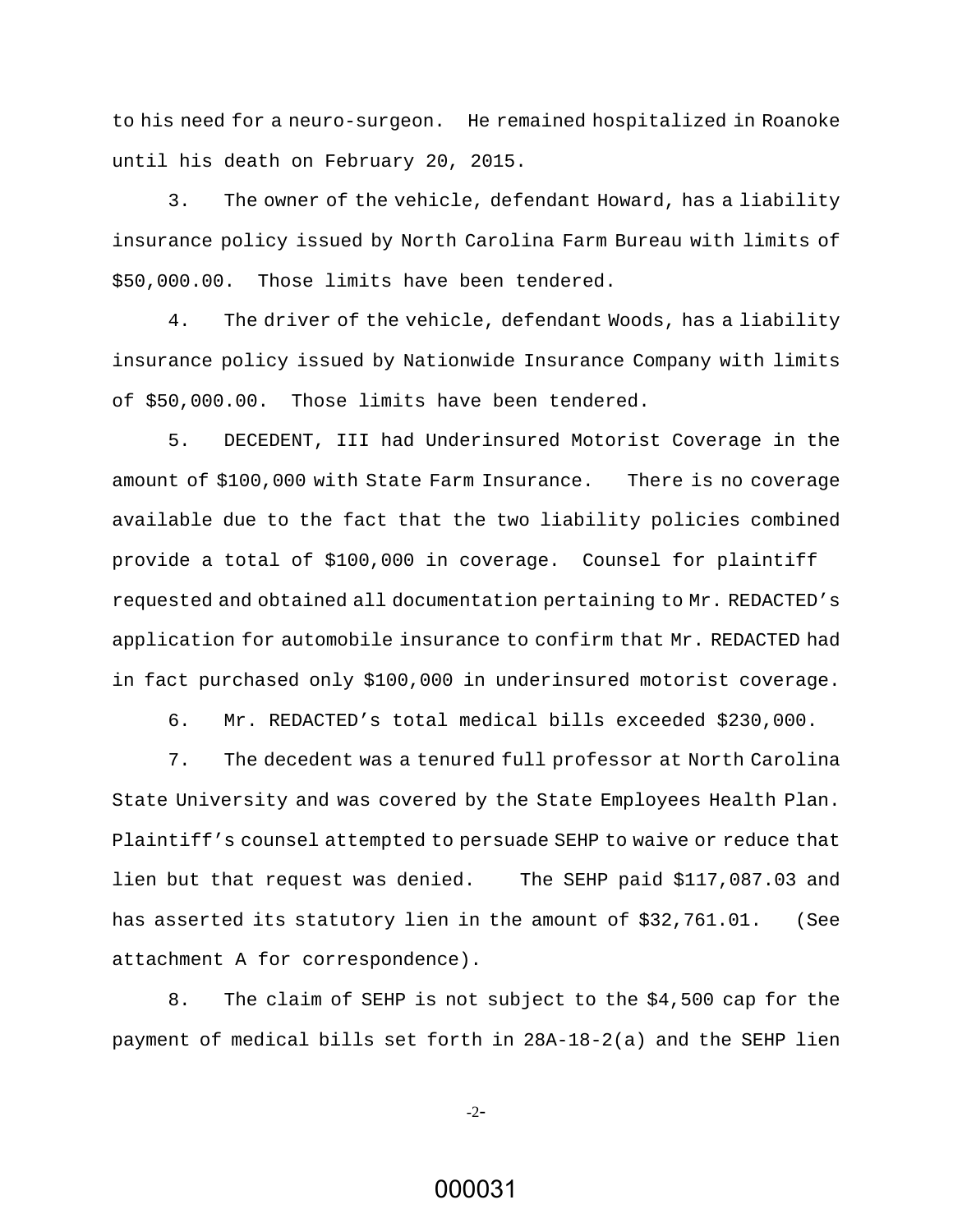to his need for a neuro-surgeon. He remained hospitalized in Roanoke until his death on February 20, 2015.

3. The owner of the vehicle, defendant Howard, has a liability insurance policy issued by North Carolina Farm Bureau with limits of $50,000.00. Those limits have been tendered.

4. The driver of the vehicle, defendant Woods, has a liability insurance policy issued by Nationwide Insurance Company with limits of $50,000.00. Those limits have been tendered.

5. DECEDENT, III had Underinsured Motorist Coverage in the amount of $100,000 with State Farm Insurance. There is no coverage available due to the fact that the two liability policies combined provide a total of $100,000 in coverage. Counsel for plaintiff requested and obtained all documentation pertaining to Mr. REDACTED's application for automobile insurance to confirm that Mr. REDACTED had in fact purchased only $100,000 in underinsured motorist coverage.

6. Mr. REDACTED's total medical bills exceeded $230,000.

7. The decedent was a tenured full professor at North Carolina State University and was covered by the State Employees Health Plan. Plaintiff's counsel attempted to persuade SEHP to waive or reduce that lien but that request was denied. The SEHP paid $117,087.03 and has asserted its statutory lien in the amount of $32,761.01. (See attachment A for correspondence).

8. The claim of SEHP is not subject to the $4,500 cap for the payment of medical bills set forth in 28A-18-2(a) and the SEHP lien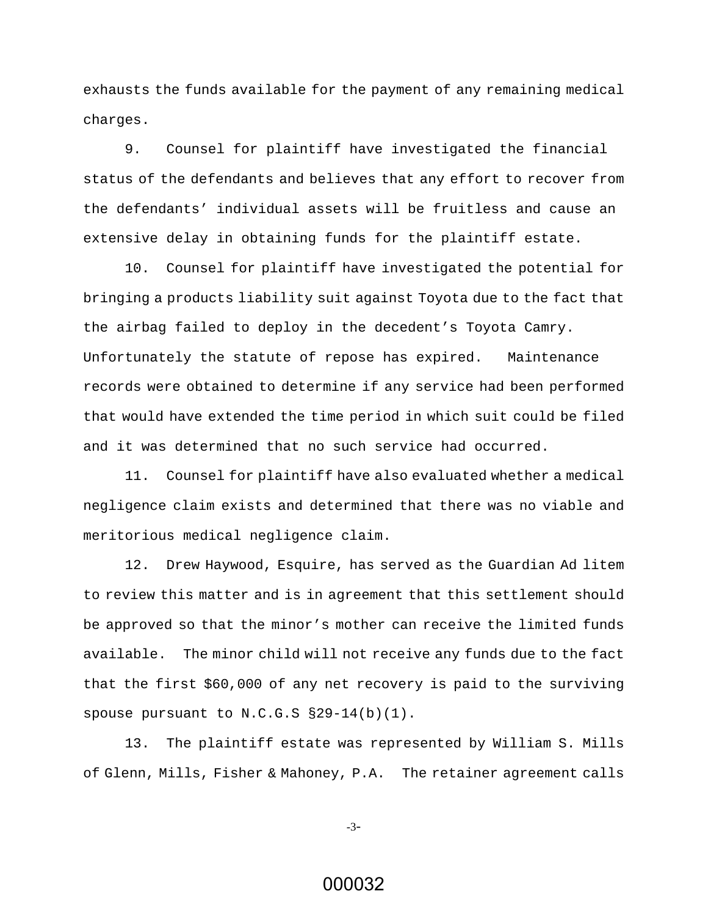exhausts the funds available for the payment of any remaining medical charges.

9. Counsel for plaintiff have investigated the financial status of the defendants and believes that any effort to recover from the defendants' individual assets will be fruitless and cause an extensive delay in obtaining funds for the plaintiff estate.

10. Counsel for plaintiff have investigated the potential for bringing a products liability suit against Toyota due to the fact that the airbag failed to deploy in the decedent's Toyota Camry. Unfortunately the statute of repose has expired. Maintenance records were obtained to determine if any service had been performed that would have extended the time period in which suit could be filed and it was determined that no such service had occurred.

11. Counsel for plaintiff have also evaluated whether a medical negligence claim exists and determined that there was no viable and meritorious medical negligence claim.

12. Drew Haywood, Esquire, has served as the Guardian Ad litem to review this matter and is in agreement that this settlement should be approved so that the minor's mother can receive the limited funds available. The minor child will not receive any funds due to the fact that the first $60,000 of any net recovery is paid to the surviving spouse pursuant to N.C.G.S §29-14(b)(1).

13. The plaintiff estate was represented by William S. Mills of Glenn, Mills, Fisher & Mahoney, P.A. The retainer agreement calls

000032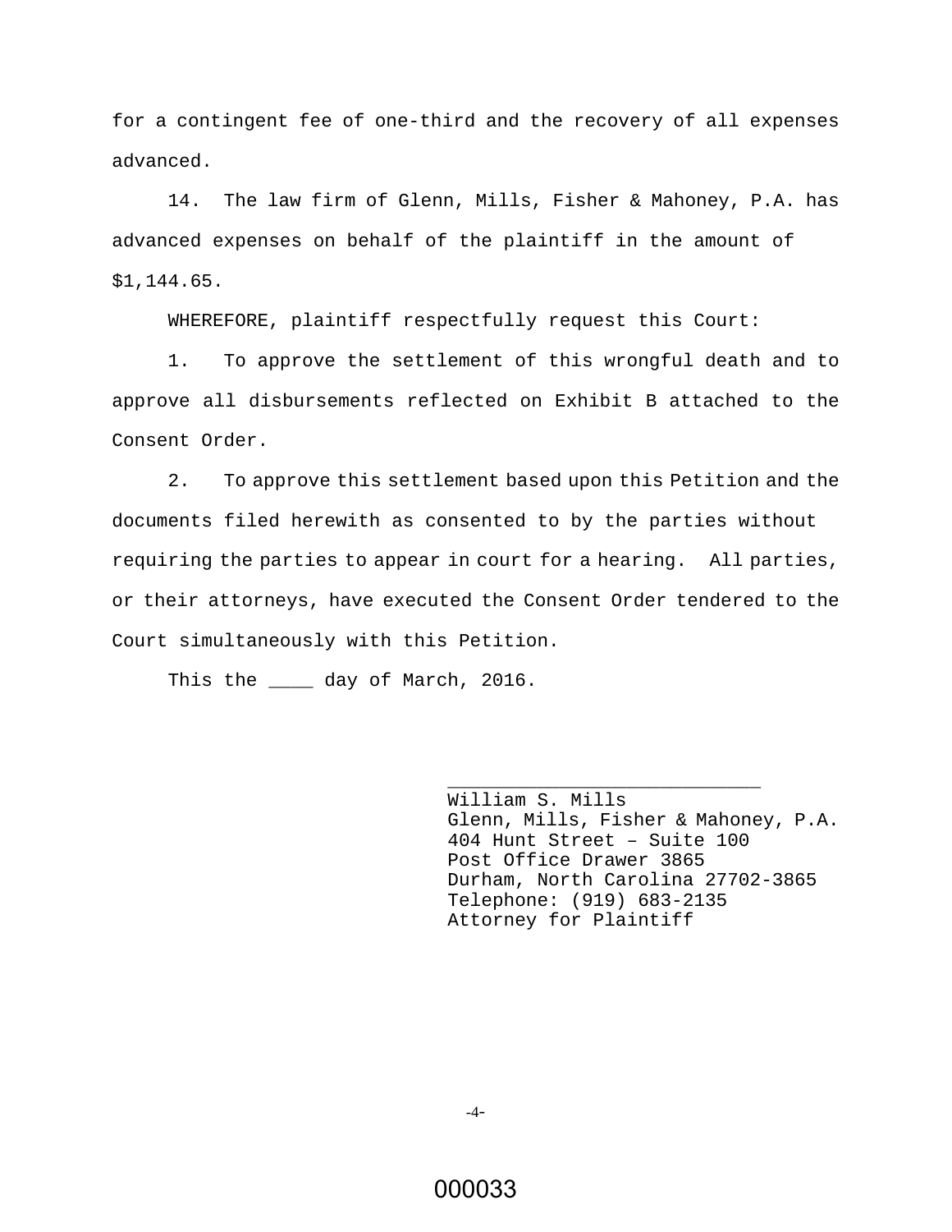for a contingent fee of one-third and the recovery of all expenses advanced.

14. The law firm of Glenn, Mills, Fisher & Mahoney, P.A. has advanced expenses on behalf of the plaintiff in the amount of $1,144.65.

WHEREFORE, plaintiff respectfully request this Court:

1. To approve the settlement of this wrongful death and to approve all disbursements reflected on Exhibit B attached to the Consent Order.

2. To approve this settlement based upon this Petition and the documents filed herewith as consented to by the parties without requiring the parties to appear in court for a hearing. All parties, or their attorneys, have executed the Consent Order tendered to the Court simultaneously with this Petition.

This the ____ day of March, 2016.

_____________________________
William S. Mills
Glenn, Mills, Fisher & Mahoney, P.A.
404 Hunt Street – Suite 100
Post Office Drawer 3865
Durham, North Carolina 27702-3865
Telephone: (919) 683-2135
Attorney for Plaintiff

000033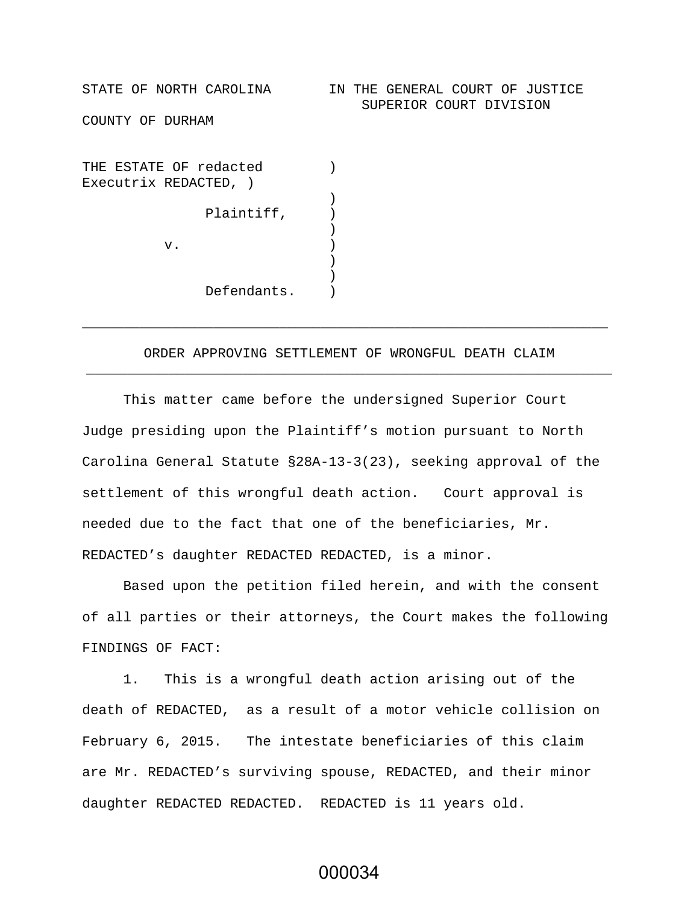STATE OF NORTH CAROLINA IN THE GENERAL COURT OF JUSTICE
SUPERIOR COURT DIVISION

COUNTY OF DURHAM

THE ESTATE OF redacted )
Executrix REDACTED, )
)
Plaintiff, )
)
v. )
)
)
Defendants. )

---

ORDER APPROVING SETTLEMENT OF WRONGFUL DEATH CLAIM

---

This matter came before the undersigned Superior Court Judge presiding upon the Plaintiff's motion pursuant to North Carolina General Statute §28A-13-3(23), seeking approval of the settlement of this wrongful death action. Court approval is needed due to the fact that one of the beneficiaries, Mr. REDACTED's daughter REDACTED REDACTED, is a minor.

Based upon the petition filed herein, and with the consent of all parties or their attorneys, the Court makes the following FINDINGS OF FACT:

1. This is a wrongful death action arising out of the death of REDACTED, as a result of a motor vehicle collision on February 6, 2015. The intestate beneficiaries of this claim are Mr. REDACTED's surviving spouse, REDACTED, and their minor daughter REDACTED REDACTED. REDACTED is 11 years old.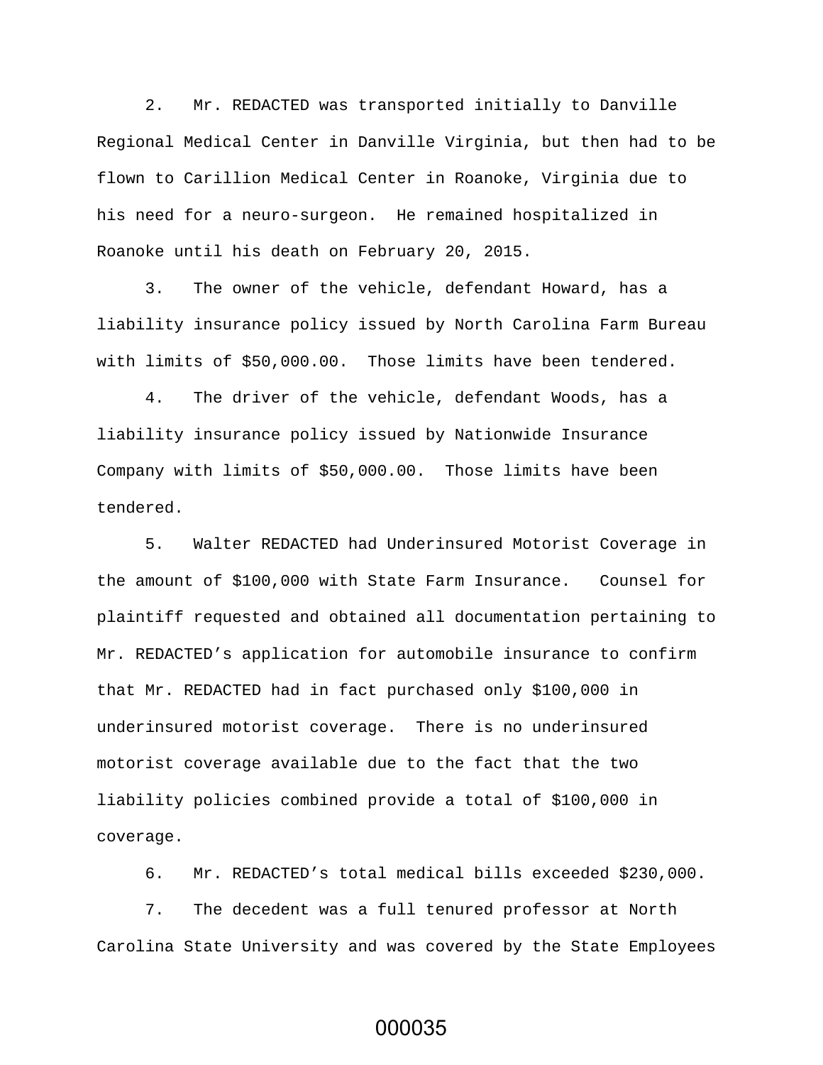2. Mr. REDACTED was transported initially to Danville Regional Medical Center in Danville Virginia, but then had to be flown to Carillion Medical Center in Roanoke, Virginia due to his need for a neuro-surgeon. He remained hospitalized in Roanoke until his death on February 20, 2015.

3. The owner of the vehicle, defendant Howard, has a liability insurance policy issued by North Carolina Farm Bureau with limits of $50,000.00. Those limits have been tendered.

4. The driver of the vehicle, defendant Woods, has a liability insurance policy issued by Nationwide Insurance Company with limits of $50,000.00. Those limits have been tendered.

5. Walter REDACTED had Underinsured Motorist Coverage in the amount of $100,000 with State Farm Insurance. Counsel for plaintiff requested and obtained all documentation pertaining to Mr. REDACTED's application for automobile insurance to confirm that Mr. REDACTED had in fact purchased only $100,000 in underinsured motorist coverage. There is no underinsured motorist coverage available due to the fact that the two liability policies combined provide a total of $100,000 in coverage.

6. Mr. REDACTED's total medical bills exceeded $230,000.

7. The decedent was a full tenured professor at North Carolina State University and was covered by the State Employees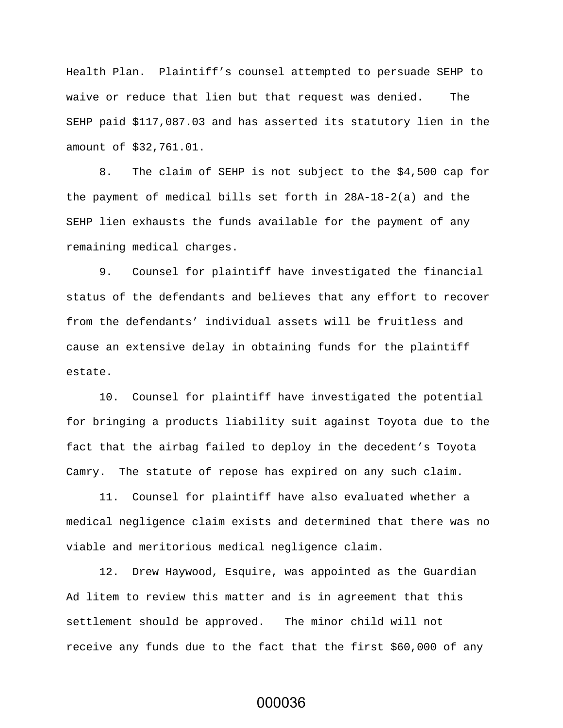Health Plan. Plaintiff's counsel attempted to persuade SEHP to waive or reduce that lien but that request was denied. The SEHP paid $117,087.03 and has asserted its statutory lien in the amount of $32,761.01.

8. The claim of SEHP is not subject to the $4,500 cap for the payment of medical bills set forth in 28A-18-2(a) and the SEHP lien exhausts the funds available for the payment of any remaining medical charges.

9. Counsel for plaintiff have investigated the financial status of the defendants and believes that any effort to recover from the defendants' individual assets will be fruitless and cause an extensive delay in obtaining funds for the plaintiff estate.

10. Counsel for plaintiff have investigated the potential for bringing a products liability suit against Toyota due to the fact that the airbag failed to deploy in the decedent's Toyota Camry. The statute of repose has expired on any such claim.

11. Counsel for plaintiff have also evaluated whether a medical negligence claim exists and determined that there was no viable and meritorious medical negligence claim.

12. Drew Haywood, Esquire, was appointed as the Guardian Ad litem to review this matter and is in agreement that this settlement should be approved. The minor child will not receive any funds due to the fact that the first $60,000 of any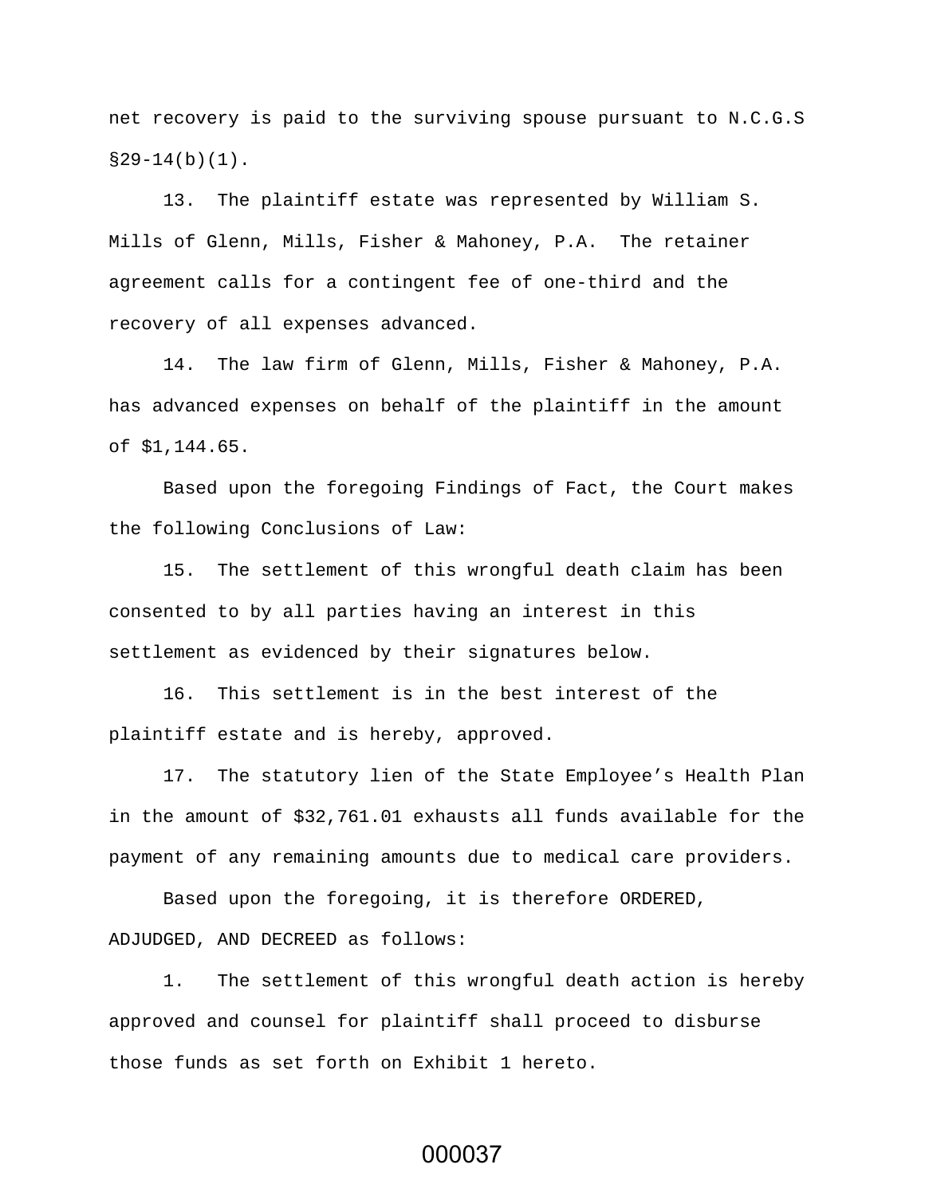net recovery is paid to the surviving spouse pursuant to N.C.G.S §29-14(b)(1).

13. The plaintiff estate was represented by William S. Mills of Glenn, Mills, Fisher & Mahoney, P.A. The retainer agreement calls for a contingent fee of one-third and the recovery of all expenses advanced.

14. The law firm of Glenn, Mills, Fisher & Mahoney, P.A. has advanced expenses on behalf of the plaintiff in the amount of $1,144.65.

Based upon the foregoing Findings of Fact, the Court makes the following Conclusions of Law:

15. The settlement of this wrongful death claim has been consented to by all parties having an interest in this settlement as evidenced by their signatures below.

16. This settlement is in the best interest of the plaintiff estate and is hereby, approved.

17. The statutory lien of the State Employee's Health Plan in the amount of $32,761.01 exhausts all funds available for the payment of any remaining amounts due to medical care providers.

Based upon the foregoing, it is therefore ORDERED, ADJUDGED, AND DECREED as follows:

1. The settlement of this wrongful death action is hereby approved and counsel for plaintiff shall proceed to disburse those funds as set forth on Exhibit 1 hereto.

000037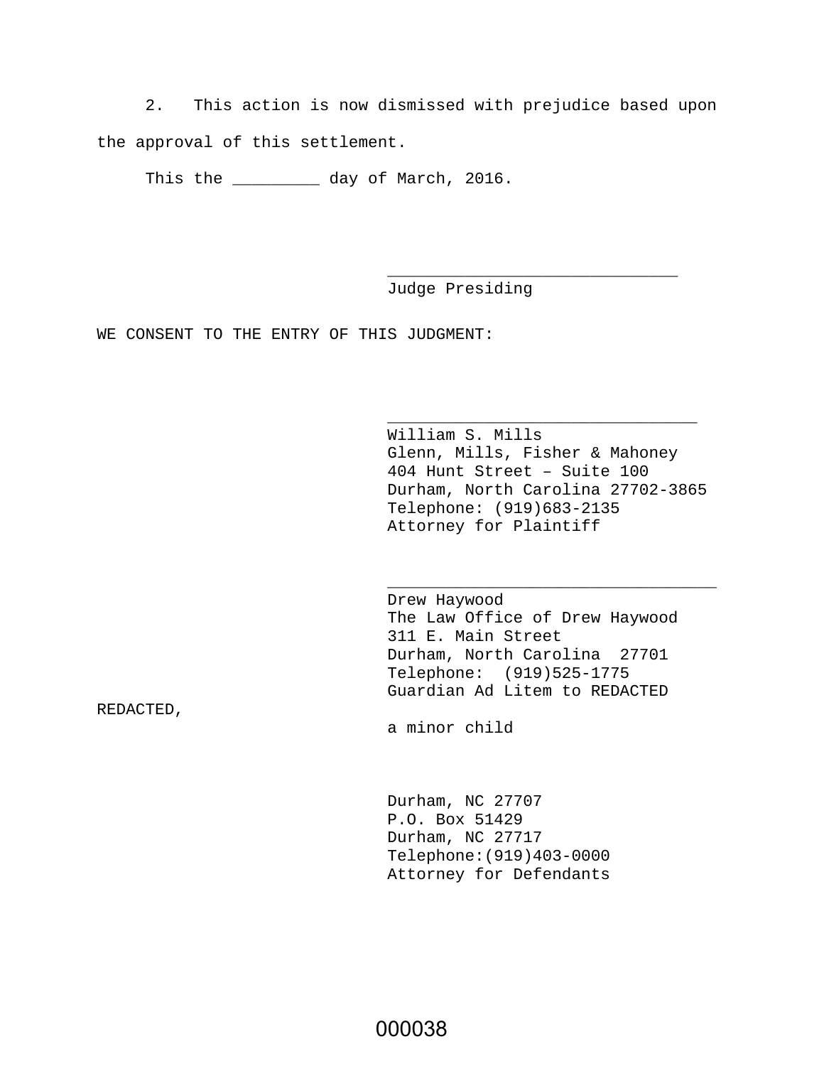2. This action is now dismissed with prejudice based upon the approval of this settlement.

This the _________ day of March, 2016.

_______________________________
Judge Presiding

WE CONSENT TO THE ENTRY OF THIS JUDGMENT:

_________________________________
William S. Mills
Glenn, Mills, Fisher & Mahoney
404 Hunt Street – Suite 100
Durham, North Carolina 27702-3865
Telephone: (919)683-2135
Attorney for Plaintiff

__________________________________
Drew Haywood
The Law Office of Drew Haywood
311 E. Main Street
Durham, North Carolina 27701
Telephone: (919)525-1775
Guardian Ad Litem to REDACTED
REDACTED,
a minor child

Durham, NC 27707
P.O. Box 51429
Durham, NC 27717
Telephone:(919)403-0000
Attorney for Defendants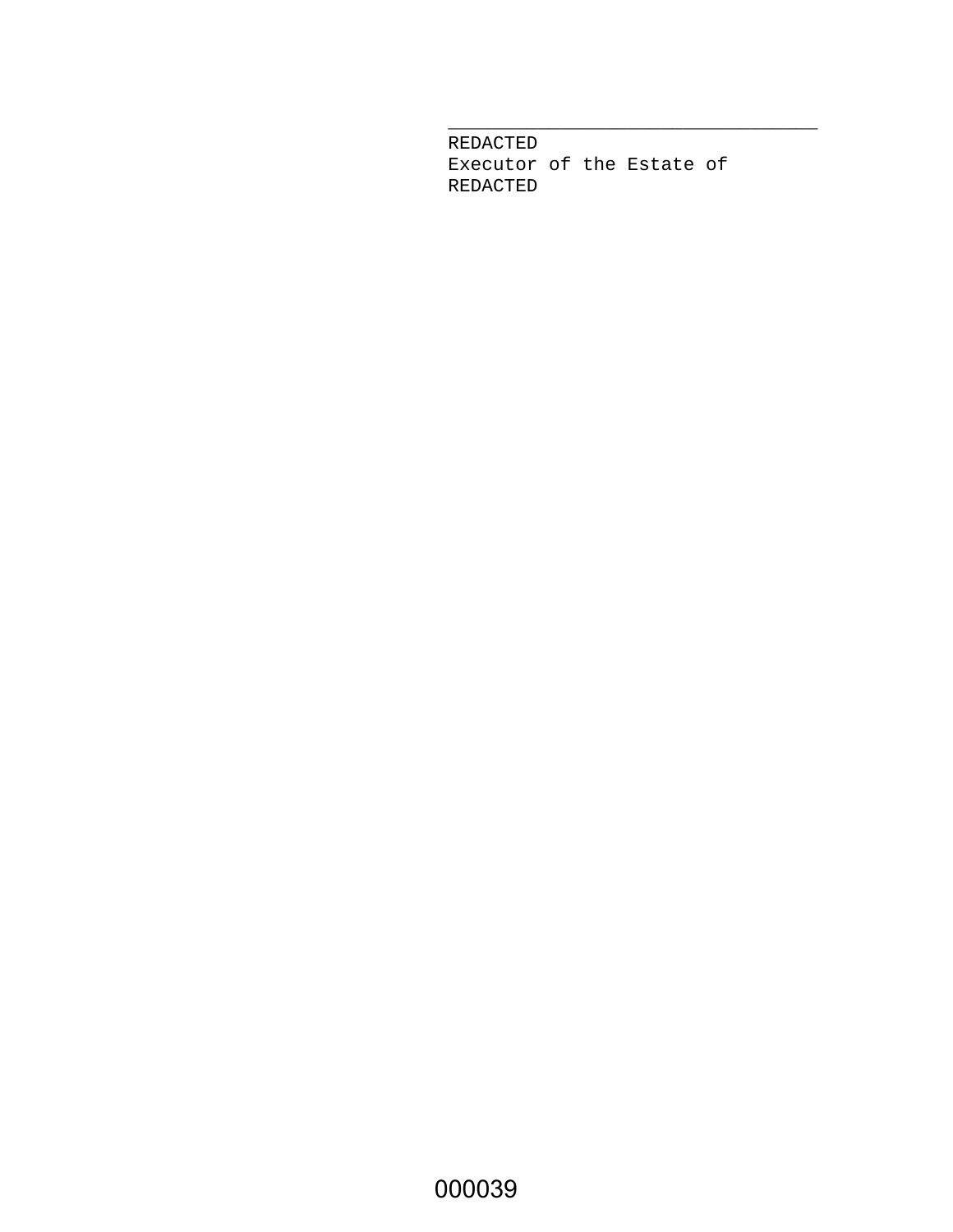\_\_\_\_\_\_\_\_\_\_\_\_\_\_\_\_\_\_\_\_\_\_\_\_\_\_\_\_\_\_\_\_\_\_\_

REDACTED
Executor of the Estate of
REDACTED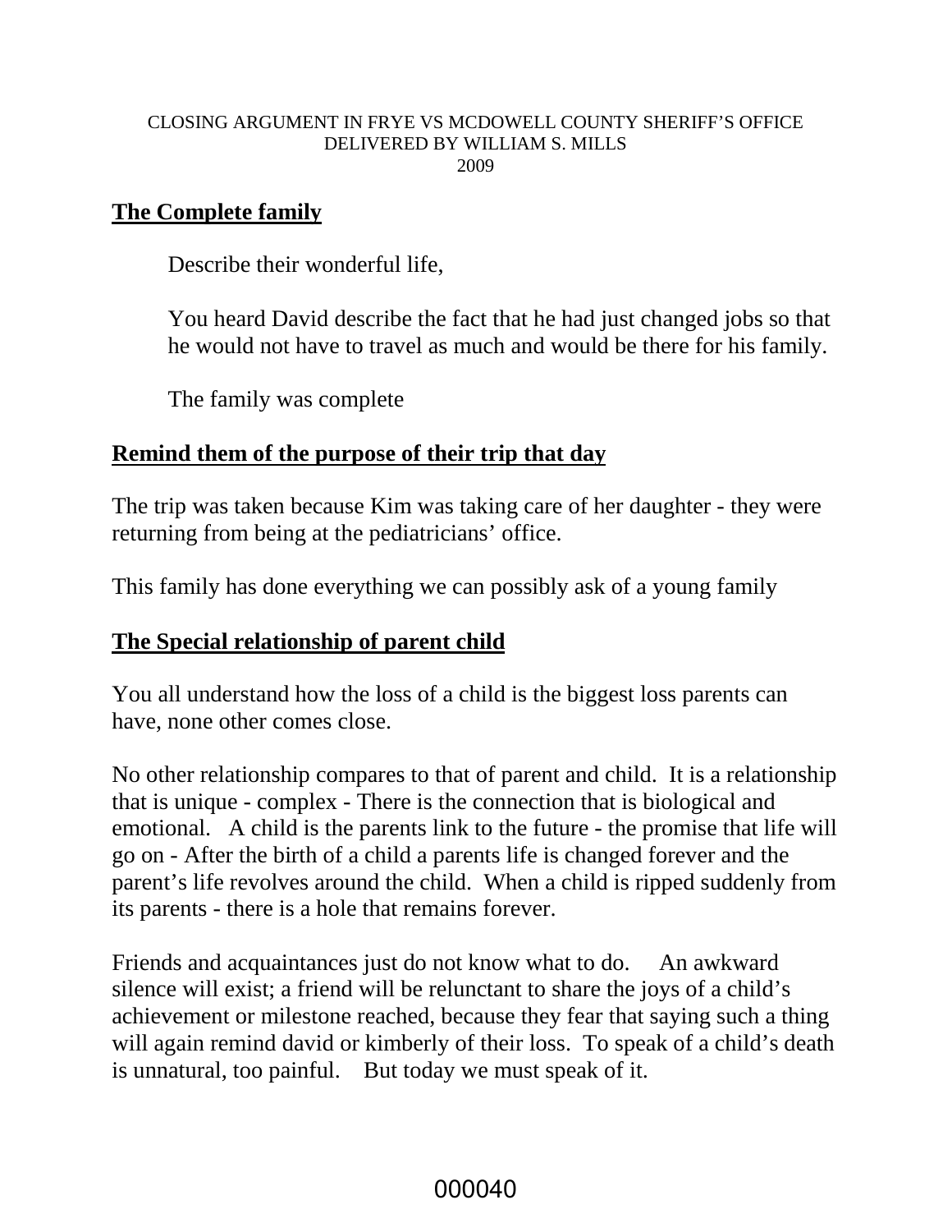CLOSING ARGUMENT IN FRYE VS MCDOWELL COUNTY SHERIFF'S OFFICE
DELIVERED BY WILLIAM S. MILLS
2009

## The Complete family

Describe their wonderful life,

You heard David describe the fact that he had just changed jobs so that he would not have to travel as much and would be there for his family.

The family was complete

## Remind them of the purpose of their trip that day

The trip was taken because Kim was taking care of her daughter - they were returning from being at the pediatricians' office.

This family has done everything we can possibly ask of a young family

## The Special relationship of parent child

You all understand how the loss of a child is the biggest loss parents can have, none other comes close.

No other relationship compares to that of parent and child. It is a relationship that is unique - complex - There is the connection that is biological and emotional. A child is the parents link to the future - the promise that life will go on - After the birth of a child a parents life is changed forever and the parent's life revolves around the child. When a child is ripped suddenly from its parents - there is a hole that remains forever.

Friends and acquaintances just do not know what to do. An awkward silence will exist; a friend will be relunctant to share the joys of a child's achievement or milestone reached, because they fear that saying such a thing will again remind david or kimberly of their loss. To speak of a child's death is unnatural, too painful. But today we must speak of it.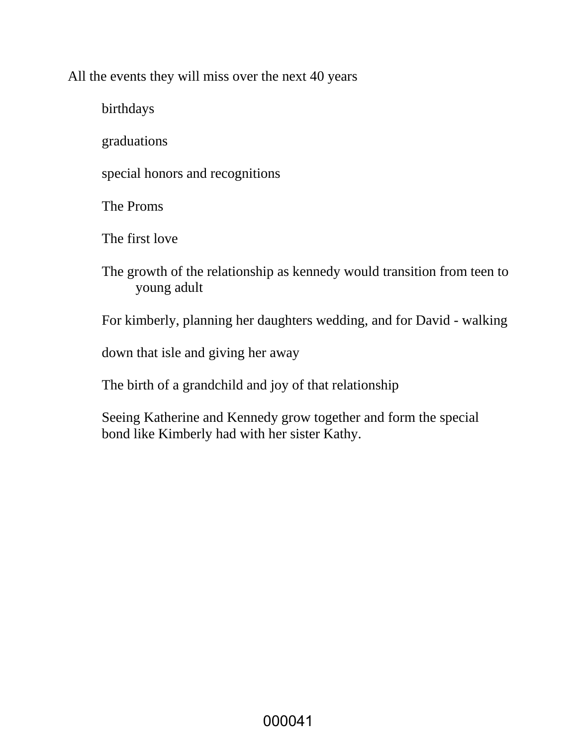All the events they will miss over the next 40 years

birthdays

graduations

special honors and recognitions

The Proms

The first love

The growth of the relationship as kennedy would transition from teen to young adult

For kimberly, planning her daughters wedding, and for David - walking

down that isle and giving her away

The birth of a grandchild and joy of that relationship

Seeing Katherine and Kennedy grow together and form the special bond like Kimberly had with her sister Kathy.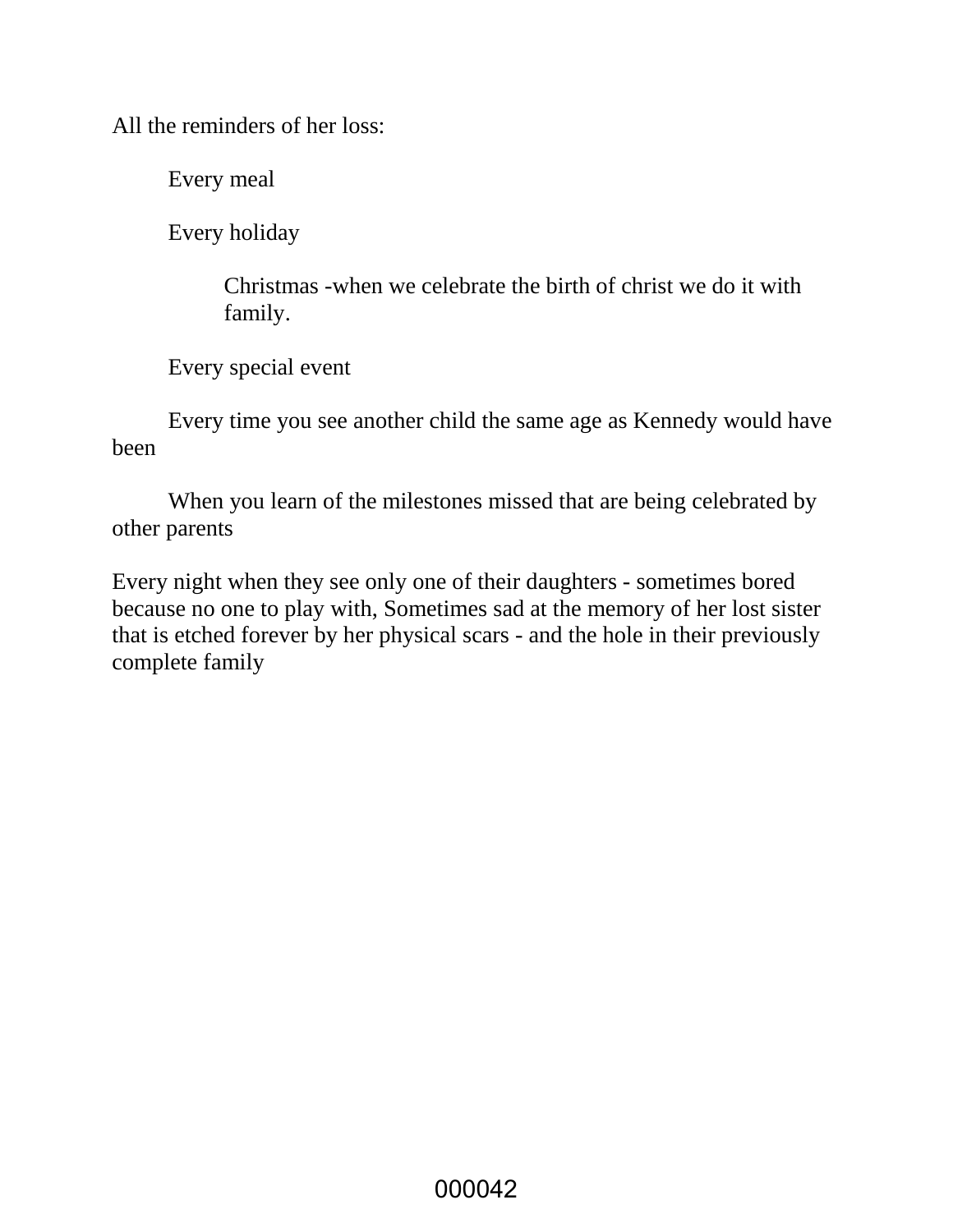All the reminders of her loss:

- Every meal
- Every holiday
  - Christmas -when we celebrate the birth of christ we do it with family.
- Every special event
- Every time you see another child the same age as Kennedy would have been
- When you learn of the milestones missed that are being celebrated by other parents

Every night when they see only one of their daughters - sometimes bored because no one to play with, Sometimes sad at the memory of her lost sister that is etched forever by her physical scars - and the hole in their previously complete family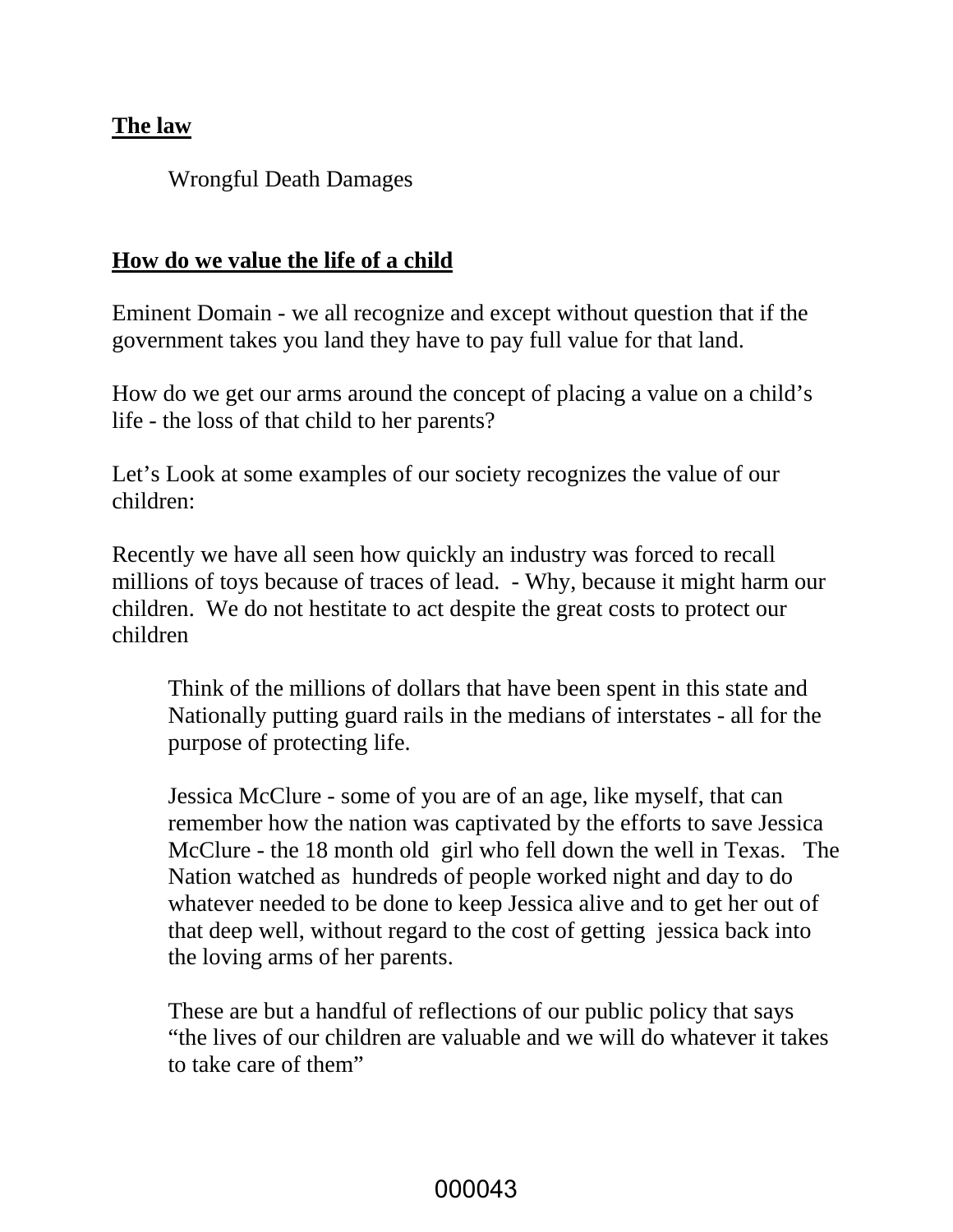**The law**

Wrongful Death Damages

**How do we value the life of a child**

Eminent Domain - we all recognize and except without question that if the government takes you land they have to pay full value for that land.

How do we get our arms around the concept of placing a value on a child's life - the loss of that child to her parents?

Let's Look at some examples of our society recognizes the value of our children:

Recently we have all seen how quickly an industry was forced to recall millions of toys because of traces of lead. - Why, because it might harm our children. We do not hestitate to act despite the great costs to protect our children

> Think of the millions of dollars that have been spent in this state and Nationally putting guard rails in the medians of interstates - all for the purpose of protecting life.
>
> Jessica McClure - some of you are of an age, like myself, that can remember how the nation was captivated by the efforts to save Jessica McClure - the 18 month old girl who fell down the well in Texas. The Nation watched as hundreds of people worked night and day to do whatever needed to be done to keep Jessica alive and to get her out of that deep well, without regard to the cost of getting jessica back into the loving arms of her parents.
>
> These are but a handful of reflections of our public policy that says "the lives of our children are valuable and we will do whatever it takes to take care of them"

000043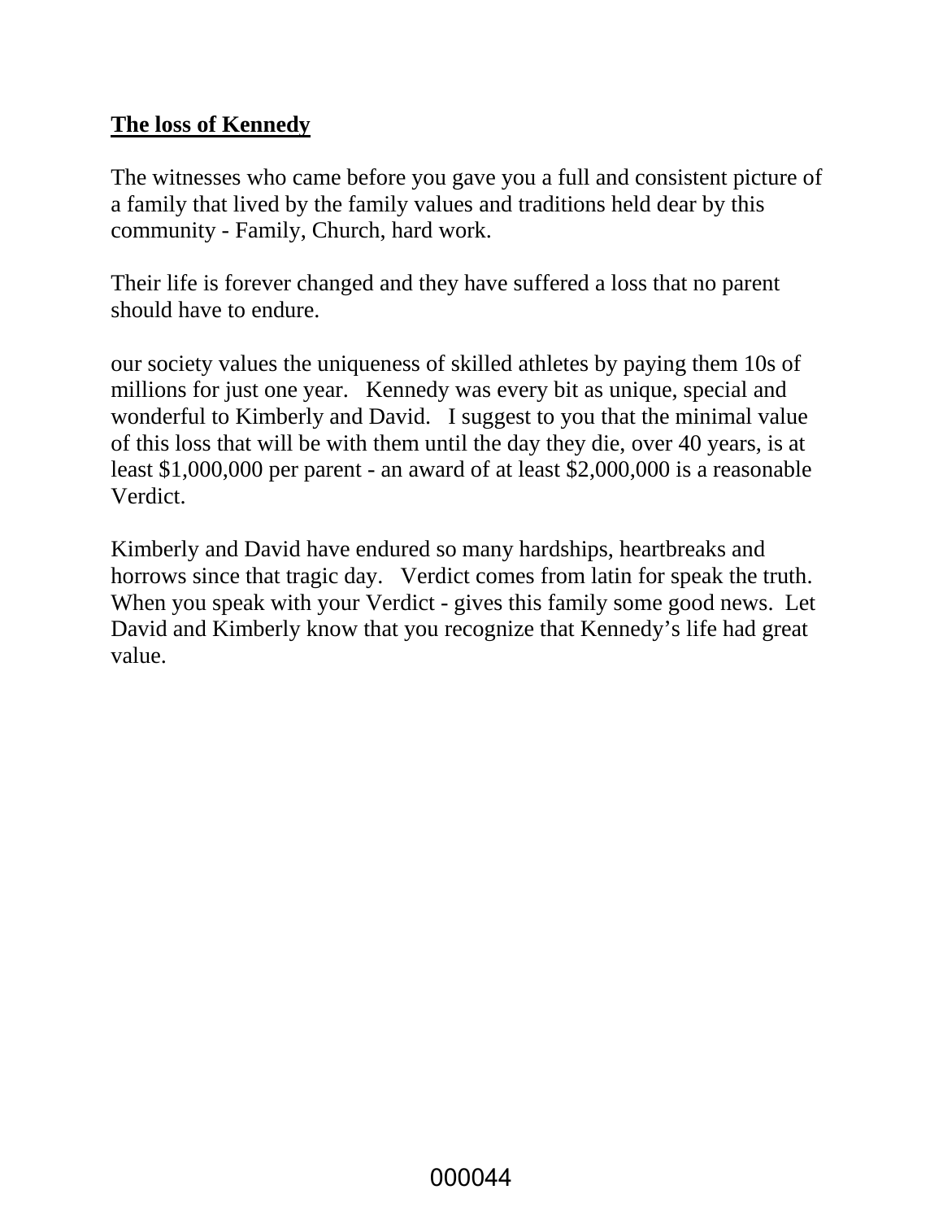**The loss of Kennedy**

The witnesses who came before you gave you a full and consistent picture of a family that lived by the family values and traditions held dear by this community - Family, Church, hard work.

Their life is forever changed and they have suffered a loss that no parent should have to endure.

our society values the uniqueness of skilled athletes by paying them 10s of millions for just one year.   Kennedy was every bit as unique, special and wonderful to Kimberly and David.   I suggest to you that the minimal value of this loss that will be with them until the day they die, over 40 years, is at least $1,000,000 per parent - an award of at least $2,000,000 is a reasonable Verdict.

Kimberly and David have endured so many hardships, heartbreaks and horrows since that tragic day.   Verdict comes from latin for speak the truth. When you speak with your Verdict - gives this family some good news.  Let David and Kimberly know that you recognize that Kennedy's life had great value.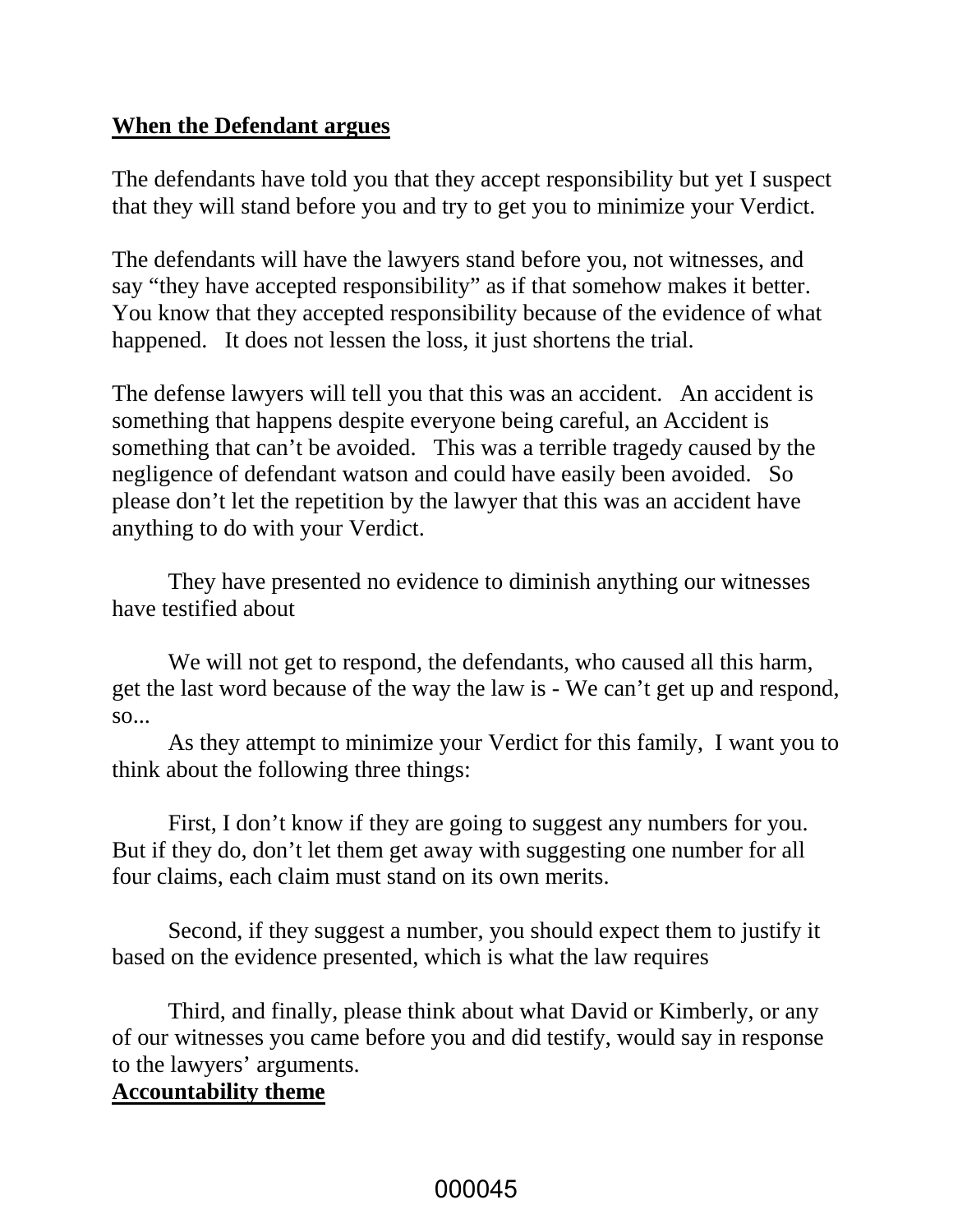**When the Defendant argues**

The defendants have told you that they accept responsibility but yet I suspect that they will stand before you and try to get you to minimize your Verdict.

The defendants will have the lawyers stand before you, not witnesses, and say "they have accepted responsibility" as if that somehow makes it better. You know that they accepted responsibility because of the evidence of what happened. It does not lessen the loss, it just shortens the trial.

The defense lawyers will tell you that this was an accident. An accident is something that happens despite everyone being careful, an Accident is something that can't be avoided. This was a terrible tragedy caused by the negligence of defendant watson and could have easily been avoided. So please don't let the repetition by the lawyer that this was an accident have anything to do with your Verdict.

They have presented no evidence to diminish anything our witnesses have testified about

We will not get to respond, the defendants, who caused all this harm, get the last word because of the way the law is - We can't get up and respond, so...

As they attempt to minimize your Verdict for this family, I want you to think about the following three things:

First, I don't know if they are going to suggest any numbers for you. But if they do, don't let them get away with suggesting one number for all four claims, each claim must stand on its own merits.

Second, if they suggest a number, you should expect them to justify it based on the evidence presented, which is what the law requires

Third, and finally, please think about what David or Kimberly, or any of our witnesses you came before you and did testify, would say in response to the lawyers' arguments.

**Accountability theme**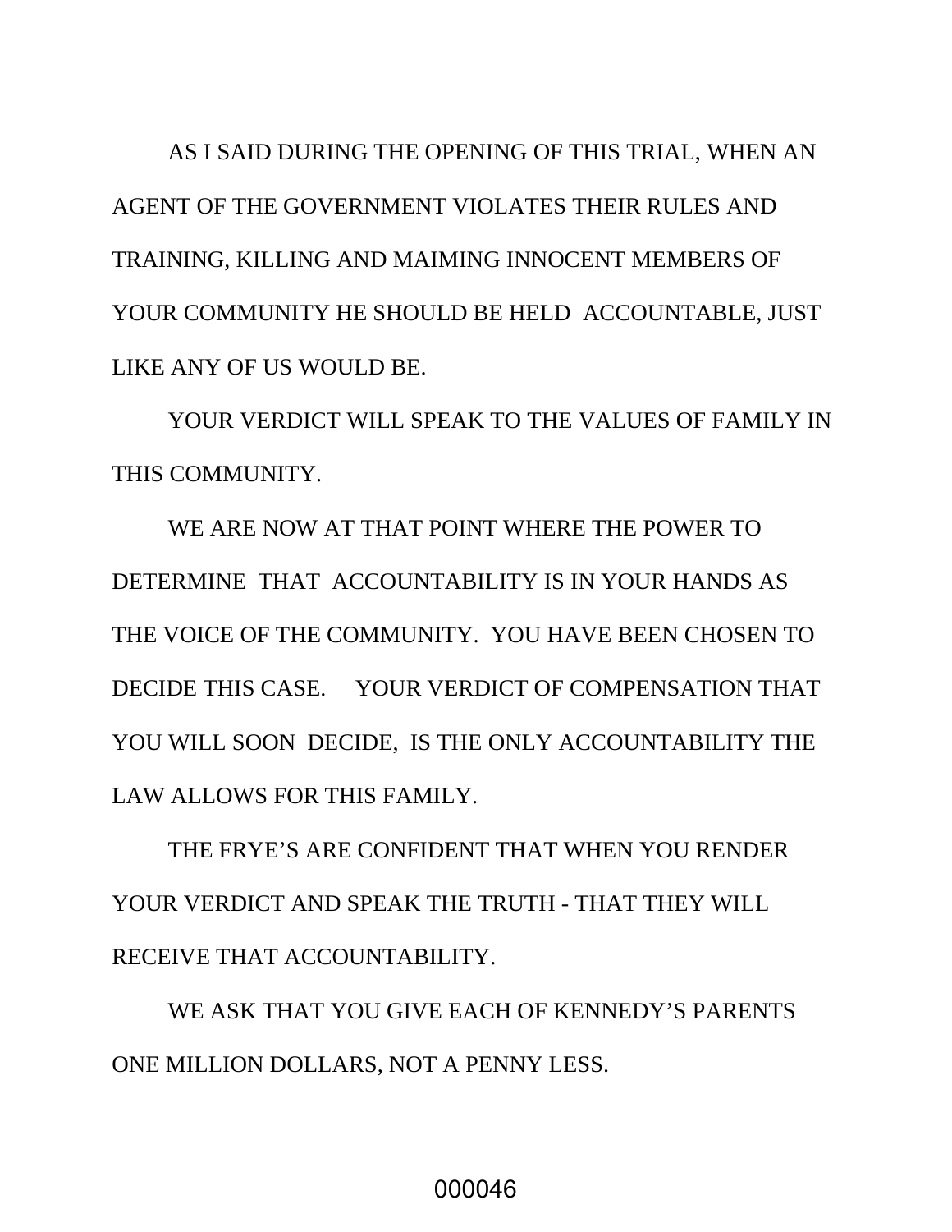AS I SAID DURING THE OPENING OF THIS TRIAL, WHEN AN AGENT OF THE GOVERNMENT VIOLATES THEIR RULES AND TRAINING, KILLING AND MAIMING INNOCENT MEMBERS OF YOUR COMMUNITY HE SHOULD BE HELD ACCOUNTABLE, JUST LIKE ANY OF US WOULD BE.

YOUR VERDICT WILL SPEAK TO THE VALUES OF FAMILY IN THIS COMMUNITY.

WE ARE NOW AT THAT POINT WHERE THE POWER TO DETERMINE THAT ACCOUNTABILITY IS IN YOUR HANDS AS THE VOICE OF THE COMMUNITY. YOU HAVE BEEN CHOSEN TO DECIDE THIS CASE. YOUR VERDICT OF COMPENSATION THAT YOU WILL SOON DECIDE, IS THE ONLY ACCOUNTABILITY THE LAW ALLOWS FOR THIS FAMILY.

THE FRYE'S ARE CONFIDENT THAT WHEN YOU RENDER YOUR VERDICT AND SPEAK THE TRUTH - THAT THEY WILL RECEIVE THAT ACCOUNTABILITY.

WE ASK THAT YOU GIVE EACH OF KENNEDY'S PARENTS ONE MILLION DOLLARS, NOT A PENNY LESS.

000046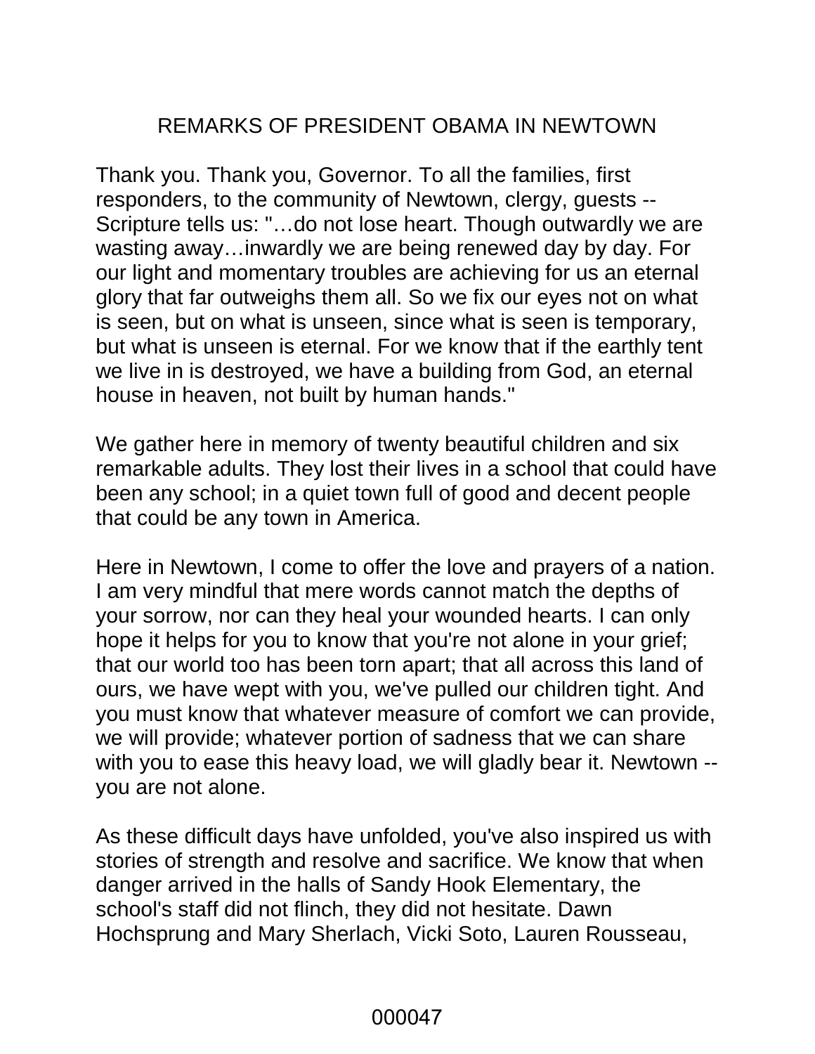# REMARKS OF PRESIDENT OBAMA IN NEWTOWN

Thank you. Thank you, Governor. To all the families, first responders, to the community of Newtown, clergy, guests -- Scripture tells us: "…do not lose heart. Though outwardly we are wasting away…inwardly we are being renewed day by day. For our light and momentary troubles are achieving for us an eternal glory that far outweighs them all. So we fix our eyes not on what is seen, but on what is unseen, since what is seen is temporary, but what is unseen is eternal. For we know that if the earthly tent we live in is destroyed, we have a building from God, an eternal house in heaven, not built by human hands."

We gather here in memory of twenty beautiful children and six remarkable adults. They lost their lives in a school that could have been any school; in a quiet town full of good and decent people that could be any town in America.

Here in Newtown, I come to offer the love and prayers of a nation. I am very mindful that mere words cannot match the depths of your sorrow, nor can they heal your wounded hearts. I can only hope it helps for you to know that you're not alone in your grief; that our world too has been torn apart; that all across this land of ours, we have wept with you, we've pulled our children tight. And you must know that whatever measure of comfort we can provide, we will provide; whatever portion of sadness that we can share with you to ease this heavy load, we will gladly bear it. Newtown -- you are not alone.

As these difficult days have unfolded, you've also inspired us with stories of strength and resolve and sacrifice. We know that when danger arrived in the halls of Sandy Hook Elementary, the school's staff did not flinch, they did not hesitate. Dawn Hochsprung and Mary Sherlach, Vicki Soto, Lauren Rousseau,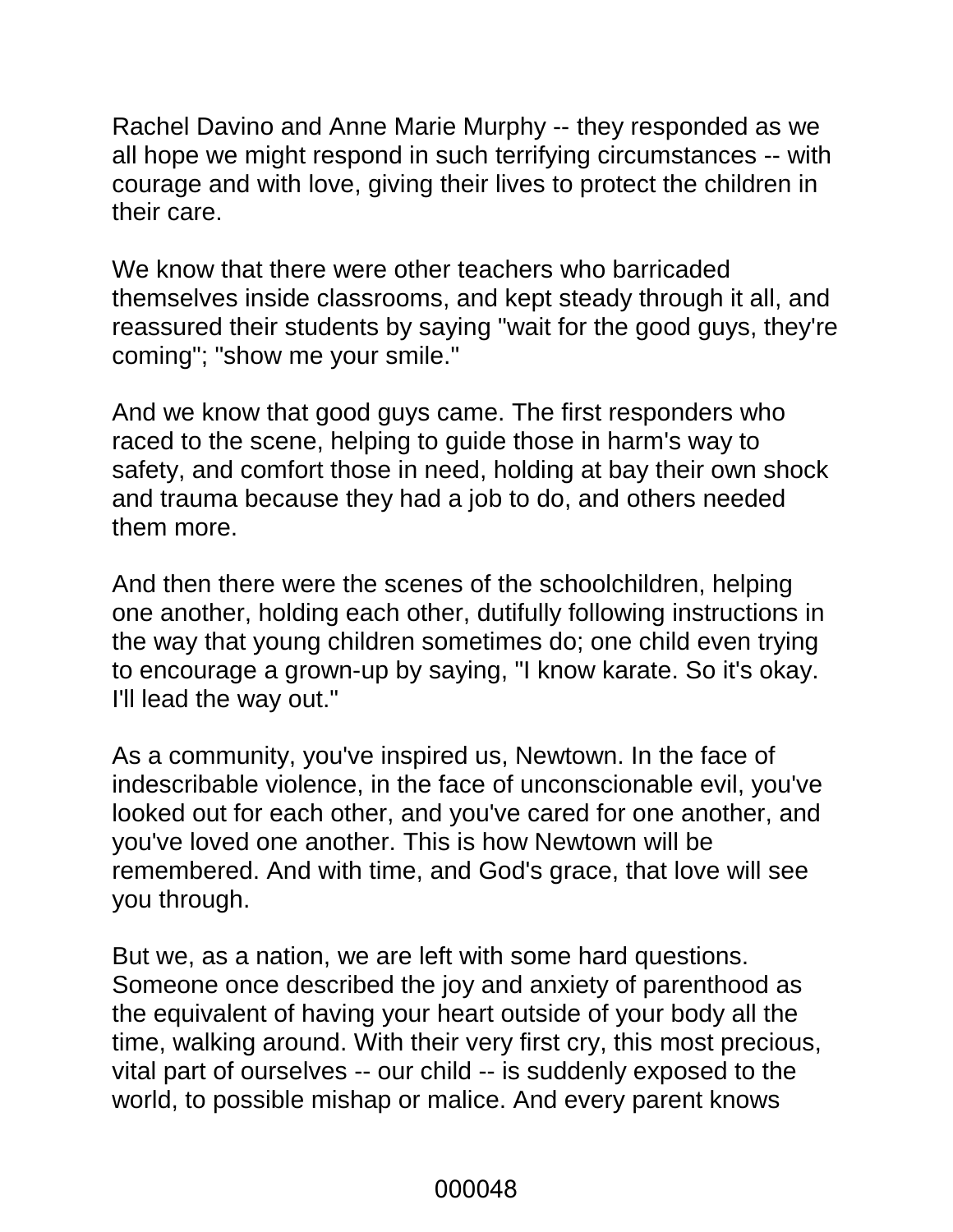Rachel Davino and Anne Marie Murphy -- they responded as we all hope we might respond in such terrifying circumstances -- with courage and with love, giving their lives to protect the children in their care.

We know that there were other teachers who barricaded themselves inside classrooms, and kept steady through it all, and reassured their students by saying "wait for the good guys, they're coming"; "show me your smile."

And we know that good guys came. The first responders who raced to the scene, helping to guide those in harm's way to safety, and comfort those in need, holding at bay their own shock and trauma because they had a job to do, and others needed them more.

And then there were the scenes of the schoolchildren, helping one another, holding each other, dutifully following instructions in the way that young children sometimes do; one child even trying to encourage a grown-up by saying, "I know karate. So it's okay. I'll lead the way out."

As a community, you've inspired us, Newtown. In the face of indescribable violence, in the face of unconscionable evil, you've looked out for each other, and you've cared for one another, and you've loved one another. This is how Newtown will be remembered. And with time, and God's grace, that love will see you through.

But we, as a nation, we are left with some hard questions. Someone once described the joy and anxiety of parenthood as the equivalent of having your heart outside of your body all the time, walking around. With their very first cry, this most precious, vital part of ourselves -- our child -- is suddenly exposed to the world, to possible mishap or malice. And every parent knows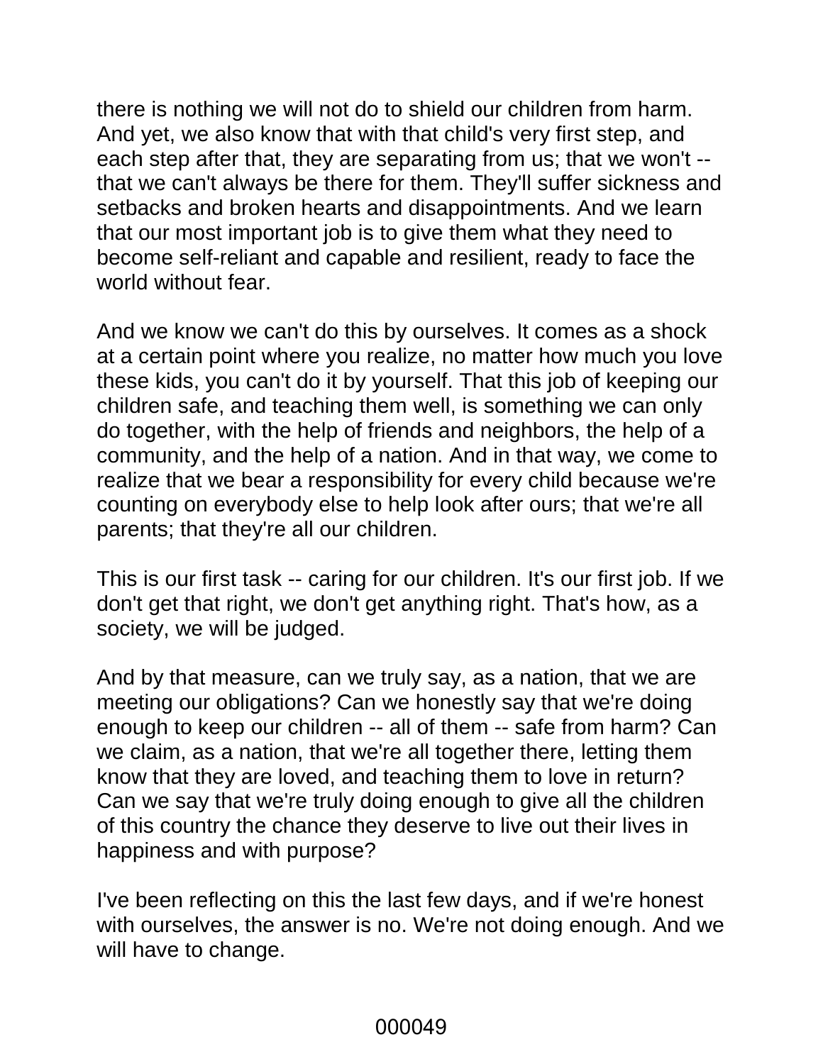there is nothing we will not do to shield our children from harm. And yet, we also know that with that child's very first step, and each step after that, they are separating from us; that we won't -- that we can't always be there for them. They'll suffer sickness and setbacks and broken hearts and disappointments. And we learn that our most important job is to give them what they need to become self-reliant and capable and resilient, ready to face the world without fear.

And we know we can't do this by ourselves. It comes as a shock at a certain point where you realize, no matter how much you love these kids, you can't do it by yourself. That this job of keeping our children safe, and teaching them well, is something we can only do together, with the help of friends and neighbors, the help of a community, and the help of a nation. And in that way, we come to realize that we bear a responsibility for every child because we're counting on everybody else to help look after ours; that we're all parents; that they're all our children.

This is our first task -- caring for our children. It's our first job. If we don't get that right, we don't get anything right. That's how, as a society, we will be judged.

And by that measure, can we truly say, as a nation, that we are meeting our obligations? Can we honestly say that we're doing enough to keep our children -- all of them -- safe from harm? Can we claim, as a nation, that we're all together there, letting them know that they are loved, and teaching them to love in return? Can we say that we're truly doing enough to give all the children of this country the chance they deserve to live out their lives in happiness and with purpose?

I've been reflecting on this the last few days, and if we're honest with ourselves, the answer is no. We're not doing enough. And we will have to change.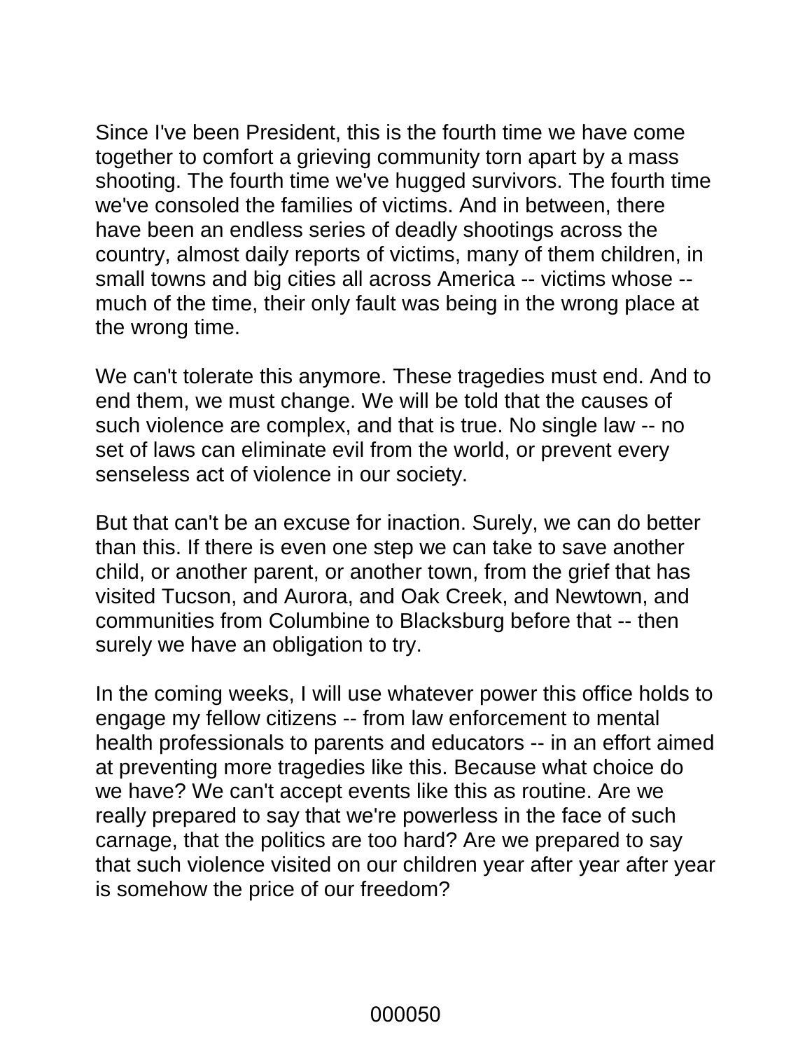Since I've been President, this is the fourth time we have come together to comfort a grieving community torn apart by a mass shooting. The fourth time we've hugged survivors. The fourth time we've consoled the families of victims. And in between, there have been an endless series of deadly shootings across the country, almost daily reports of victims, many of them children, in small towns and big cities all across America -- victims whose -- much of the time, their only fault was being in the wrong place at the wrong time.

We can't tolerate this anymore. These tragedies must end. And to end them, we must change. We will be told that the causes of such violence are complex, and that is true. No single law -- no set of laws can eliminate evil from the world, or prevent every senseless act of violence in our society.

But that can't be an excuse for inaction. Surely, we can do better than this. If there is even one step we can take to save another child, or another parent, or another town, from the grief that has visited Tucson, and Aurora, and Oak Creek, and Newtown, and communities from Columbine to Blacksburg before that -- then surely we have an obligation to try.

In the coming weeks, I will use whatever power this office holds to engage my fellow citizens -- from law enforcement to mental health professionals to parents and educators -- in an effort aimed at preventing more tragedies like this. Because what choice do we have? We can't accept events like this as routine. Are we really prepared to say that we're powerless in the face of such carnage, that the politics are too hard? Are we prepared to say that such violence visited on our children year after year after year is somehow the price of our freedom?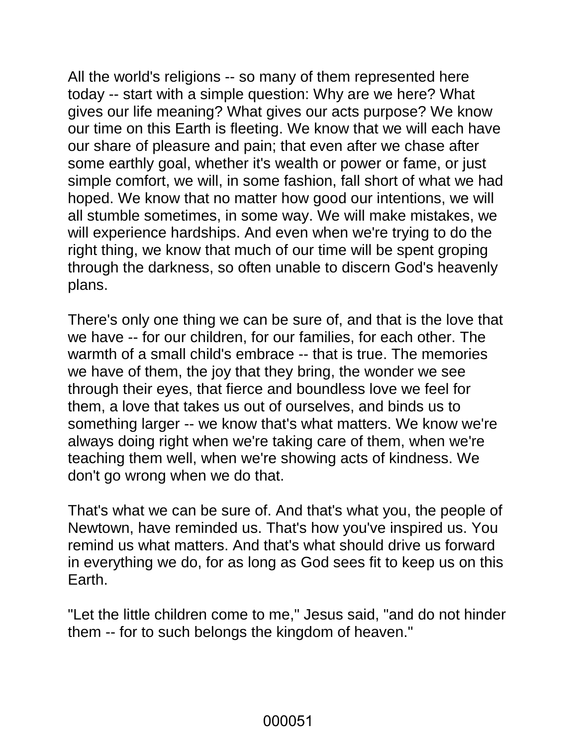All the world's religions -- so many of them represented here today -- start with a simple question: Why are we here? What gives our life meaning? What gives our acts purpose? We know our time on this Earth is fleeting. We know that we will each have our share of pleasure and pain; that even after we chase after some earthly goal, whether it's wealth or power or fame, or just simple comfort, we will, in some fashion, fall short of what we had hoped. We know that no matter how good our intentions, we will all stumble sometimes, in some way. We will make mistakes, we will experience hardships. And even when we're trying to do the right thing, we know that much of our time will be spent groping through the darkness, so often unable to discern God's heavenly plans.

There's only one thing we can be sure of, and that is the love that we have -- for our children, for our families, for each other. The warmth of a small child's embrace -- that is true. The memories we have of them, the joy that they bring, the wonder we see through their eyes, that fierce and boundless love we feel for them, a love that takes us out of ourselves, and binds us to something larger -- we know that's what matters. We know we're always doing right when we're taking care of them, when we're teaching them well, when we're showing acts of kindness. We don't go wrong when we do that.

That's what we can be sure of. And that's what you, the people of Newtown, have reminded us. That's how you've inspired us. You remind us what matters. And that's what should drive us forward in everything we do, for as long as God sees fit to keep us on this Earth.

"Let the little children come to me," Jesus said, "and do not hinder them -- for to such belongs the kingdom of heaven."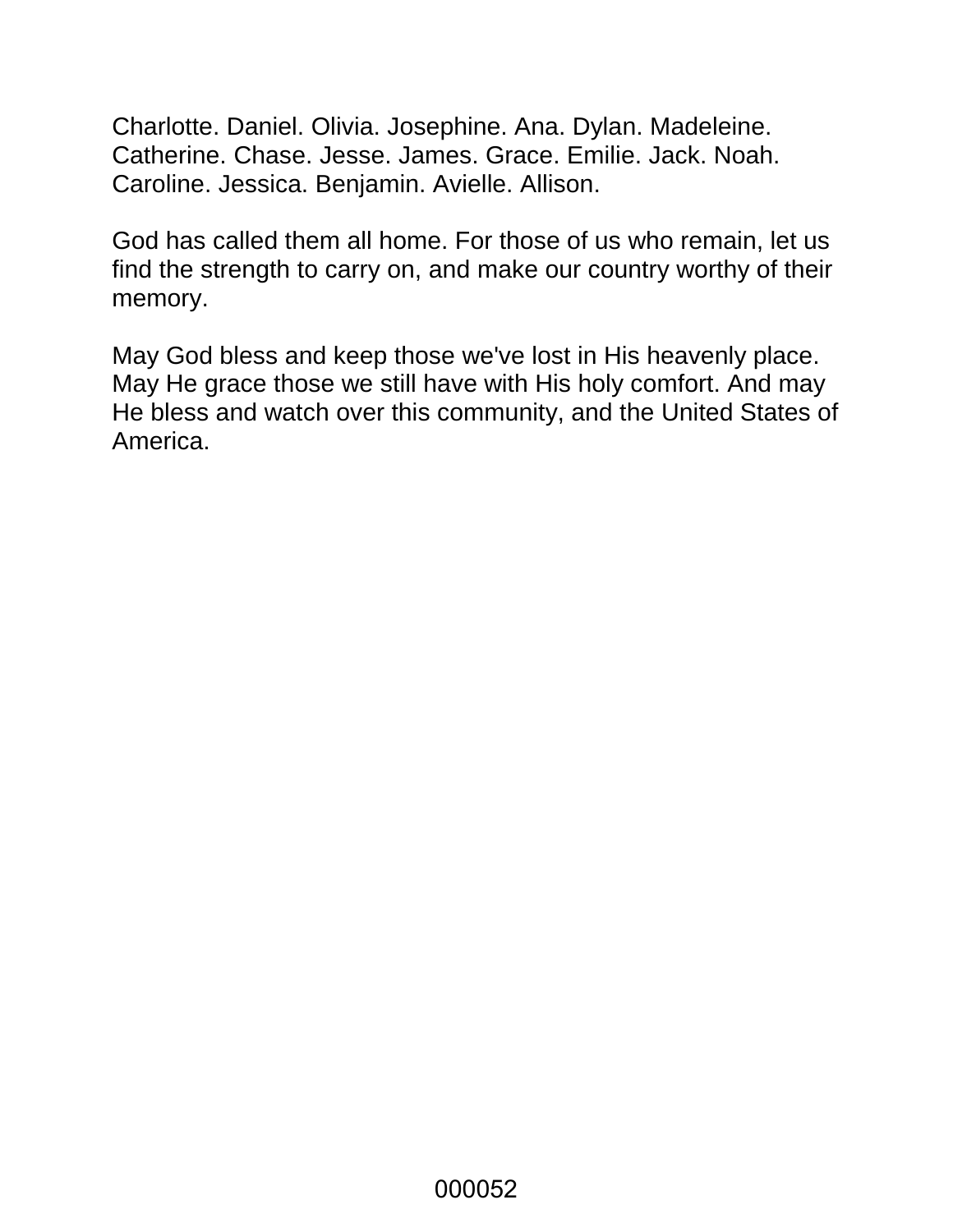Charlotte. Daniel. Olivia. Josephine. Ana. Dylan. Madeleine. Catherine. Chase. Jesse. James. Grace. Emilie. Jack. Noah. Caroline. Jessica. Benjamin. Avielle. Allison.

God has called them all home. For those of us who remain, let us find the strength to carry on, and make our country worthy of their memory.

May God bless and keep those we've lost in His heavenly place. May He grace those we still have with His holy comfort. And may He bless and watch over this community, and the United States of America.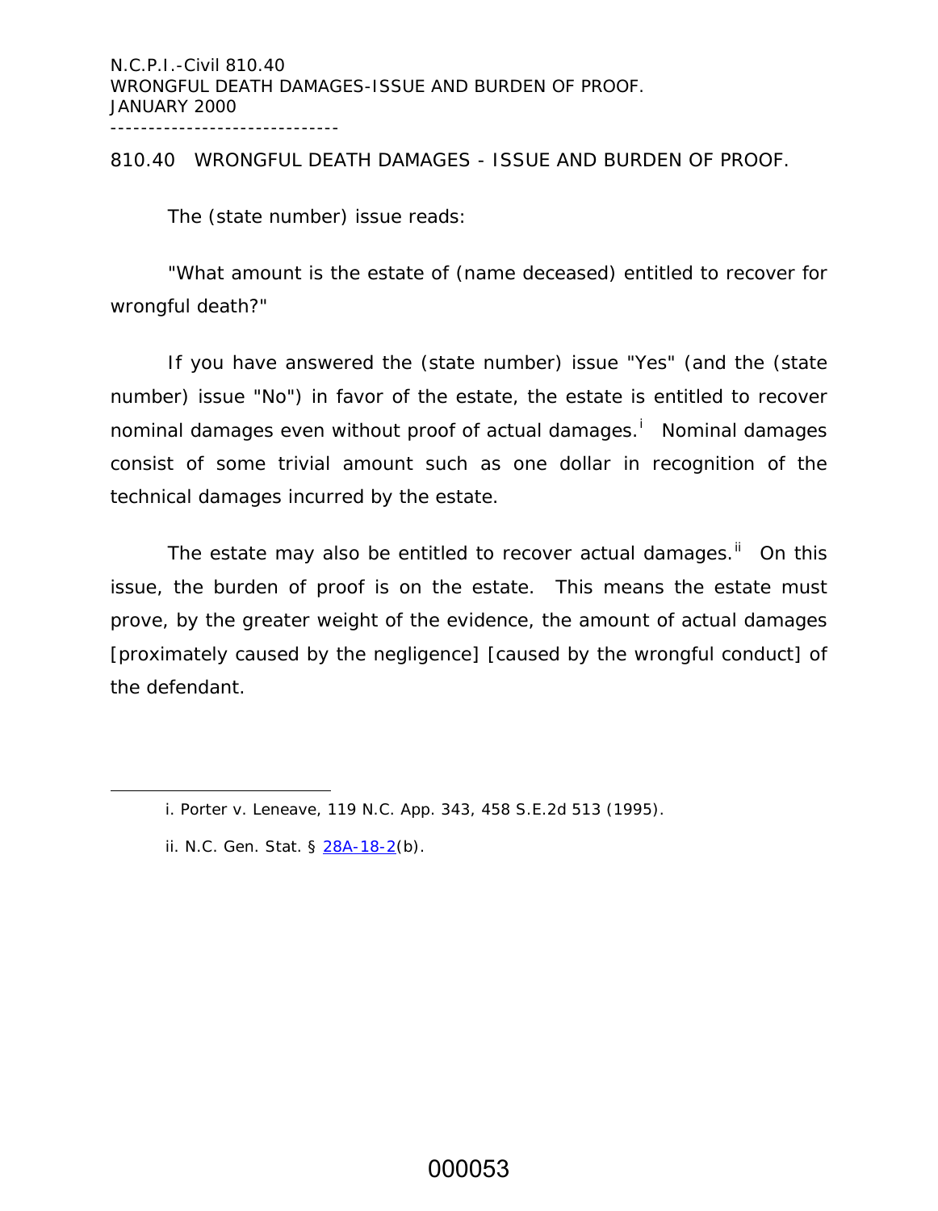N.C.P.I.-Civil 810.40
WRONGFUL DEATH DAMAGES-ISSUE AND BURDEN OF PROOF.
JANUARY 2000

------------------------------

## 810.40 WRONGFUL DEATH DAMAGES - ISSUE AND BURDEN OF PROOF.

The (state number) issue reads:

"What amount is the estate of (name deceased) entitled to recover for wrongful death?"

If you have answered the (state number) issue "Yes" (and the (state number) issue "No") in favor of the estate, the estate is entitled to recover nominal damages even without proof of actual damages.[i] Nominal damages consist of some trivial amount such as one dollar in recognition of the technical damages incurred by the estate.

The estate may also be entitled to recover actual damages.[ii] On this issue, the burden of proof is on the estate. This means the estate must prove, by the greater weight of the evidence, the amount of actual damages [proximately caused by the negligence] [caused by the wrongful conduct] of the defendant.

---

i. Porter v. Leneave, 119 N.C. App. 343, 458 S.E.2d 513 (1995).

ii. N.C. Gen. Stat. § 28A-18-2(b).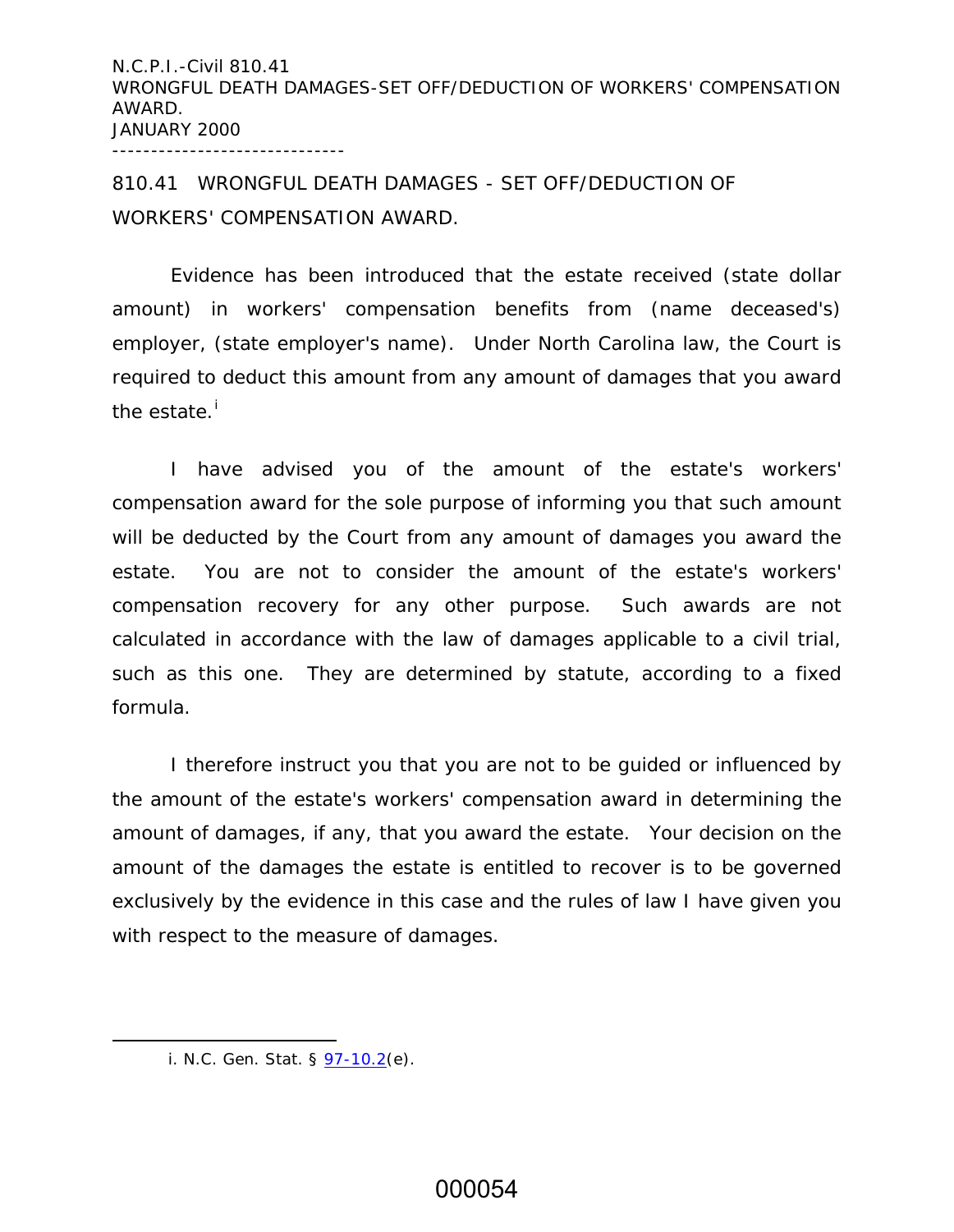## 810.41 WRONGFUL DEATH DAMAGES - SET OFF/DEDUCTION OF WORKERS' COMPENSATION AWARD.

Evidence has been introduced that the estate received (state dollar amount) in workers' compensation benefits from (name deceased's) employer, (state employer's name). Under North Carolina law, the Court is required to deduct this amount from any amount of damages that you award the estate.[i]

I have advised you of the amount of the estate's workers' compensation award for the sole purpose of informing you that such amount will be deducted by the Court from any amount of damages you award the estate. You are not to consider the amount of the estate's workers' compensation recovery for any other purpose. Such awards are not calculated in accordance with the law of damages applicable to a civil trial, such as this one. They are determined by statute, according to a fixed formula.

I therefore instruct you that you are not to be guided or influenced by the amount of the estate's workers' compensation award in determining the amount of damages, if any, that you award the estate. Your decision on the amount of the damages the estate is entitled to recover is to be governed exclusively by the evidence in this case and the rules of law I have given you with respect to the measure of damages.

---

i. N.C. Gen. Stat. § 97-10.2(e).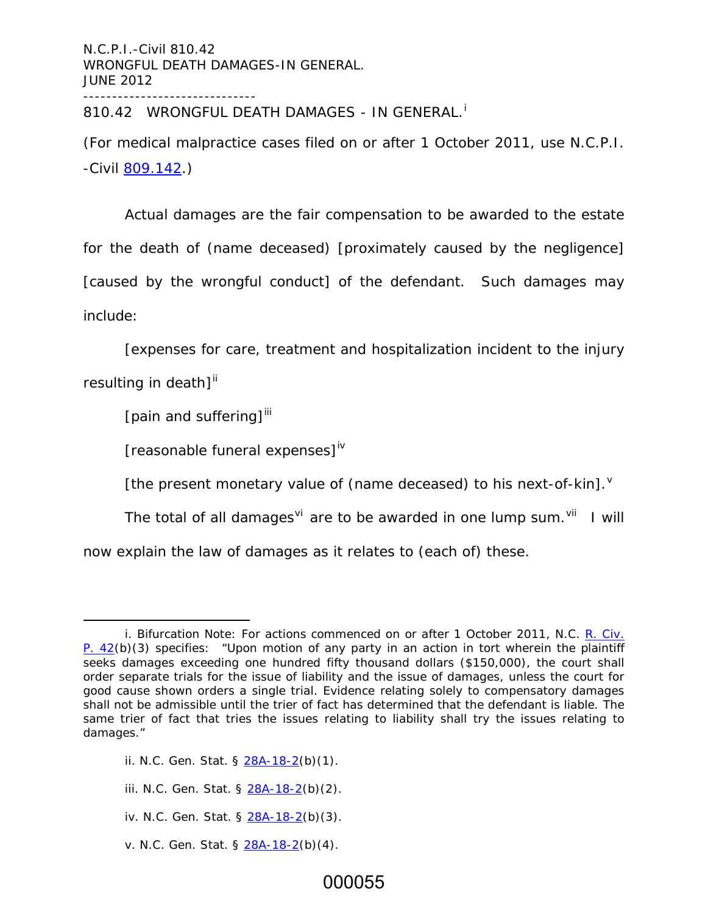## 810.42 WRONGFUL DEATH DAMAGES - IN GENERAL.[i]

(For medical malpractice cases filed on or after 1 October 2011, use N.C.P.I. -Civil 809.142.)

Actual damages are the fair compensation to be awarded to the estate for the death of (name deceased) [proximately caused by the negligence] [caused by the wrongful conduct] of the defendant. Such damages may include:

[expenses for care, treatment and hospitalization incident to the injury resulting in death][ii]

[pain and suffering][iii]

[reasonable funeral expenses][iv]

[the present monetary value of (name deceased) to his next-of-kin].[v]

The total of all damages[vi] are to be awarded in one lump sum.[vii] I will now explain the law of damages as it relates to (each of) these.

---

i. Bifurcation Note: For actions commenced on or after 1 October 2011, N.C. R. Civ. P. 42(b)(3) specifies: "Upon motion of any party in an action in tort wherein the plaintiff seeks damages exceeding one hundred fifty thousand dollars ($150,000), the court shall order separate trials for the issue of liability and the issue of damages, unless the court for good cause shown orders a single trial. Evidence relating solely to compensatory damages shall not be admissible until the trier of fact has determined that the defendant is liable. The same trier of fact that tries the issues relating to liability shall try the issues relating to damages."

ii. N.C. Gen. Stat. § 28A-18-2(b)(1).

iii. N.C. Gen. Stat. § 28A-18-2(b)(2).

iv. N.C. Gen. Stat. § 28A-18-2(b)(3).

v. N.C. Gen. Stat. § 28A-18-2(b)(4).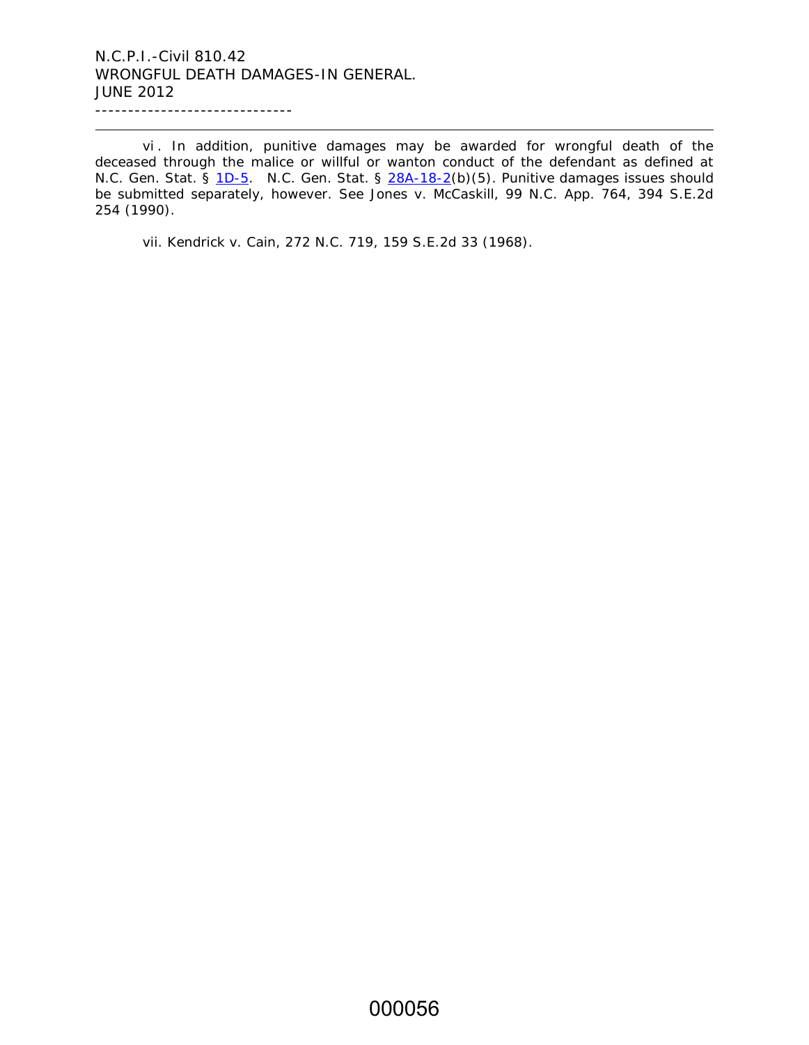vi. In addition, punitive damages may be awarded for wrongful death of the deceased through the malice or willful or wanton conduct of the defendant as defined at N.C. Gen. Stat. § 1D-5. N.C. Gen. Stat. § 28A-18-2(b)(5). Punitive damages issues should be submitted separately, however. See Jones v. McCaskill, 99 N.C. App. 764, 394 S.E.2d 254 (1990).

vii. Kendrick v. Cain, 272 N.C. 719, 159 S.E.2d 33 (1968).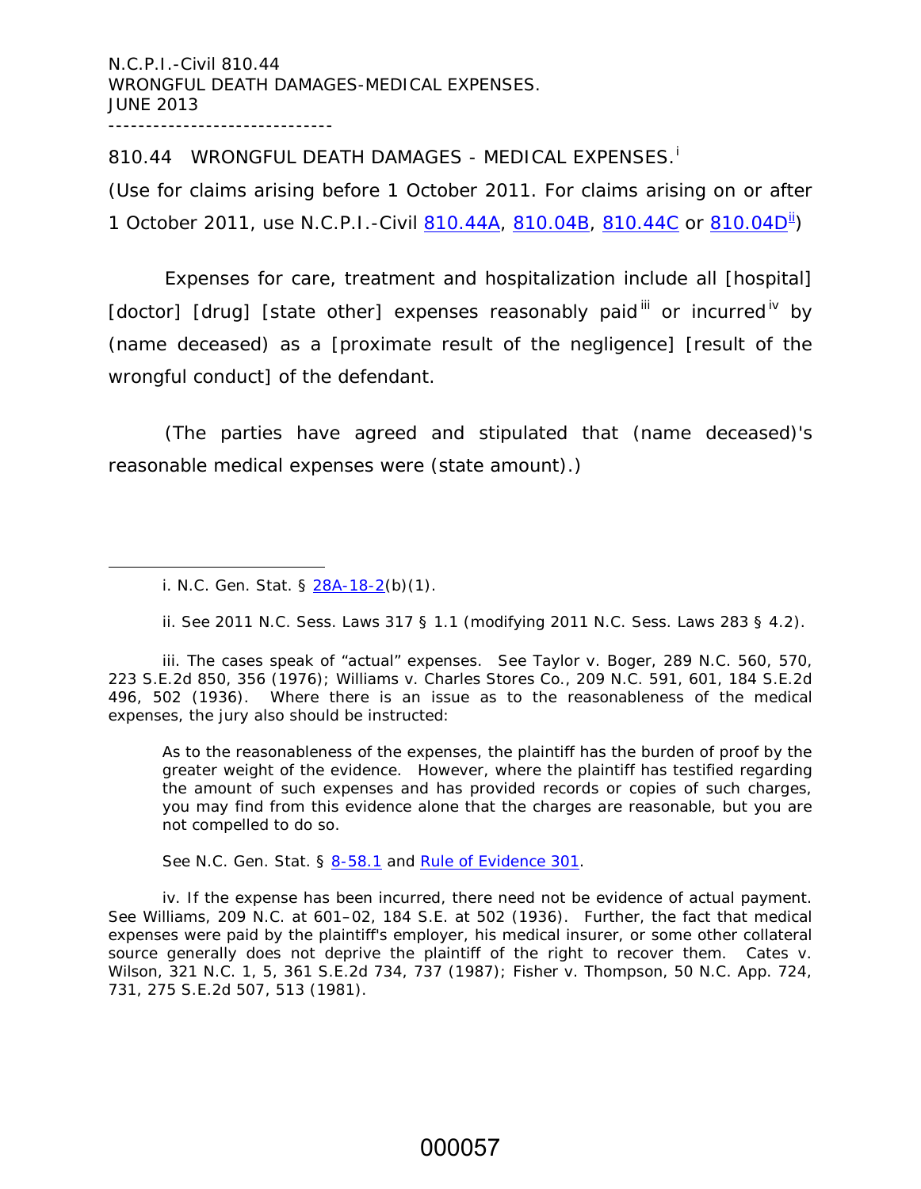810.44 WRONGFUL DEATH DAMAGES - MEDICAL EXPENSES.[i]

(Use for claims arising before 1 October 2011. For claims arising on or after 1 October 2011, use N.C.P.I.-Civil 810.44A, 810.04B, 810.44C or 810.04D[ii])

Expenses for care, treatment and hospitalization include all [hospital] [doctor] [drug] [state other] expenses reasonably paid[iii] or incurred[iv] by (name deceased) as a [proximate result of the negligence] [result of the wrongful conduct] of the defendant.

(The parties have agreed and stipulated that (name deceased)'s reasonable medical expenses were (state amount).)

---

i. N.C. Gen. Stat. § 28A-18-2(b)(1).

ii. See 2011 N.C. Sess. Laws 317 § 1.1 (modifying 2011 N.C. Sess. Laws 283 § 4.2).

iii. The cases speak of "actual" expenses. See Taylor v. Boger, 289 N.C. 560, 570, 223 S.E.2d 850, 356 (1976); Williams v. Charles Stores Co., 209 N.C. 591, 601, 184 S.E.2d 496, 502 (1936). Where there is an issue as to the reasonableness of the medical expenses, the jury also should be instructed:

> As to the reasonableness of the expenses, the plaintiff has the burden of proof by the greater weight of the evidence. However, where the plaintiff has testified regarding the amount of such expenses and has provided records or copies of such charges, you may find from this evidence alone that the charges are reasonable, but you are not compelled to do so.
>
> See N.C. Gen. Stat. § 8-58.1 and Rule of Evidence 301.

iv. If the expense has been incurred, there need not be evidence of actual payment. See Williams, 209 N.C. at 601–02, 184 S.E. at 502 (1936). Further, the fact that medical expenses were paid by the plaintiff's employer, his medical insurer, or some other collateral source generally does not deprive the plaintiff of the right to recover them. Cates v. Wilson, 321 N.C. 1, 5, 361 S.E.2d 734, 737 (1987); Fisher v. Thompson, 50 N.C. App. 724, 731, 275 S.E.2d 507, 513 (1981).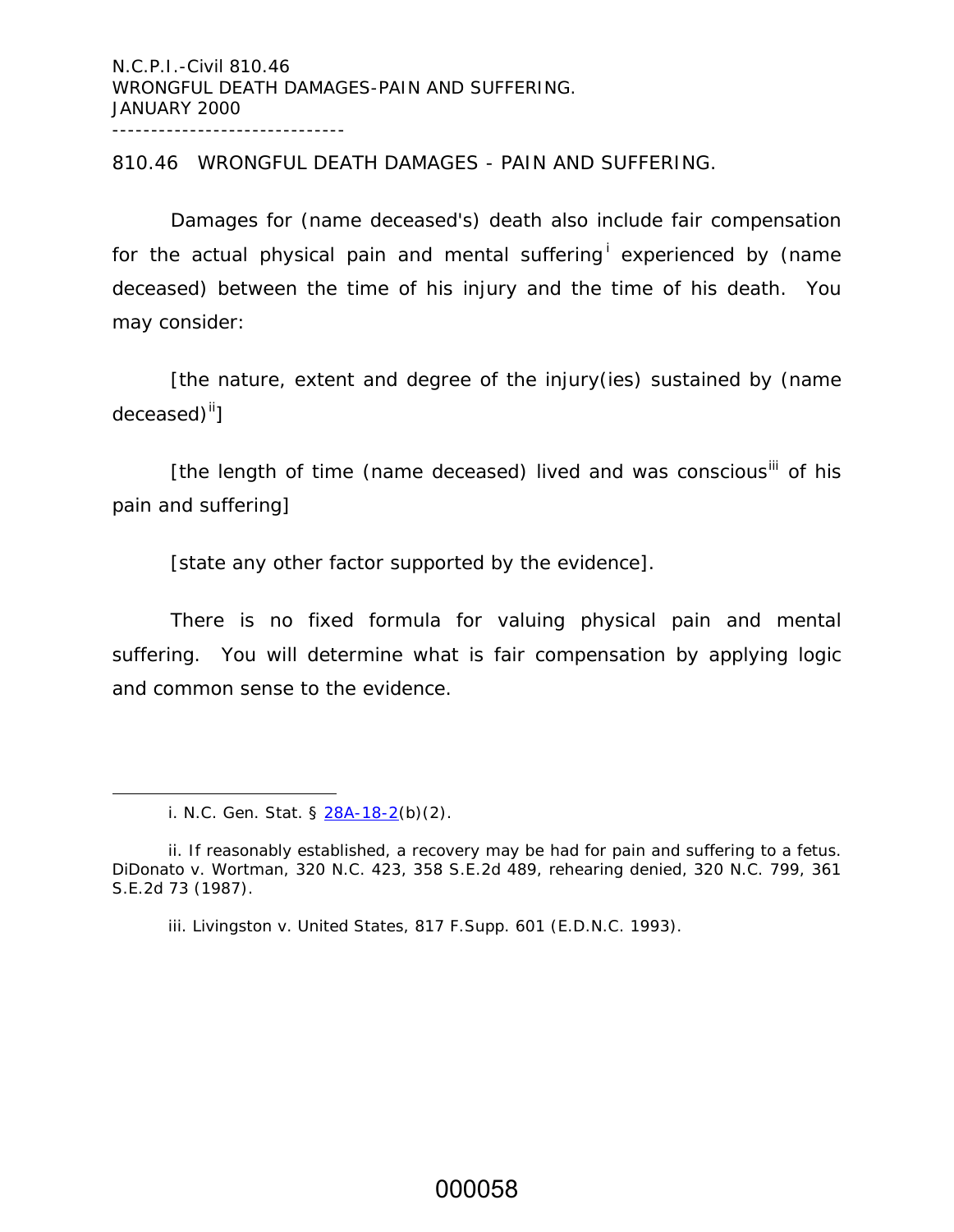N.C.P.I.-Civil 810.46
WRONGFUL DEATH DAMAGES-PAIN AND SUFFERING.
JANUARY 2000

------------------------------

## 810.46 WRONGFUL DEATH DAMAGES - PAIN AND SUFFERING.

Damages for (name deceased's) death also include fair compensation for the actual physical pain and mental suffering[i] experienced by (name deceased) between the time of his injury and the time of his death. You may consider:

[the nature, extent and degree of the injury(ies) sustained by (name deceased)[ii]]

[the length of time (name deceased) lived and was conscious[iii] of his pain and suffering]

[state any other factor supported by the evidence].

There is no fixed formula for valuing physical pain and mental suffering. You will determine what is fair compensation by applying logic and common sense to the evidence.

---

i. N.C. Gen. Stat. § 28A-18-2(b)(2).

ii. If reasonably established, a recovery may be had for pain and suffering to a fetus. DiDonato v. Wortman, 320 N.C. 423, 358 S.E.2d 489, rehearing denied, 320 N.C. 799, 361 S.E.2d 73 (1987).

iii. Livingston v. United States, 817 F.Supp. 601 (E.D.N.C. 1993).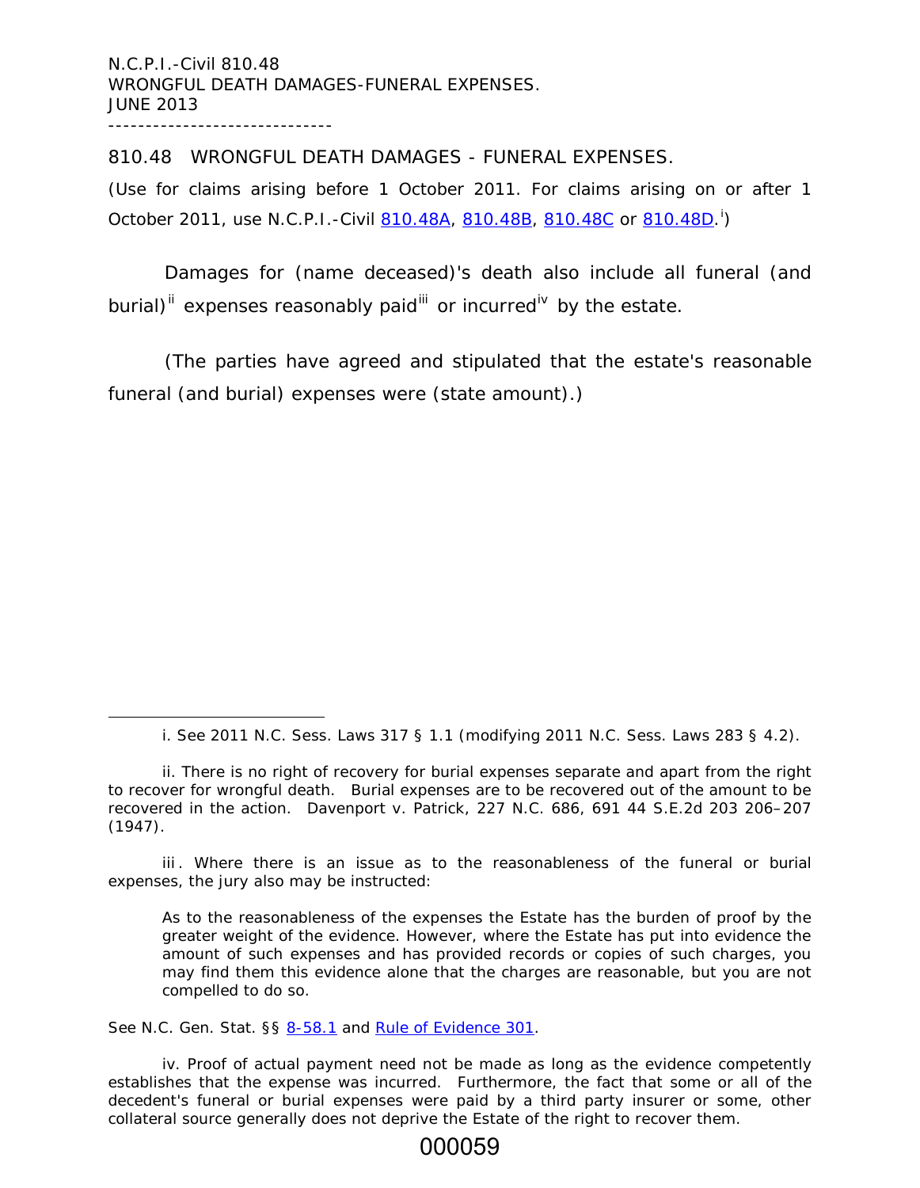N.C.P.I.-Civil 810.48
WRONGFUL DEATH DAMAGES-FUNERAL EXPENSES.
JUNE 2013

------------------------------

## 810.48 WRONGFUL DEATH DAMAGES - FUNERAL EXPENSES.

(Use for claims arising before 1 October 2011. For claims arising on or after 1 October 2011, use N.C.P.I.-Civil 810.48A, 810.48B, 810.48C or 810.48D.[i])

Damages for (name deceased)'s death also include all funeral (and burial)[ii] expenses reasonably paid[iii] or incurred[iv] by the estate.

(The parties have agreed and stipulated that the estate's reasonable funeral (and burial) expenses were (state amount).)

---

i. See 2011 N.C. Sess. Laws 317 § 1.1 (modifying 2011 N.C. Sess. Laws 283 § 4.2).

ii. There is no right of recovery for burial expenses separate and apart from the right to recover for wrongful death. Burial expenses are to be recovered out of the amount to be recovered in the action. Davenport v. Patrick, 227 N.C. 686, 691 44 S.E.2d 203 206–207 (1947).

iii. Where there is an issue as to the reasonableness of the funeral or burial expenses, the jury also may be instructed:

> As to the reasonableness of the expenses the Estate has the burden of proof by the greater weight of the evidence. However, where the Estate has put into evidence the amount of such expenses and has provided records or copies of such charges, you may find them this evidence alone that the charges are reasonable, but you are not compelled to do so.

See N.C. Gen. Stat. §§ 8-58.1 and Rule of Evidence 301.

iv. Proof of actual payment need not be made as long as the evidence competently establishes that the expense was incurred. Furthermore, the fact that some or all of the decedent's funeral or burial expenses were paid by a third party insurer or some, other collateral source generally does not deprive the Estate of the right to recover them.

000059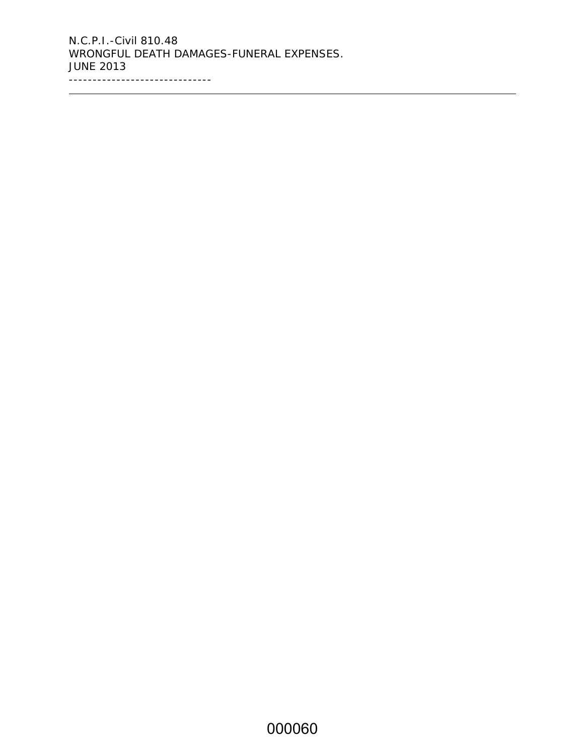N.C.P.I.-Civil 810.48
WRONGFUL DEATH DAMAGES-FUNERAL EXPENSES.
JUNE 2013
------------------------------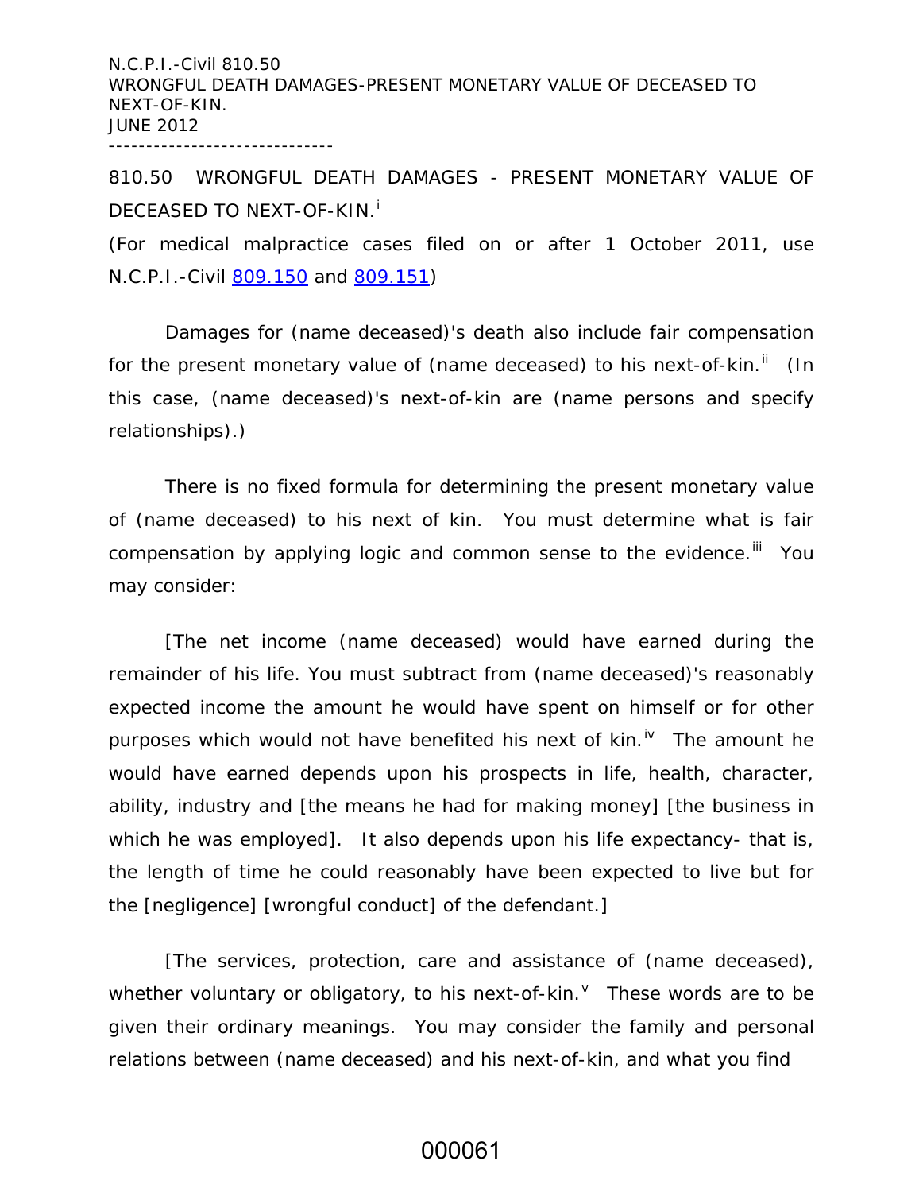## 810.50 WRONGFUL DEATH DAMAGES - PRESENT MONETARY VALUE OF DECEASED TO NEXT-OF-KIN.[i]

(For medical malpractice cases filed on or after 1 October 2011, use N.C.P.I.-Civil 809.150 and 809.151)

Damages for (name deceased)'s death also include fair compensation for the present monetary value of (name deceased) to his next-of-kin.[ii] (In this case, (name deceased)'s next-of-kin are (name persons and specify relationships).)

There is no fixed formula for determining the present monetary value of (name deceased) to his next of kin. You must determine what is fair compensation by applying logic and common sense to the evidence.[iii] You may consider:

[The net income (name deceased) would have earned during the remainder of his life. You must subtract from (name deceased)'s reasonably expected income the amount he would have spent on himself or for other purposes which would not have benefited his next of kin.[iv] The amount he would have earned depends upon his prospects in life, health, character, ability, industry and [the means he had for making money] [the business in which he was employed]. It also depends upon his life expectancy- that is, the length of time he could reasonably have been expected to live but for the [negligence] [wrongful conduct] of the defendant.]

[The services, protection, care and assistance of (name deceased), whether voluntary or obligatory, to his next-of-kin.[v] These words are to be given their ordinary meanings. You may consider the family and personal relations between (name deceased) and his next-of-kin, and what you find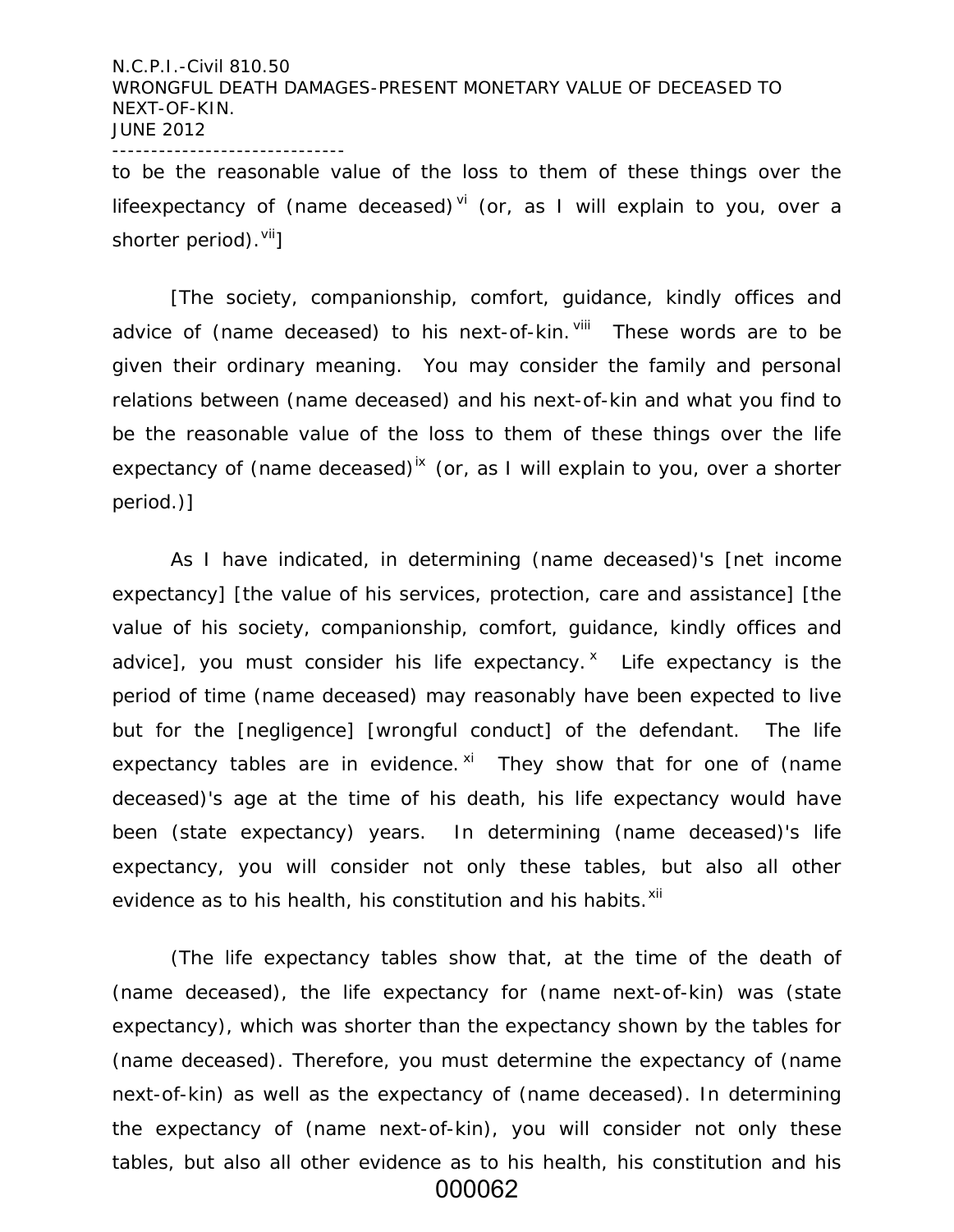to be the reasonable value of the loss to them of these things over the lifeexpectancy of (name deceased)[vi] (or, as I will explain to you, over a shorter period).[vii]]

[The society, companionship, comfort, guidance, kindly offices and advice of (name deceased) to his next-of-kin.[viii] These words are to be given their ordinary meaning. You may consider the family and personal relations between (name deceased) and his next-of-kin and what you find to be the reasonable value of the loss to them of these things over the life expectancy of (name deceased)[ix] (or, as I will explain to you, over a shorter period.)]

As I have indicated, in determining (name deceased)'s [net income expectancy] [the value of his services, protection, care and assistance] [the value of his society, companionship, comfort, guidance, kindly offices and advice], you must consider his life expectancy.[x] Life expectancy is the period of time (name deceased) may reasonably have been expected to live but for the [negligence] [wrongful conduct] of the defendant. The life expectancy tables are in evidence.[xi] They show that for one of (name deceased)'s age at the time of his death, his life expectancy would have been (state expectancy) years. In determining (name deceased)'s life expectancy, you will consider not only these tables, but also all other evidence as to his health, his constitution and his habits.[xii]

(The life expectancy tables show that, at the time of the death of (name deceased), the life expectancy for (name next-of-kin) was (state expectancy), which was shorter than the expectancy shown by the tables for (name deceased). Therefore, you must determine the expectancy of (name next-of-kin) as well as the expectancy of (name deceased). In determining the expectancy of (name next-of-kin), you will consider not only these tables, but also all other evidence as to his health, his constitution and his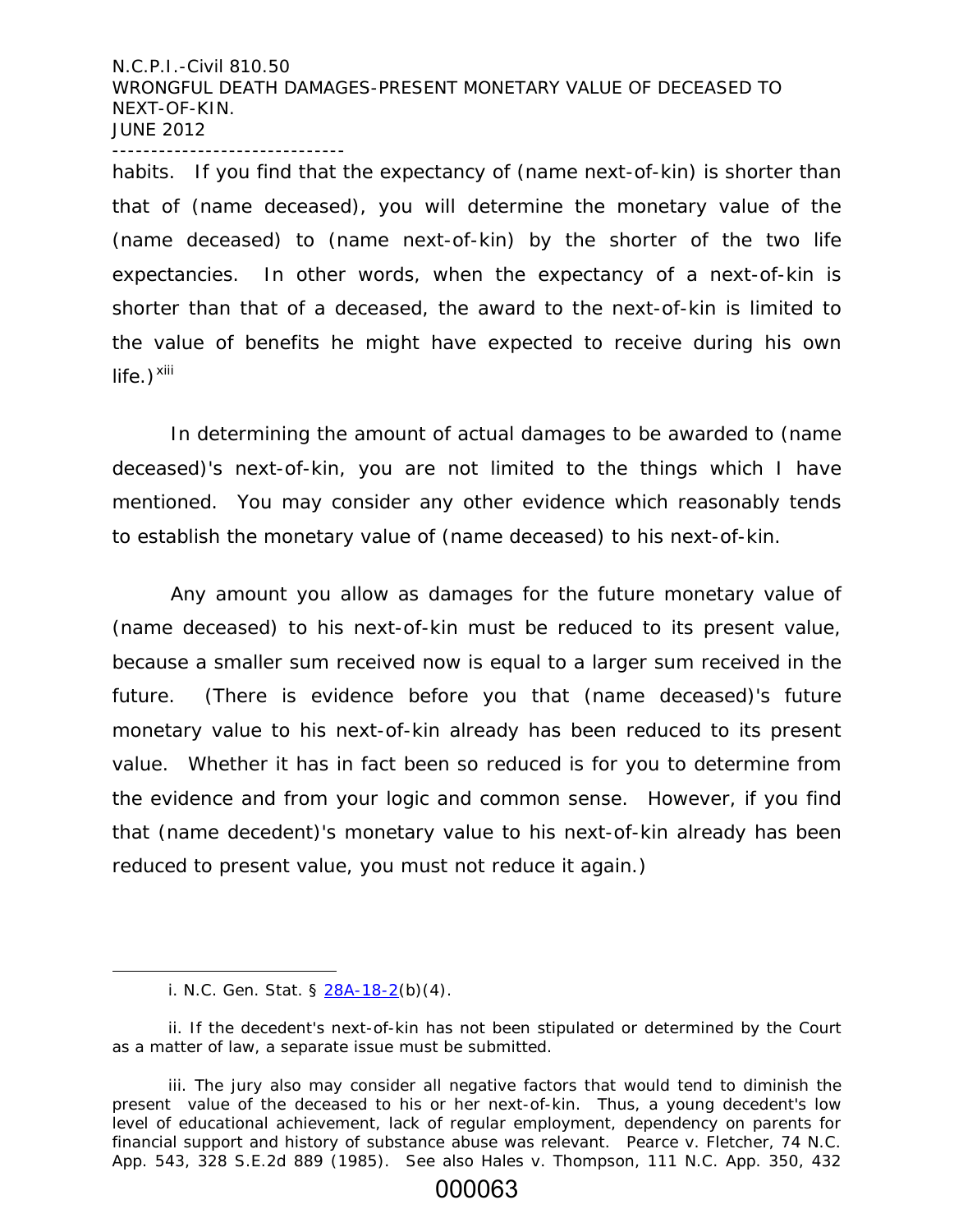habits. If you find that the expectancy of (name next-of-kin) is shorter than that of (name deceased), you will determine the monetary value of the (name deceased) to (name next-of-kin) by the shorter of the two life expectancies. In other words, when the expectancy of a next-of-kin is shorter than that of a deceased, the award to the next-of-kin is limited to the value of benefits he might have expected to receive during his own life.)[xiii]

In determining the amount of actual damages to be awarded to (name deceased)'s next-of-kin, you are not limited to the things which I have mentioned. You may consider any other evidence which reasonably tends to establish the monetary value of (name deceased) to his next-of-kin.

Any amount you allow as damages for the future monetary value of (name deceased) to his next-of-kin must be reduced to its present value, because a smaller sum received now is equal to a larger sum received in the future. (There is evidence before you that (name deceased)'s future monetary value to his next-of-kin already has been reduced to its present value. Whether it has in fact been so reduced is for you to determine from the evidence and from your logic and common sense. However, if you find that (name decedent)'s monetary value to his next-of-kin already has been reduced to present value, you must not reduce it again.)

---

i. N.C. Gen. Stat. § 28A-18-2(b)(4).

ii. If the decedent's next-of-kin has not been stipulated or determined by the Court as a matter of law, a separate issue must be submitted.

iii. The jury also may consider all negative factors that would tend to diminish the present value of the deceased to his or her next-of-kin. Thus, a young decedent's low level of educational achievement, lack of regular employment, dependency on parents for financial support and history of substance abuse was relevant. Pearce v. Fletcher, 74 N.C. App. 543, 328 S.E.2d 889 (1985). See also Hales v. Thompson, 111 N.C. App. 350, 432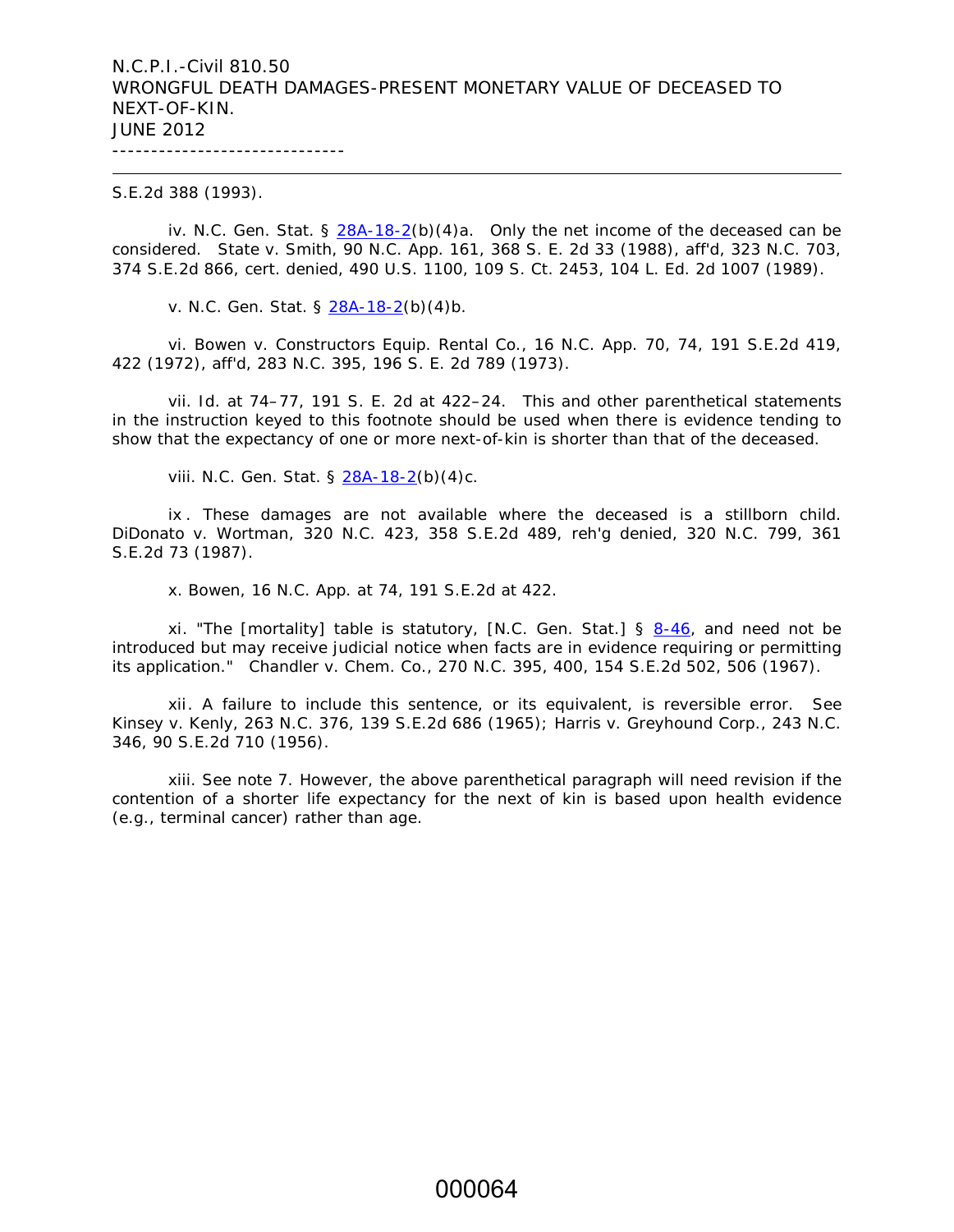S.E.2d 388 (1993).

iv. N.C. Gen. Stat. § 28A-18-2(b)(4)a. Only the net income of the deceased can be considered. State v. Smith, 90 N.C. App. 161, 368 S. E. 2d 33 (1988), aff'd, 323 N.C. 703, 374 S.E.2d 866, cert. denied, 490 U.S. 1100, 109 S. Ct. 2453, 104 L. Ed. 2d 1007 (1989).

v. N.C. Gen. Stat. § 28A-18-2(b)(4)b.

vi. Bowen v. Constructors Equip. Rental Co., 16 N.C. App. 70, 74, 191 S.E.2d 419, 422 (1972), aff'd, 283 N.C. 395, 196 S. E. 2d 789 (1973).

vii. Id. at 74–77, 191 S. E. 2d at 422–24. This and other parenthetical statements in the instruction keyed to this footnote should be used when there is evidence tending to show that the expectancy of one or more next-of-kin is shorter than that of the deceased.

viii. N.C. Gen. Stat. § 28A-18-2(b)(4)c.

ix. These damages are not available where the deceased is a stillborn child. DiDonato v. Wortman, 320 N.C. 423, 358 S.E.2d 489, reh'g denied, 320 N.C. 799, 361 S.E.2d 73 (1987).

x. Bowen, 16 N.C. App. at 74, 191 S.E.2d at 422.

xi. "The [mortality] table is statutory, [N.C. Gen. Stat.] § 8-46, and need not be introduced but may receive judicial notice when facts are in evidence requiring or permitting its application." Chandler v. Chem. Co., 270 N.C. 395, 400, 154 S.E.2d 502, 506 (1967).

xii. A failure to include this sentence, or its equivalent, is reversible error. See Kinsey v. Kenly, 263 N.C. 376, 139 S.E.2d 686 (1965); Harris v. Greyhound Corp., 243 N.C. 346, 90 S.E.2d 710 (1956).

xiii. See note 7. However, the above parenthetical paragraph will need revision if the contention of a shorter life expectancy for the next of kin is based upon health evidence (e.g., terminal cancer) rather than age.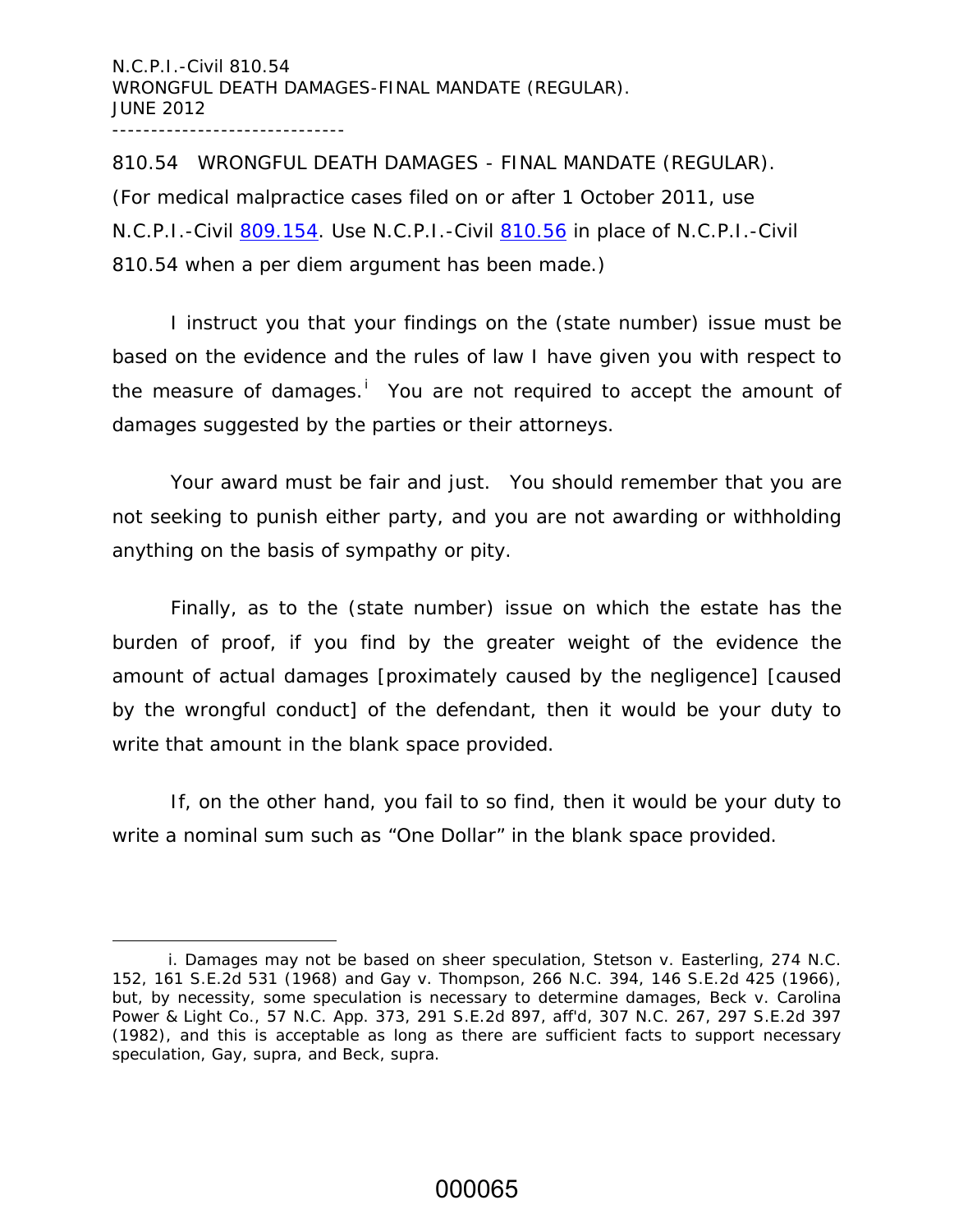N.C.P.I.-Civil 810.54
WRONGFUL DEATH DAMAGES-FINAL MANDATE (REGULAR).
JUNE 2012

------------------------------

810.54 WRONGFUL DEATH DAMAGES - FINAL MANDATE (REGULAR).

(For medical malpractice cases filed on or after 1 October 2011, use N.C.P.I.-Civil 809.154. Use N.C.P.I.-Civil 810.56 in place of N.C.P.I.-Civil 810.54 when a per diem argument has been made.)

I instruct you that your findings on the (state number) issue must be based on the evidence and the rules of law I have given you with respect to the measure of damages.[i] You are not required to accept the amount of damages suggested by the parties or their attorneys.

Your award must be fair and just. You should remember that you are not seeking to punish either party, and you are not awarding or withholding anything on the basis of sympathy or pity.

Finally, as to the (state number) issue on which the estate has the burden of proof, if you find by the greater weight of the evidence the amount of actual damages [proximately caused by the negligence] [caused by the wrongful conduct] of the defendant, then it would be your duty to write that amount in the blank space provided.

If, on the other hand, you fail to so find, then it would be your duty to write a nominal sum such as "One Dollar" in the blank space provided.

---

i. Damages may not be based on sheer speculation, Stetson v. Easterling, 274 N.C. 152, 161 S.E.2d 531 (1968) and Gay v. Thompson, 266 N.C. 394, 146 S.E.2d 425 (1966), but, by necessity, some speculation is necessary to determine damages, Beck v. Carolina Power & Light Co., 57 N.C. App. 373, 291 S.E.2d 897, aff'd, 307 N.C. 267, 297 S.E.2d 397 (1982), and this is acceptable as long as there are sufficient facts to support necessary speculation, Gay, supra, and Beck, supra.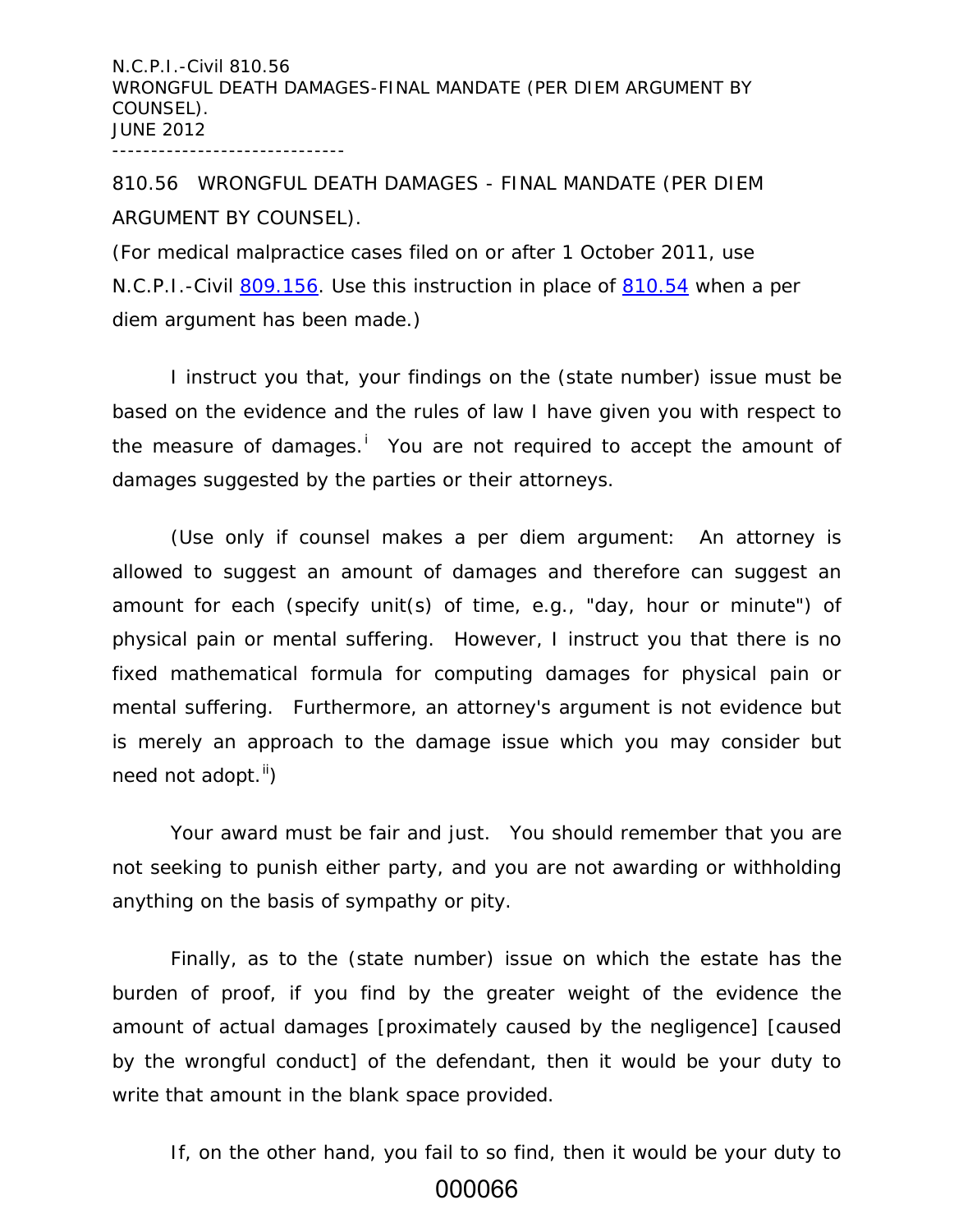810.56 WRONGFUL DEATH DAMAGES - FINAL MANDATE (PER DIEM ARGUMENT BY COUNSEL).

(For medical malpractice cases filed on or after 1 October 2011, use N.C.P.I.-Civil 809.156. Use this instruction in place of 810.54 when a per diem argument has been made.)

I instruct you that, your findings on the (state number) issue must be based on the evidence and the rules of law I have given you with respect to the measure of damages.[i] You are not required to accept the amount of damages suggested by the parties or their attorneys.

(Use only if counsel makes a per diem argument: An attorney is allowed to suggest an amount of damages and therefore can suggest an amount for each (specify unit(s) of time, e.g., "day, hour or minute") of physical pain or mental suffering. However, I instruct you that there is no fixed mathematical formula for computing damages for physical pain or mental suffering. Furthermore, an attorney's argument is not evidence but is merely an approach to the damage issue which you may consider but need not adopt.[ii])

Your award must be fair and just. You should remember that you are not seeking to punish either party, and you are not awarding or withholding anything on the basis of sympathy or pity.

Finally, as to the (state number) issue on which the estate has the burden of proof, if you find by the greater weight of the evidence the amount of actual damages [proximately caused by the negligence] [caused by the wrongful conduct] of the defendant, then it would be your duty to write that amount in the blank space provided.

If, on the other hand, you fail to so find, then it would be your duty to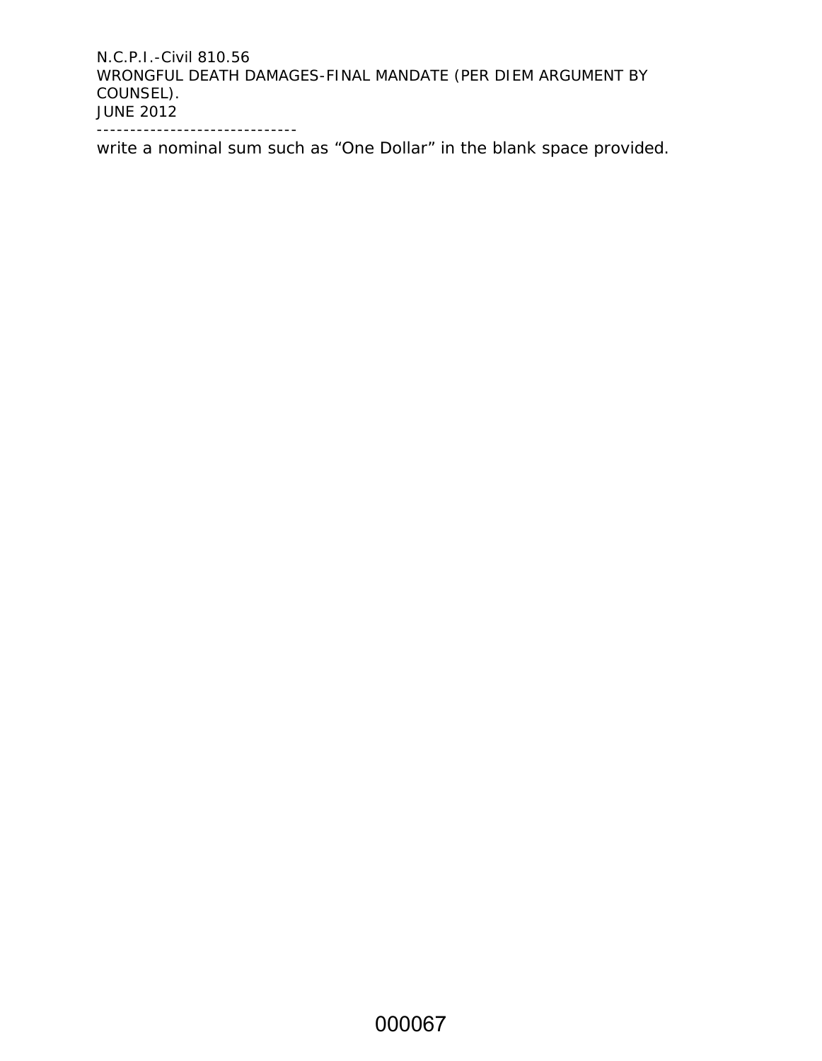write a nominal sum such as “One Dollar” in the blank space provided.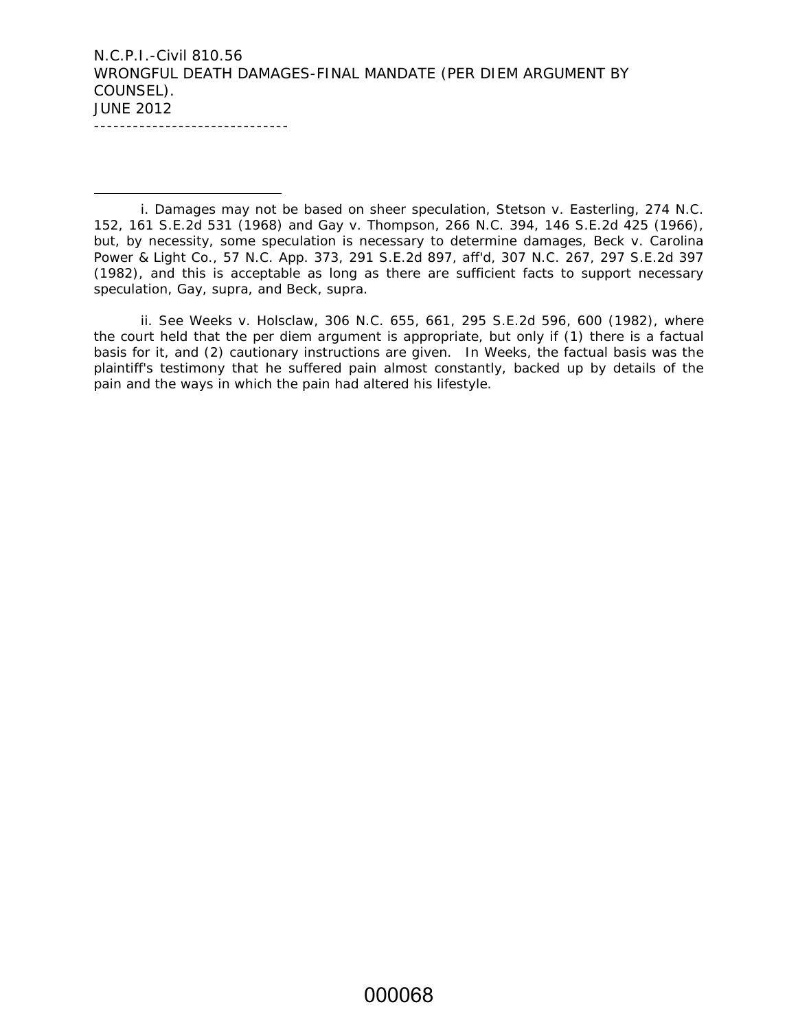N.C.P.I.-Civil 810.56
WRONGFUL DEATH DAMAGES-FINAL MANDATE (PER DIEM ARGUMENT BY COUNSEL).
JUNE 2012
------------------------------

---

i. Damages may not be based on sheer speculation, Stetson v. Easterling, 274 N.C. 152, 161 S.E.2d 531 (1968) and Gay v. Thompson, 266 N.C. 394, 146 S.E.2d 425 (1966), but, by necessity, some speculation is necessary to determine damages, Beck v. Carolina Power & Light Co., 57 N.C. App. 373, 291 S.E.2d 897, aff'd, 307 N.C. 267, 297 S.E.2d 397 (1982), and this is acceptable as long as there are sufficient facts to support necessary speculation, Gay, supra, and Beck, supra.

ii. See Weeks v. Holsclaw, 306 N.C. 655, 661, 295 S.E.2d 596, 600 (1982), where the court held that the per diem argument is appropriate, but only if (1) there is a factual basis for it, and (2) cautionary instructions are given. In Weeks, the factual basis was the plaintiff's testimony that he suffered pain almost constantly, backed up by details of the pain and the ways in which the pain had altered his lifestyle.